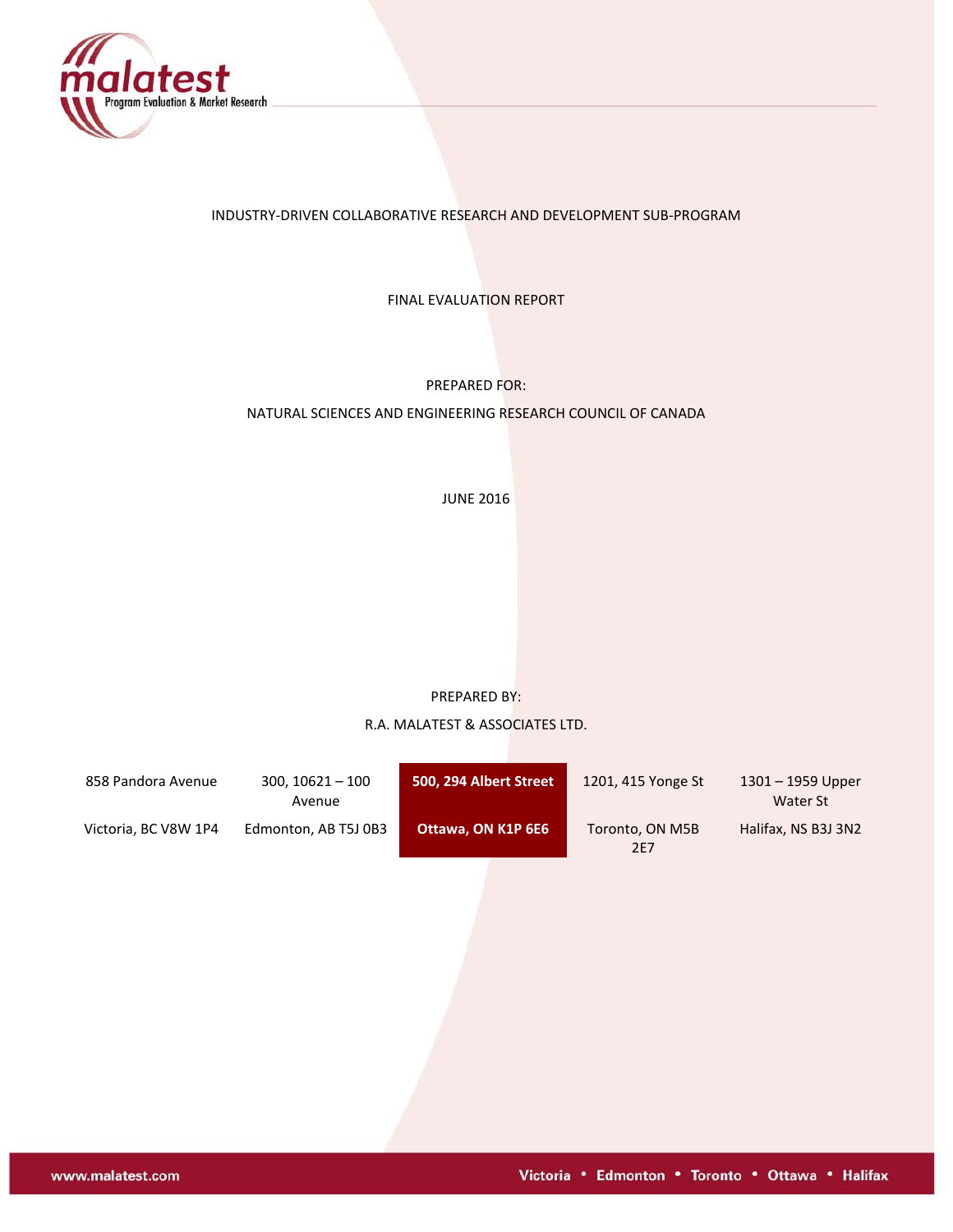malatest
Program Evaluation & Market Research

# INDUSTRY-DRIVEN COLLABORATIVE RESEARCH AND DEVELOPMENT SUB-PROGRAM

## FINAL EVALUATION REPORT

PREPARED FOR:

NATURAL SCIENCES AND ENGINEERING RESEARCH COUNCIL OF CANADA

JUNE 2016

PREPARED BY:

R.A. MALATEST & ASSOCIATES LTD.

| | | | | |
|---|---|---|---|---|
| 858 Pandora Avenue | 300, 10621 – 100 Avenue | **500, 294 Albert Street** | 1201, 415 Yonge St | 1301 – 1959 Upper Water St |
| Victoria, BC V8W 1P4 | Edmonton, AB T5J 0B3 | **Ottawa, ON K1P 6E6** | Toronto, ON M5B 2E7 | Halifax, NS B3J 3N2 |

www.malatest.com

Victoria • Edmonton • Toronto • Ottawa • Halifax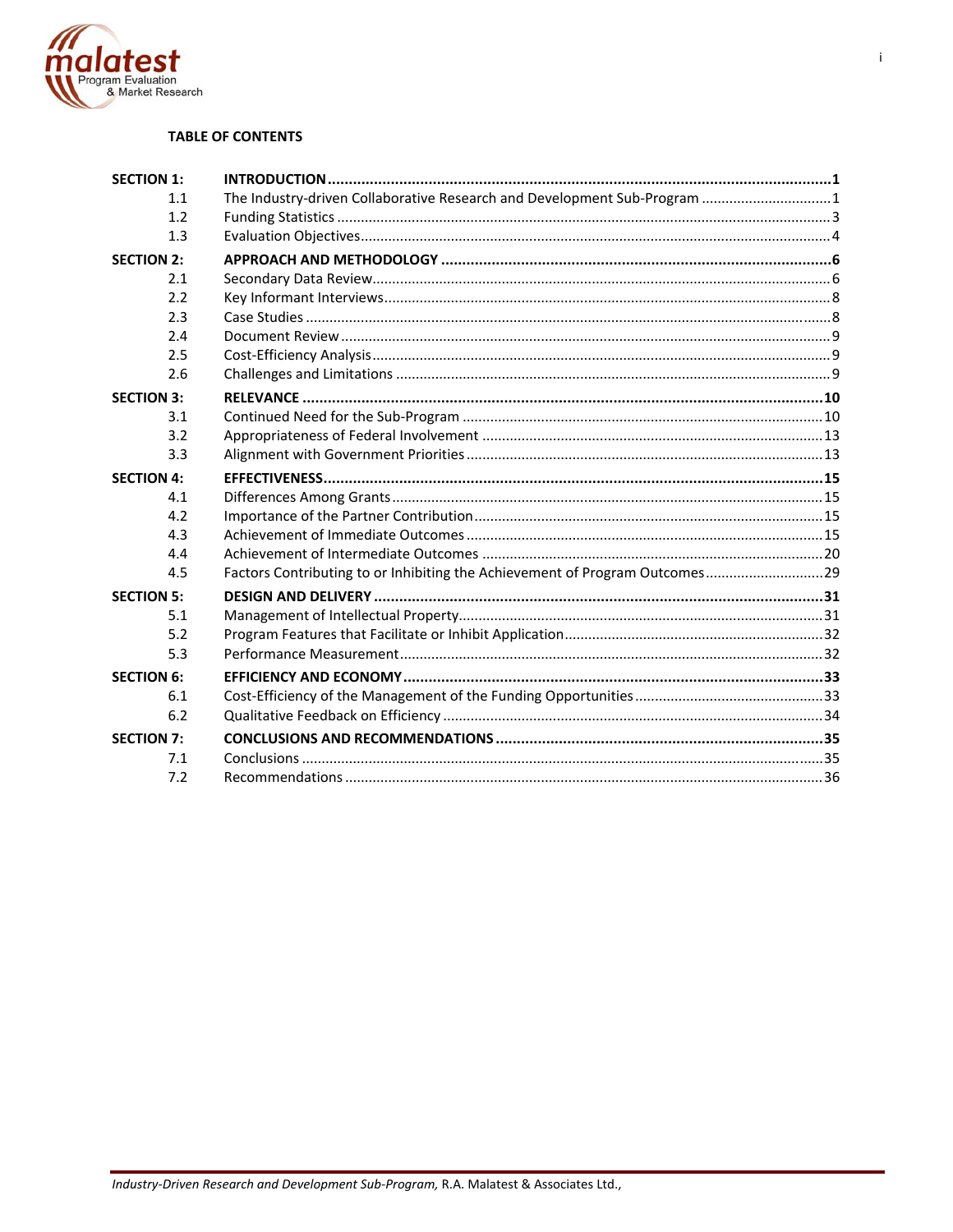**TABLE OF CONTENTS**

| | | |
|---|---|---|
| **SECTION 1:** | **INTRODUCTION** | **1** |
| 1.1 | The Industry-driven Collaborative Research and Development Sub-Program | 1 |
| 1.2 | Funding Statistics | 3 |
| 1.3 | Evaluation Objectives | 4 |
| **SECTION 2:** | **APPROACH AND METHODOLOGY** | **6** |
| 2.1 | Secondary Data Review | 6 |
| 2.2 | Key Informant Interviews | 8 |
| 2.3 | Case Studies | 8 |
| 2.4 | Document Review | 9 |
| 2.5 | Cost-Efficiency Analysis | 9 |
| 2.6 | Challenges and Limitations | 9 |
| **SECTION 3:** | **RELEVANCE** | **10** |
| 3.1 | Continued Need for the Sub-Program | 10 |
| 3.2 | Appropriateness of Federal Involvement | 13 |
| 3.3 | Alignment with Government Priorities | 13 |
| **SECTION 4:** | **EFFECTIVENESS** | **15** |
| 4.1 | Differences Among Grants | 15 |
| 4.2 | Importance of the Partner Contribution | 15 |
| 4.3 | Achievement of Immediate Outcomes | 15 |
| 4.4 | Achievement of Intermediate Outcomes | 20 |
| 4.5 | Factors Contributing to or Inhibiting the Achievement of Program Outcomes | 29 |
| **SECTION 5:** | **DESIGN AND DELIVERY** | **31** |
| 5.1 | Management of Intellectual Property | 31 |
| 5.2 | Program Features that Facilitate or Inhibit Application | 32 |
| 5.3 | Performance Measurement | 32 |
| **SECTION 6:** | **EFFICIENCY AND ECONOMY** | **33** |
| 6.1 | Cost-Efficiency of the Management of the Funding Opportunities | 33 |
| 6.2 | Qualitative Feedback on Efficiency | 34 |
| **SECTION 7:** | **CONCLUSIONS AND RECOMMENDATIONS** | **35** |
| 7.1 | Conclusions | 35 |
| 7.2 | Recommendations | 36 |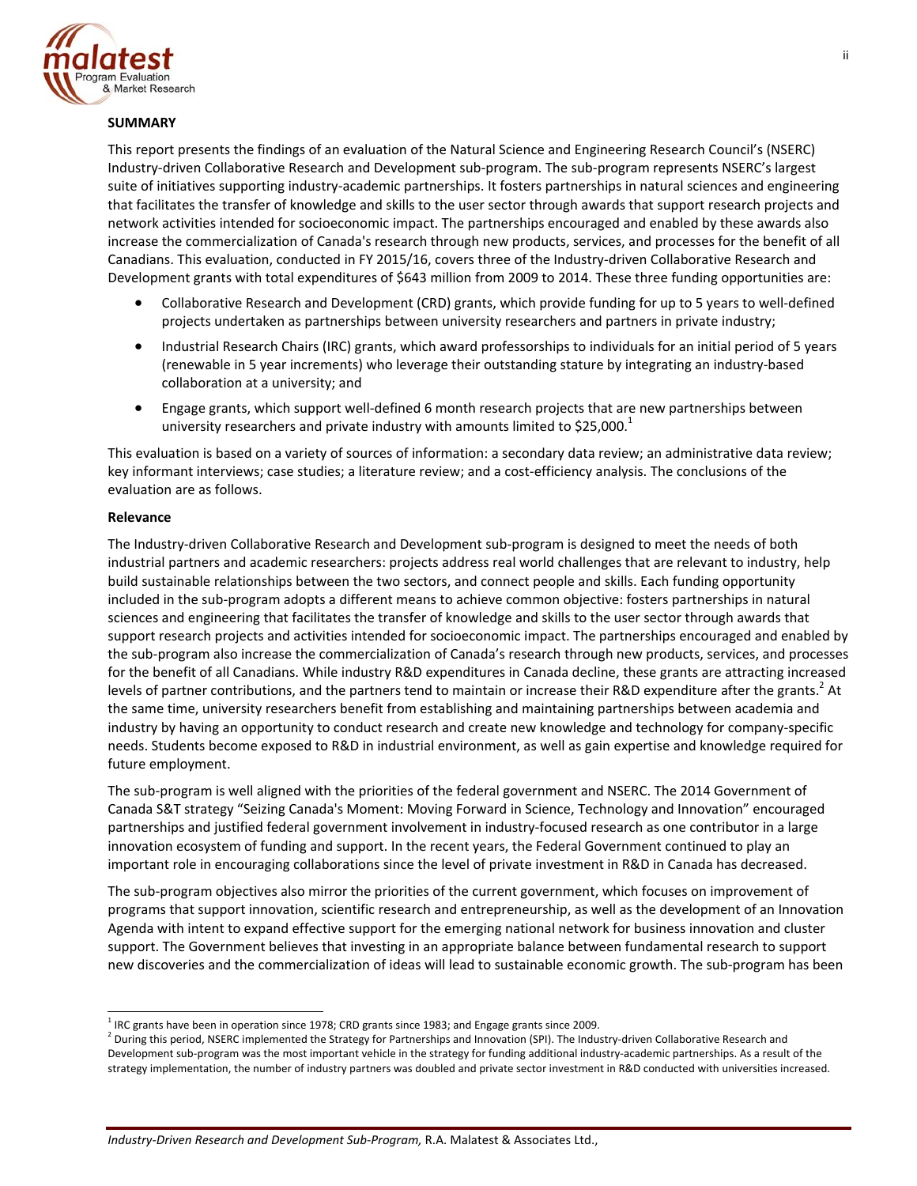## SUMMARY

This report presents the findings of an evaluation of the Natural Science and Engineering Research Council's (NSERC) Industry-driven Collaborative Research and Development sub-program. The sub-program represents NSERC's largest suite of initiatives supporting industry-academic partnerships. It fosters partnerships in natural sciences and engineering that facilitates the transfer of knowledge and skills to the user sector through awards that support research projects and network activities intended for socioeconomic impact. The partnerships encouraged and enabled by these awards also increase the commercialization of Canada's research through new products, services, and processes for the benefit of all Canadians. This evaluation, conducted in FY 2015/16, covers three of the Industry-driven Collaborative Research and Development grants with total expenditures of $643 million from 2009 to 2014. These three funding opportunities are:

- Collaborative Research and Development (CRD) grants, which provide funding for up to 5 years to well-defined projects undertaken as partnerships between university researchers and partners in private industry;
- Industrial Research Chairs (IRC) grants, which award professorships to individuals for an initial period of 5 years (renewable in 5 year increments) who leverage their outstanding stature by integrating an industry-based collaboration at a university; and
- Engage grants, which support well-defined 6 month research projects that are new partnerships between university researchers and private industry with amounts limited to $25,000.[1]

This evaluation is based on a variety of sources of information: a secondary data review; an administrative data review; key informant interviews; case studies; a literature review; and a cost-efficiency analysis. The conclusions of the evaluation are as follows.

### Relevance

The Industry-driven Collaborative Research and Development sub-program is designed to meet the needs of both industrial partners and academic researchers: projects address real world challenges that are relevant to industry, help build sustainable relationships between the two sectors, and connect people and skills. Each funding opportunity included in the sub-program adopts a different means to achieve common objective: fosters partnerships in natural sciences and engineering that facilitates the transfer of knowledge and skills to the user sector through awards that support research projects and activities intended for socioeconomic impact. The partnerships encouraged and enabled by the sub-program also increase the commercialization of Canada's research through new products, services, and processes for the benefit of all Canadians. While industry R&D expenditures in Canada decline, these grants are attracting increased levels of partner contributions, and the partners tend to maintain or increase their R&D expenditure after the grants.[2] At the same time, university researchers benefit from establishing and maintaining partnerships between academia and industry by having an opportunity to conduct research and create new knowledge and technology for company-specific needs. Students become exposed to R&D in industrial environment, as well as gain expertise and knowledge required for future employment.

The sub-program is well aligned with the priorities of the federal government and NSERC. The 2014 Government of Canada S&T strategy "Seizing Canada's Moment: Moving Forward in Science, Technology and Innovation" encouraged partnerships and justified federal government involvement in industry-focused research as one contributor in a large innovation ecosystem of funding and support. In the recent years, the Federal Government continued to play an important role in encouraging collaborations since the level of private investment in R&D in Canada has decreased.

The sub-program objectives also mirror the priorities of the current government, which focuses on improvement of programs that support innovation, scientific research and entrepreneurship, as well as the development of an Innovation Agenda with intent to expand effective support for the emerging national network for business innovation and cluster support. The Government believes that investing in an appropriate balance between fundamental research to support new discoveries and the commercialization of ideas will lead to sustainable economic growth. The sub-program has been

[1] IRC grants have been in operation since 1978; CRD grants since 1983; and Engage grants since 2009.

[2] During this period, NSERC implemented the Strategy for Partnerships and Innovation (SPI). The Industry-driven Collaborative Research and Development sub-program was the most important vehicle in the strategy for funding additional industry-academic partnerships. As a result of the strategy implementation, the number of industry partners was doubled and private sector investment in R&D conducted with universities increased.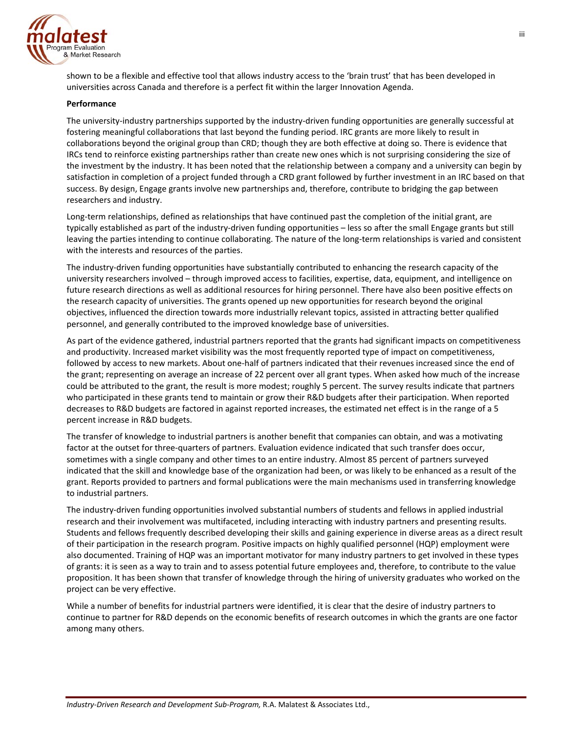shown to be a flexible and effective tool that allows industry access to the 'brain trust' that has been developed in universities across Canada and therefore is a perfect fit within the larger Innovation Agenda.

**Performance**

The university-industry partnerships supported by the industry-driven funding opportunities are generally successful at fostering meaningful collaborations that last beyond the funding period. IRC grants are more likely to result in collaborations beyond the original group than CRD; though they are both effective at doing so. There is evidence that IRCs tend to reinforce existing partnerships rather than create new ones which is not surprising considering the size of the investment by the industry. It has been noted that the relationship between a company and a university can begin by satisfaction in completion of a project funded through a CRD grant followed by further investment in an IRC based on that success. By design, Engage grants involve new partnerships and, therefore, contribute to bridging the gap between researchers and industry.

Long-term relationships, defined as relationships that have continued past the completion of the initial grant, are typically established as part of the industry-driven funding opportunities – less so after the small Engage grants but still leaving the parties intending to continue collaborating. The nature of the long-term relationships is varied and consistent with the interests and resources of the parties.

The industry-driven funding opportunities have substantially contributed to enhancing the research capacity of the university researchers involved – through improved access to facilities, expertise, data, equipment, and intelligence on future research directions as well as additional resources for hiring personnel. There have also been positive effects on the research capacity of universities. The grants opened up new opportunities for research beyond the original objectives, influenced the direction towards more industrially relevant topics, assisted in attracting better qualified personnel, and generally contributed to the improved knowledge base of universities.

As part of the evidence gathered, industrial partners reported that the grants had significant impacts on competitiveness and productivity. Increased market visibility was the most frequently reported type of impact on competitiveness, followed by access to new markets. About one-half of partners indicated that their revenues increased since the end of the grant; representing on average an increase of 22 percent over all grant types. When asked how much of the increase could be attributed to the grant, the result is more modest; roughly 5 percent. The survey results indicate that partners who participated in these grants tend to maintain or grow their R&D budgets after their participation. When reported decreases to R&D budgets are factored in against reported increases, the estimated net effect is in the range of a 5 percent increase in R&D budgets.

The transfer of knowledge to industrial partners is another benefit that companies can obtain, and was a motivating factor at the outset for three-quarters of partners. Evaluation evidence indicated that such transfer does occur, sometimes with a single company and other times to an entire industry. Almost 85 percent of partners surveyed indicated that the skill and knowledge base of the organization had been, or was likely to be enhanced as a result of the grant. Reports provided to partners and formal publications were the main mechanisms used in transferring knowledge to industrial partners.

The industry-driven funding opportunities involved substantial numbers of students and fellows in applied industrial research and their involvement was multifaceted, including interacting with industry partners and presenting results. Students and fellows frequently described developing their skills and gaining experience in diverse areas as a direct result of their participation in the research program. Positive impacts on highly qualified personnel (HQP) employment were also documented. Training of HQP was an important motivator for many industry partners to get involved in these types of grants: it is seen as a way to train and to assess potential future employees and, therefore, to contribute to the value proposition. It has been shown that transfer of knowledge through the hiring of university graduates who worked on the project can be very effective.

While a number of benefits for industrial partners were identified, it is clear that the desire of industry partners to continue to partner for R&D depends on the economic benefits of research outcomes in which the grants are one factor among many others.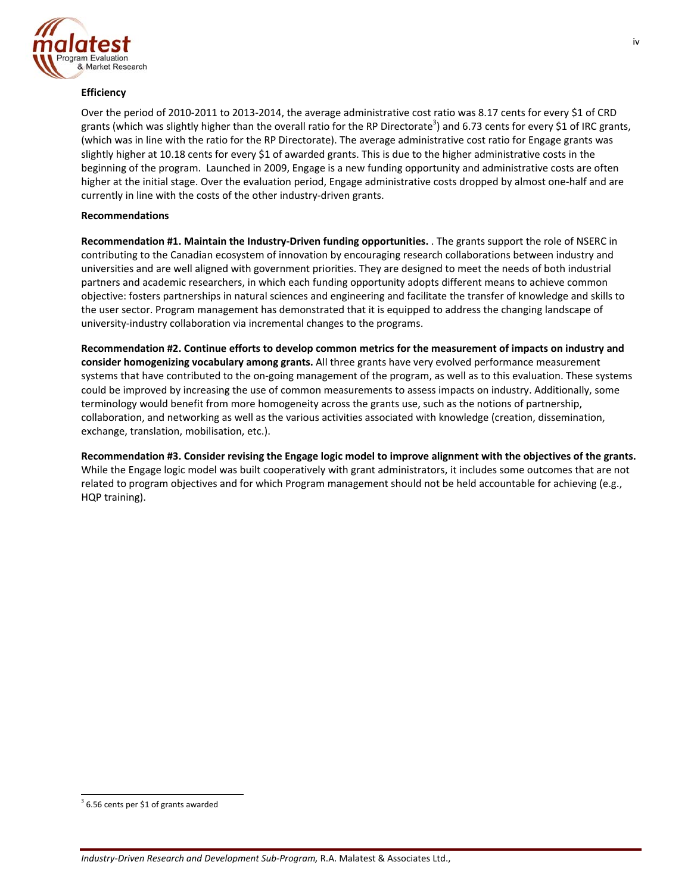**Efficiency**

Over the period of 2010-2011 to 2013-2014, the average administrative cost ratio was 8.17 cents for every $1 of CRD grants (which was slightly higher than the overall ratio for the RP Directorate[3]) and 6.73 cents for every $1 of IRC grants, (which was in line with the ratio for the RP Directorate). The average administrative cost ratio for Engage grants was slightly higher at 10.18 cents for every $1 of awarded grants. This is due to the higher administrative costs in the beginning of the program. Launched in 2009, Engage is a new funding opportunity and administrative costs are often higher at the initial stage. Over the evaluation period, Engage administrative costs dropped by almost one-half and are currently in line with the costs of the other industry-driven grants.

**Recommendations**

**Recommendation #1. Maintain the Industry-Driven funding opportunities.** . The grants support the role of NSERC in contributing to the Canadian ecosystem of innovation by encouraging research collaborations between industry and universities and are well aligned with government priorities. They are designed to meet the needs of both industrial partners and academic researchers, in which each funding opportunity adopts different means to achieve common objective: fosters partnerships in natural sciences and engineering and facilitate the transfer of knowledge and skills to the user sector. Program management has demonstrated that it is equipped to address the changing landscape of university-industry collaboration via incremental changes to the programs.

**Recommendation #2. Continue efforts to develop common metrics for the measurement of impacts on industry and consider homogenizing vocabulary among grants.** All three grants have very evolved performance measurement systems that have contributed to the on-going management of the program, as well as to this evaluation. These systems could be improved by increasing the use of common measurements to assess impacts on industry. Additionally, some terminology would benefit from more homogeneity across the grants use, such as the notions of partnership, collaboration, and networking as well as the various activities associated with knowledge (creation, dissemination, exchange, translation, mobilisation, etc.).

**Recommendation #3. Consider revising the Engage logic model to improve alignment with the objectives of the grants.** While the Engage logic model was built cooperatively with grant administrators, it includes some outcomes that are not related to program objectives and for which Program management should not be held accountable for achieving (e.g., HQP training).

[3] 6.56 cents per $1 of grants awarded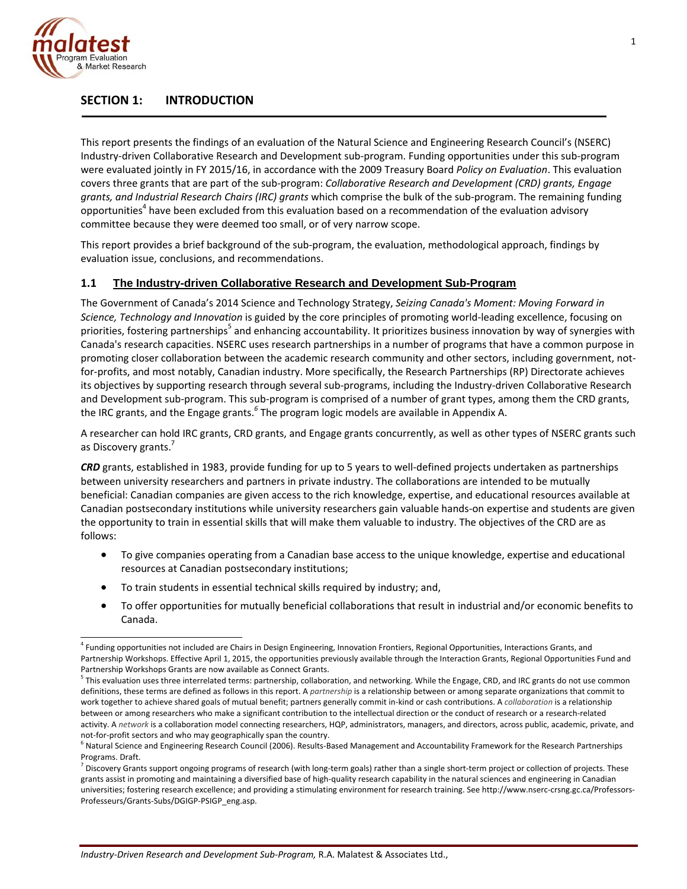# SECTION 1: INTRODUCTION

This report presents the findings of an evaluation of the Natural Science and Engineering Research Council's (NSERC) Industry-driven Collaborative Research and Development sub-program. Funding opportunities under this sub-program were evaluated jointly in FY 2015/16, in accordance with the 2009 Treasury Board *Policy on Evaluation*. This evaluation covers three grants that are part of the sub-program: *Collaborative Research and Development (CRD) grants, Engage grants, and Industrial Research Chairs (IRC) grants* which comprise the bulk of the sub-program. The remaining funding opportunities[4] have been excluded from this evaluation based on a recommendation of the evaluation advisory committee because they were deemed too small, or of very narrow scope.

This report provides a brief background of the sub-program, the evaluation, methodological approach, findings by evaluation issue, conclusions, and recommendations.

## 1.1 The Industry-driven Collaborative Research and Development Sub-Program

The Government of Canada's 2014 Science and Technology Strategy, *Seizing Canada's Moment: Moving Forward in Science, Technology and Innovation* is guided by the core principles of promoting world-leading excellence, focusing on priorities, fostering partnerships[5] and enhancing accountability. It prioritizes business innovation by way of synergies with Canada's research capacities. NSERC uses research partnerships in a number of programs that have a common purpose in promoting closer collaboration between the academic research community and other sectors, including government, not-for-profits, and most notably, Canadian industry. More specifically, the Research Partnerships (RP) Directorate achieves its objectives by supporting research through several sub-programs, including the Industry-driven Collaborative Research and Development sub-program. This sub-program is comprised of a number of grant types, among them the CRD grants, the IRC grants, and the Engage grants.[6] The program logic models are available in Appendix A.

A researcher can hold IRC grants, CRD grants, and Engage grants concurrently, as well as other types of NSERC grants such as Discovery grants.[7]

***CRD*** grants, established in 1983, provide funding for up to 5 years to well-defined projects undertaken as partnerships between university researchers and partners in private industry. The collaborations are intended to be mutually beneficial: Canadian companies are given access to the rich knowledge, expertise, and educational resources available at Canadian postsecondary institutions while university researchers gain valuable hands-on expertise and students are given the opportunity to train in essential skills that will make them valuable to industry. The objectives of the CRD are as follows:

- To give companies operating from a Canadian base access to the unique knowledge, expertise and educational resources at Canadian postsecondary institutions;
- To train students in essential technical skills required by industry; and,
- To offer opportunities for mutually beneficial collaborations that result in industrial and/or economic benefits to Canada.

---

[4] Funding opportunities not included are Chairs in Design Engineering, Innovation Frontiers, Regional Opportunities, Interactions Grants, and Partnership Workshops. Effective April 1, 2015, the opportunities previously available through the Interaction Grants, Regional Opportunities Fund and Partnership Workshops Grants are now available as Connect Grants.

[5] This evaluation uses three interrelated terms: partnership, collaboration, and networking. While the Engage, CRD, and IRC grants do not use common definitions, these terms are defined as follows in this report. A *partnership* is a relationship between or among separate organizations that commit to work together to achieve shared goals of mutual benefit; partners generally commit in-kind or cash contributions. A *collaboration* is a relationship between or among researchers who make a significant contribution to the intellectual direction or the conduct of research or a research-related activity. A *network* is a collaboration model connecting researchers, HQP, administrators, managers, and directors, across public, academic, private, and not-for-profit sectors and who may geographically span the country.

[6] Natural Science and Engineering Research Council (2006). Results-Based Management and Accountability Framework for the Research Partnerships Programs. Draft.

[7] Discovery Grants support ongoing programs of research (with long-term goals) rather than a single short-term project or collection of projects. These grants assist in promoting and maintaining a diversified base of high-quality research capability in the natural sciences and engineering in Canadian universities; fostering research excellence; and providing a stimulating environment for research training. See http://www.nserc-crsng.gc.ca/Professors-Professeurs/Grants-Subs/DGIGP-PSIGP_eng.asp.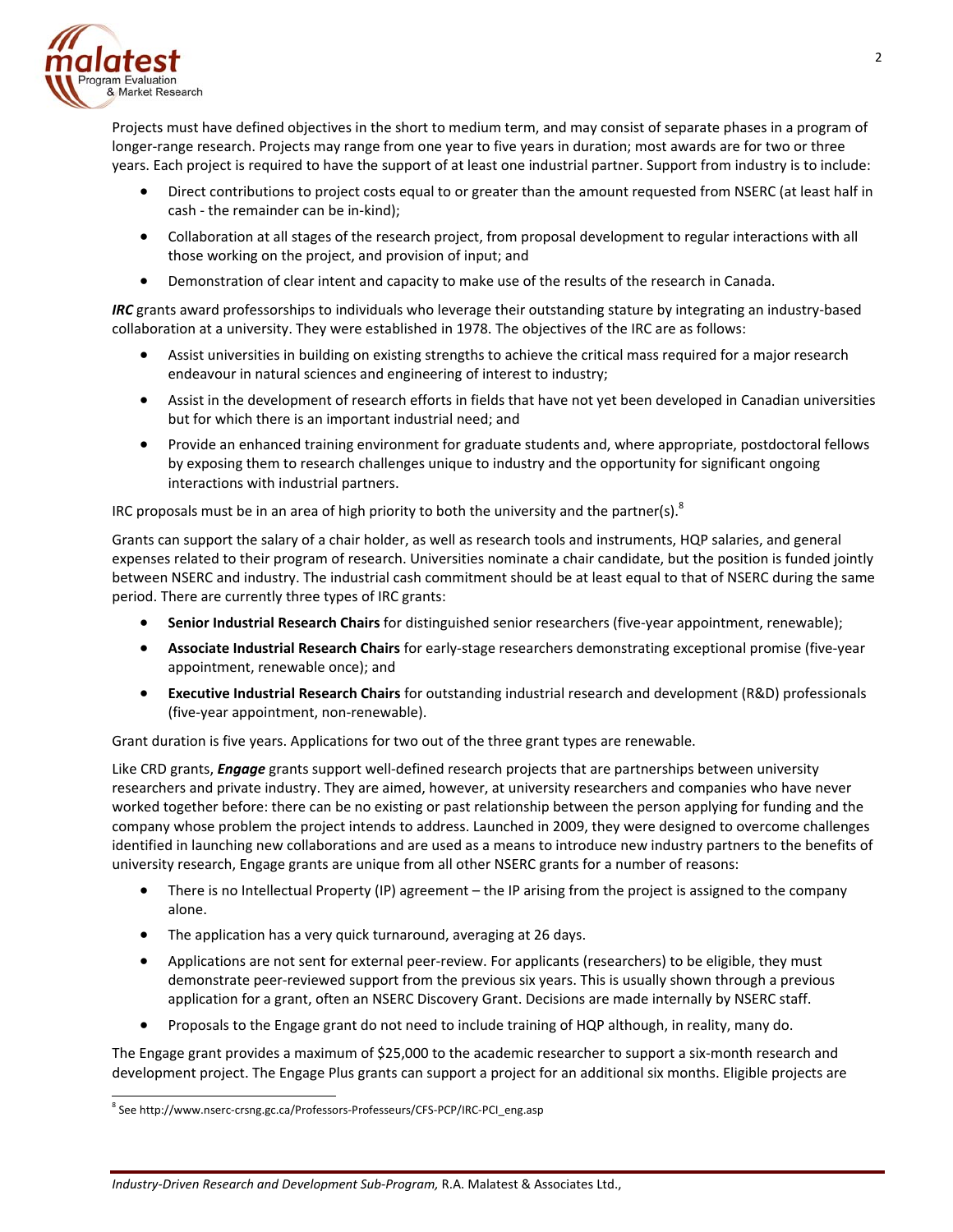Projects must have defined objectives in the short to medium term, and may consist of separate phases in a program of longer-range research. Projects may range from one year to five years in duration; most awards are for two or three years. Each project is required to have the support of at least one industrial partner. Support from industry is to include:

- Direct contributions to project costs equal to or greater than the amount requested from NSERC (at least half in cash - the remainder can be in-kind);
- Collaboration at all stages of the research project, from proposal development to regular interactions with all those working on the project, and provision of input; and
- Demonstration of clear intent and capacity to make use of the results of the research in Canada.

***IRC*** grants award professorships to individuals who leverage their outstanding stature by integrating an industry-based collaboration at a university. They were established in 1978. The objectives of the IRC are as follows:

- Assist universities in building on existing strengths to achieve the critical mass required for a major research endeavour in natural sciences and engineering of interest to industry;
- Assist in the development of research efforts in fields that have not yet been developed in Canadian universities but for which there is an important industrial need; and
- Provide an enhanced training environment for graduate students and, where appropriate, postdoctoral fellows by exposing them to research challenges unique to industry and the opportunity for significant ongoing interactions with industrial partners.

IRC proposals must be in an area of high priority to both the university and the partner(s).[8]

Grants can support the salary of a chair holder, as well as research tools and instruments, HQP salaries, and general expenses related to their program of research. Universities nominate a chair candidate, but the position is funded jointly between NSERC and industry. The industrial cash commitment should be at least equal to that of NSERC during the same period. There are currently three types of IRC grants:

- **Senior Industrial Research Chairs** for distinguished senior researchers (five-year appointment, renewable);
- **Associate Industrial Research Chairs** for early-stage researchers demonstrating exceptional promise (five-year appointment, renewable once); and
- **Executive Industrial Research Chairs** for outstanding industrial research and development (R&D) professionals (five-year appointment, non-renewable).

Grant duration is five years. Applications for two out of the three grant types are renewable.

Like CRD grants, ***Engage*** grants support well-defined research projects that are partnerships between university researchers and private industry. They are aimed, however, at university researchers and companies who have never worked together before: there can be no existing or past relationship between the person applying for funding and the company whose problem the project intends to address. Launched in 2009, they were designed to overcome challenges identified in launching new collaborations and are used as a means to introduce new industry partners to the benefits of university research, Engage grants are unique from all other NSERC grants for a number of reasons:

- There is no Intellectual Property (IP) agreement – the IP arising from the project is assigned to the company alone.
- The application has a very quick turnaround, averaging at 26 days.
- Applications are not sent for external peer-review. For applicants (researchers) to be eligible, they must demonstrate peer-reviewed support from the previous six years. This is usually shown through a previous application for a grant, often an NSERC Discovery Grant. Decisions are made internally by NSERC staff.
- Proposals to the Engage grant do not need to include training of HQP although, in reality, many do.

The Engage grant provides a maximum of $25,000 to the academic researcher to support a six-month research and development project. The Engage Plus grants can support a project for an additional six months. Eligible projects are

---

[8] See http://www.nserc-crsng.gc.ca/Professors-Professeurs/CFS-PCP/IRC-PCI_eng.asp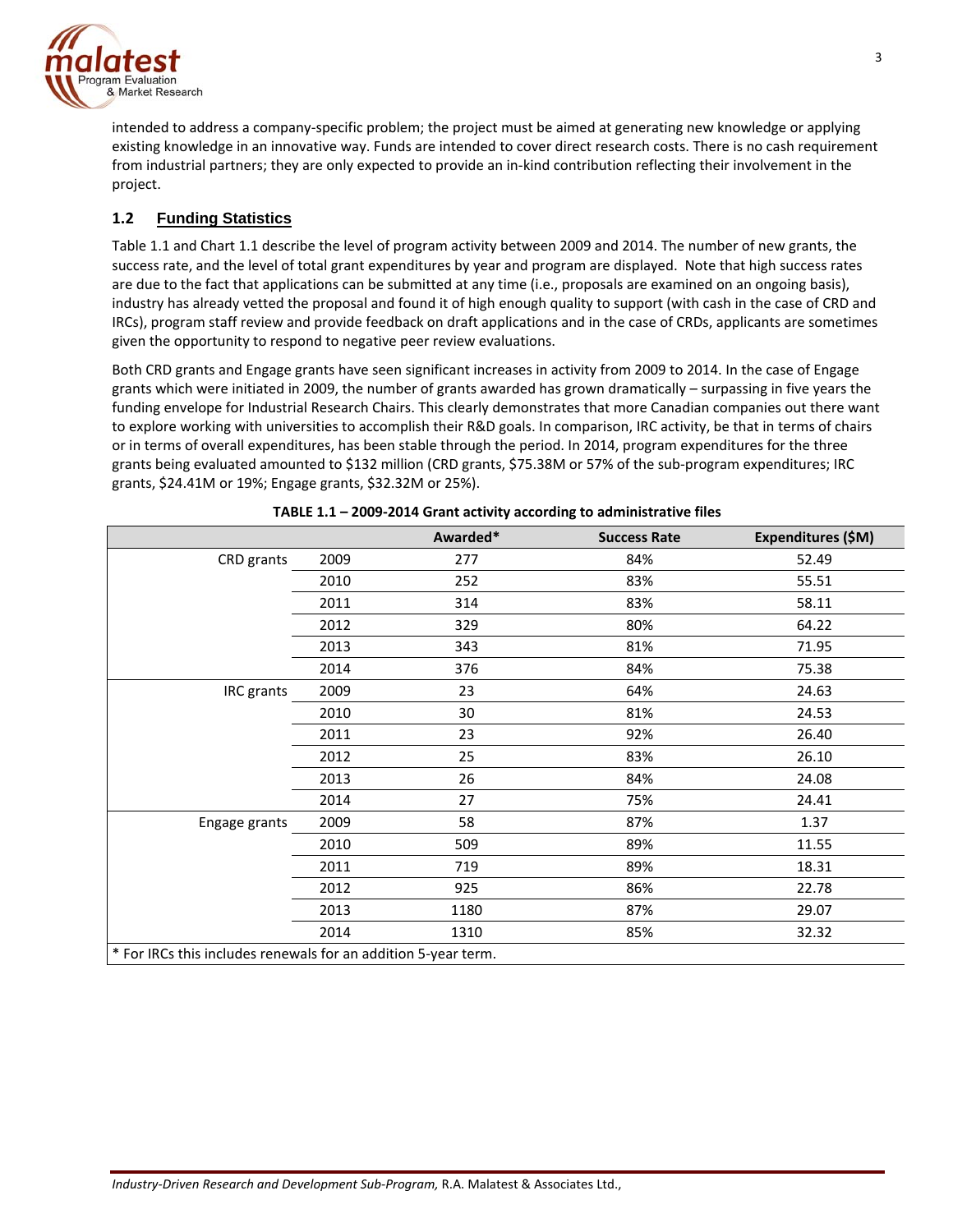intended to address a company-specific problem; the project must be aimed at generating new knowledge or applying existing knowledge in an innovative way. Funds are intended to cover direct research costs. There is no cash requirement from industrial partners; they are only expected to provide an in-kind contribution reflecting their involvement in the project.

## 1.2 Funding Statistics

Table 1.1 and Chart 1.1 describe the level of program activity between 2009 and 2014. The number of new grants, the success rate, and the level of total grant expenditures by year and program are displayed. Note that high success rates are due to the fact that applications can be submitted at any time (i.e., proposals are examined on an ongoing basis), industry has already vetted the proposal and found it of high enough quality to support (with cash in the case of CRD and IRCs), program staff review and provide feedback on draft applications and in the case of CRDs, applicants are sometimes given the opportunity to respond to negative peer review evaluations.

Both CRD grants and Engage grants have seen significant increases in activity from 2009 to 2014. In the case of Engage grants which were initiated in 2009, the number of grants awarded has grown dramatically – surpassing in five years the funding envelope for Industrial Research Chairs. This clearly demonstrates that more Canadian companies out there want to explore working with universities to accomplish their R&D goals. In comparison, IRC activity, be that in terms of chairs or in terms of overall expenditures, has been stable through the period. In 2014, program expenditures for the three grants being evaluated amounted to $132 million (CRD grants, $75.38M or 57% of the sub-program expenditures; IRC grants, $24.41M or 19%; Engage grants, $32.32M or 25%).

**TABLE 1.1 – 2009-2014 Grant activity according to administrative files**

| | | Awarded* | Success Rate | Expenditures ($M) |
|---|---|---|---|---|
| CRD grants | 2009 | 277 | 84% | 52.49 |
| | 2010 | 252 | 83% | 55.51 |
| | 2011 | 314 | 83% | 58.11 |
| | 2012 | 329 | 80% | 64.22 |
| | 2013 | 343 | 81% | 71.95 |
| | 2014 | 376 | 84% | 75.38 |
| IRC grants | 2009 | 23 | 64% | 24.63 |
| | 2010 | 30 | 81% | 24.53 |
| | 2011 | 23 | 92% | 26.40 |
| | 2012 | 25 | 83% | 26.10 |
| | 2013 | 26 | 84% | 24.08 |
| | 2014 | 27 | 75% | 24.41 |
| Engage grants | 2009 | 58 | 87% | 1.37 |
| | 2010 | 509 | 89% | 11.55 |
| | 2011 | 719 | 89% | 18.31 |
| | 2012 | 925 | 86% | 22.78 |
| | 2013 | 1180 | 87% | 29.07 |
| | 2014 | 1310 | 85% | 32.32 |

* For IRCs this includes renewals for an addition 5-year term.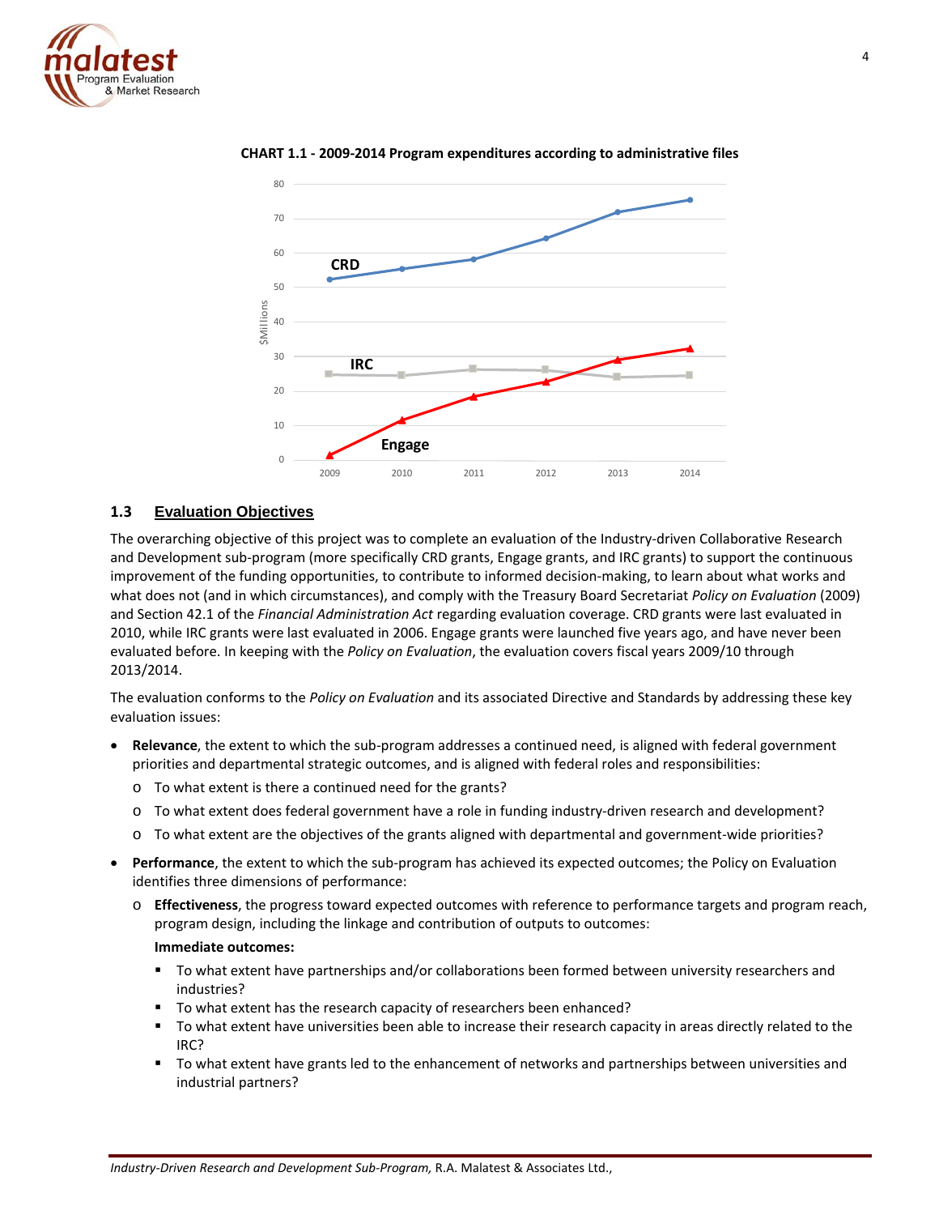**CHART 1.1 - 2009-2014 Program expenditures according to administrative files**

80
70
60
50
40
30
20
10
0

$Millions

CRD
IRC
Engage

2009
2010
2011
2012
2013
2014

### 1.3 Evaluation Objectives

The overarching objective of this project was to complete an evaluation of the Industry-driven Collaborative Research and Development sub-program (more specifically CRD grants, Engage grants, and IRC grants) to support the continuous improvement of the funding opportunities, to contribute to informed decision-making, to learn about what works and what does not (and in which circumstances), and comply with the Treasury Board Secretariat *Policy on Evaluation* (2009) and Section 42.1 of the *Financial Administration Act* regarding evaluation coverage. CRD grants were last evaluated in 2010, while IRC grants were last evaluated in 2006. Engage grants were launched five years ago, and have never been evaluated before. In keeping with the *Policy on Evaluation*, the evaluation covers fiscal years 2009/10 through 2013/2014.

The evaluation conforms to the *Policy on Evaluation* and its associated Directive and Standards by addressing these key evaluation issues:

- **Relevance**, the extent to which the sub-program addresses a continued need, is aligned with federal government priorities and departmental strategic outcomes, and is aligned with federal roles and responsibilities:
  - To what extent is there a continued need for the grants?
  - To what extent does federal government have a role in funding industry-driven research and development?
  - To what extent are the objectives of the grants aligned with departmental and government-wide priorities?
- **Performance**, the extent to which the sub-program has achieved its expected outcomes; the Policy on Evaluation identifies three dimensions of performance:
  - **Effectiveness**, the progress toward expected outcomes with reference to performance targets and program reach, program design, including the linkage and contribution of outputs to outcomes:

    **Immediate outcomes:**

    - To what extent have partnerships and/or collaborations been formed between university researchers and industries?
    - To what extent has the research capacity of researchers been enhanced?
    - To what extent have universities been able to increase their research capacity in areas directly related to the IRC?
    - To what extent have grants led to the enhancement of networks and partnerships between universities and industrial partners?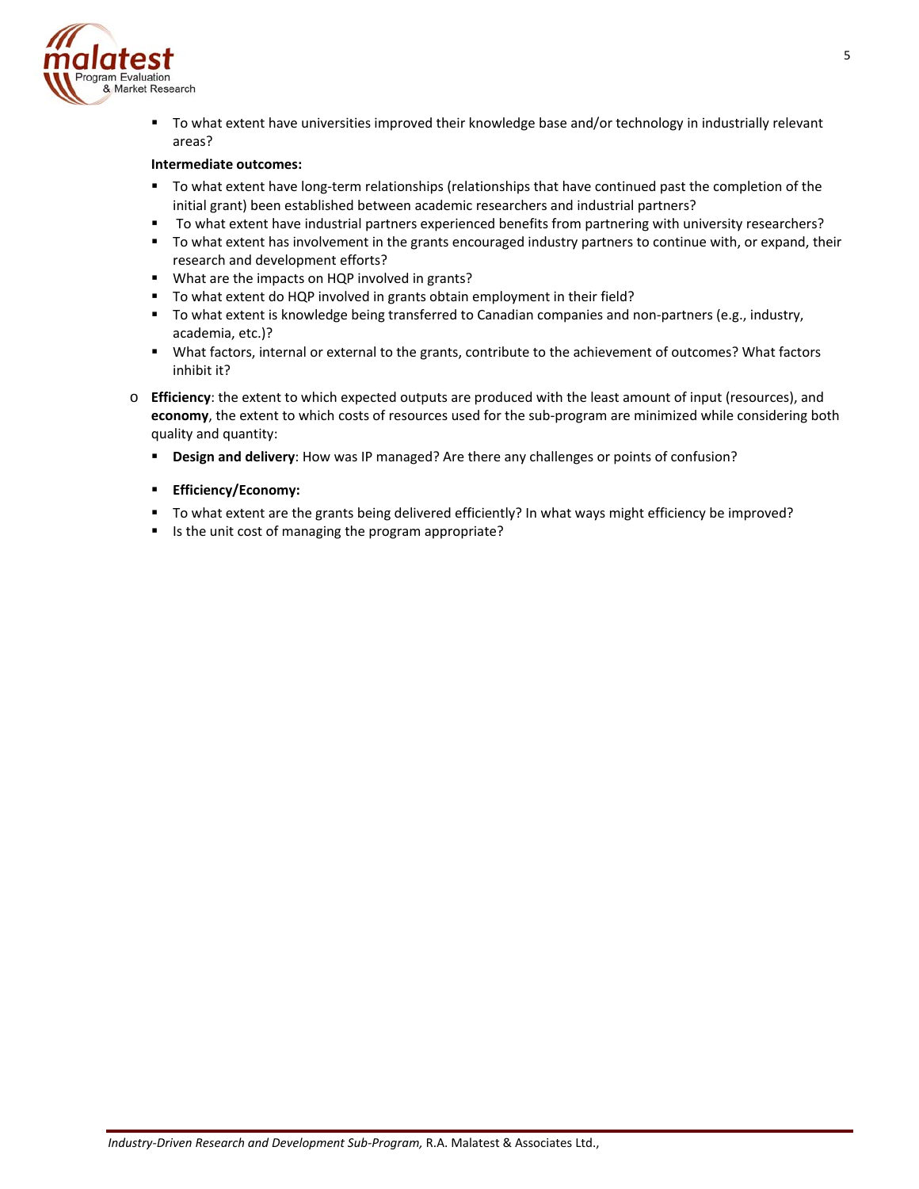- To what extent have universities improved their knowledge base and/or technology in industrially relevant areas?

**Intermediate outcomes:**

- To what extent have long-term relationships (relationships that have continued past the completion of the initial grant) been established between academic researchers and industrial partners?
- To what extent have industrial partners experienced benefits from partnering with university researchers?
- To what extent has involvement in the grants encouraged industry partners to continue with, or expand, their research and development efforts?
- What are the impacts on HQP involved in grants?
- To what extent do HQP involved in grants obtain employment in their field?
- To what extent is knowledge being transferred to Canadian companies and non-partners (e.g., industry, academia, etc.)?
- What factors, internal or external to the grants, contribute to the achievement of outcomes? What factors inhibit it?

- **Efficiency**: the extent to which expected outputs are produced with the least amount of input (resources), and **economy**, the extent to which costs of resources used for the sub-program are minimized while considering both quality and quantity:
  - **Design and delivery**: How was IP managed? Are there any challenges or points of confusion?
  - **Efficiency/Economy:**
  - To what extent are the grants being delivered efficiently? In what ways might efficiency be improved?
  - Is the unit cost of managing the program appropriate?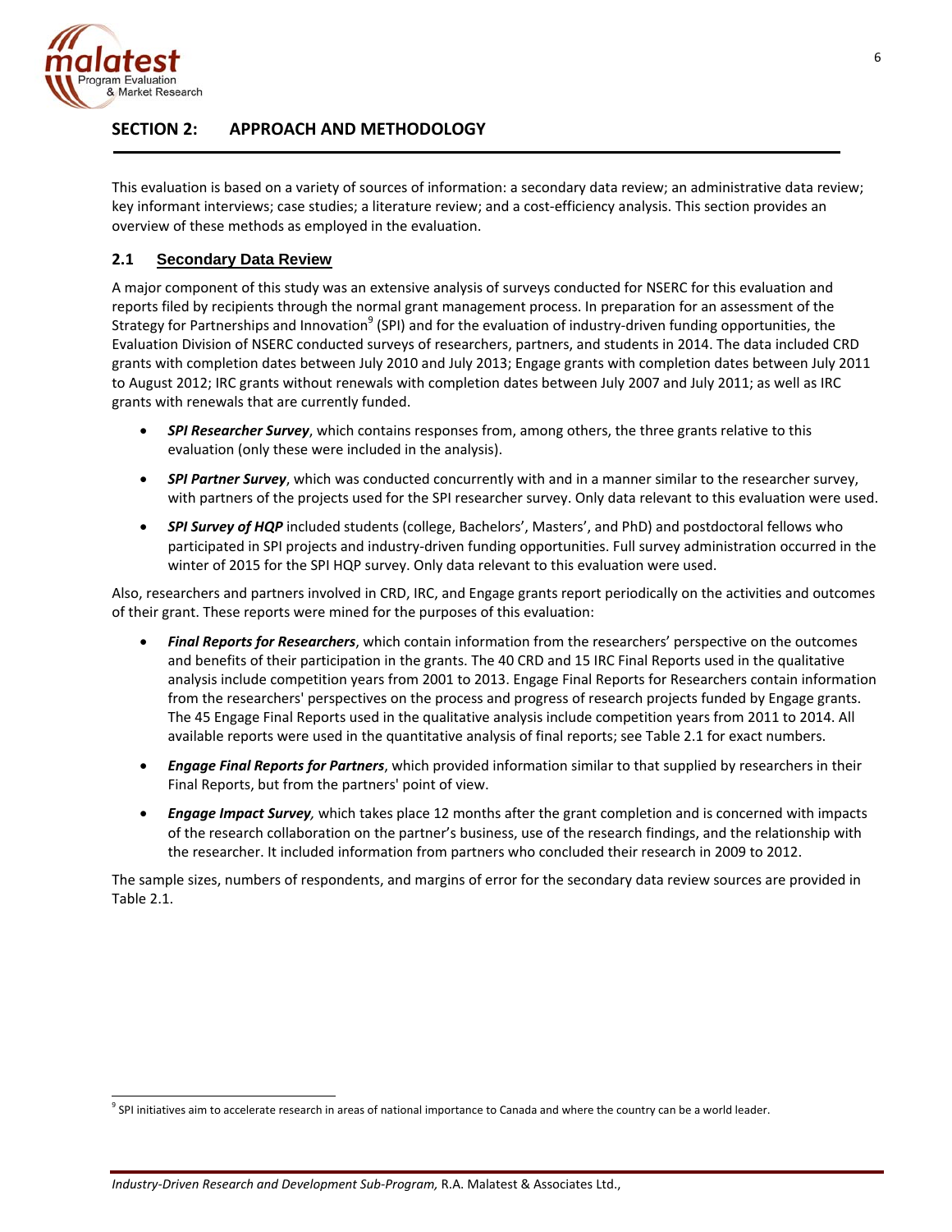## SECTION 2: APPROACH AND METHODOLOGY

This evaluation is based on a variety of sources of information: a secondary data review; an administrative data review; key informant interviews; case studies; a literature review; and a cost-efficiency analysis. This section provides an overview of these methods as employed in the evaluation.

### 2.1 Secondary Data Review

A major component of this study was an extensive analysis of surveys conducted for NSERC for this evaluation and reports filed by recipients through the normal grant management process. In preparation for an assessment of the Strategy for Partnerships and Innovation[9] (SPI) and for the evaluation of industry-driven funding opportunities, the Evaluation Division of NSERC conducted surveys of researchers, partners, and students in 2014. The data included CRD grants with completion dates between July 2010 and July 2013; Engage grants with completion dates between July 2011 to August 2012; IRC grants without renewals with completion dates between July 2007 and July 2011; as well as IRC grants with renewals that are currently funded.

- ***SPI Researcher Survey***, which contains responses from, among others, the three grants relative to this evaluation (only these were included in the analysis).
- ***SPI Partner Survey***, which was conducted concurrently with and in a manner similar to the researcher survey, with partners of the projects used for the SPI researcher survey. Only data relevant to this evaluation were used.
- ***SPI Survey of HQP*** included students (college, Bachelors', Masters', and PhD) and postdoctoral fellows who participated in SPI projects and industry-driven funding opportunities. Full survey administration occurred in the winter of 2015 for the SPI HQP survey. Only data relevant to this evaluation were used.

Also, researchers and partners involved in CRD, IRC, and Engage grants report periodically on the activities and outcomes of their grant. These reports were mined for the purposes of this evaluation:

- ***Final Reports for Researchers***, which contain information from the researchers' perspective on the outcomes and benefits of their participation in the grants. The 40 CRD and 15 IRC Final Reports used in the qualitative analysis include competition years from 2001 to 2013. Engage Final Reports for Researchers contain information from the researchers' perspectives on the process and progress of research projects funded by Engage grants. The 45 Engage Final Reports used in the qualitative analysis include competition years from 2011 to 2014. All available reports were used in the quantitative analysis of final reports; see Table 2.1 for exact numbers.
- ***Engage Final Reports for Partners***, which provided information similar to that supplied by researchers in their Final Reports, but from the partners' point of view.
- ***Engage Impact Survey,*** which takes place 12 months after the grant completion and is concerned with impacts of the research collaboration on the partner's business, use of the research findings, and the relationship with the researcher. It included information from partners who concluded their research in 2009 to 2012.

The sample sizes, numbers of respondents, and margins of error for the secondary data review sources are provided in Table 2.1.

[9] SPI initiatives aim to accelerate research in areas of national importance to Canada and where the country can be a world leader.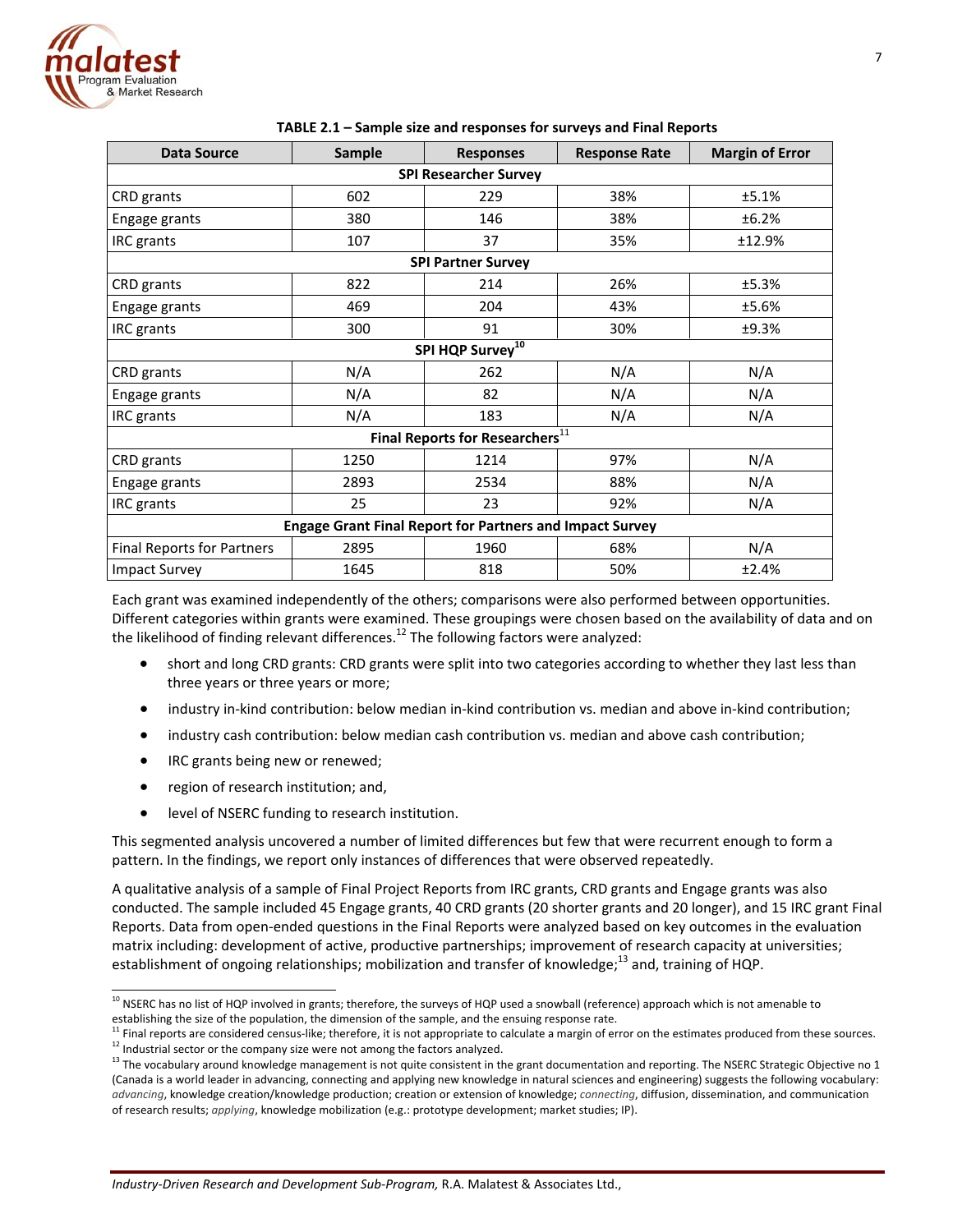**TABLE 2.1 – Sample size and responses for surveys and Final Reports**

| Data Source | Sample | Responses | Response Rate | Margin of Error |
|---|---|---|---|---|
| **SPI Researcher Survey** | | | | |
| CRD grants | 602 | 229 | 38% | ±5.1% |
| Engage grants | 380 | 146 | 38% | ±6.2% |
| IRC grants | 107 | 37 | 35% | ±12.9% |
| **SPI Partner Survey** | | | | |
| CRD grants | 822 | 214 | 26% | ±5.3% |
| Engage grants | 469 | 204 | 43% | ±5.6% |
| IRC grants | 300 | 91 | 30% | ±9.3% |
| **SPI HQP Survey**[10] | | | | |
| CRD grants | N/A | 262 | N/A | N/A |
| Engage grants | N/A | 82 | N/A | N/A |
| IRC grants | N/A | 183 | N/A | N/A |
| **Final Reports for Researchers**[11] | | | | |
| CRD grants | 1250 | 1214 | 97% | N/A |
| Engage grants | 2893 | 2534 | 88% | N/A |
| IRC grants | 25 | 23 | 92% | N/A |
| **Engage Grant Final Report for Partners and Impact Survey** | | | | |
| Final Reports for Partners | 2895 | 1960 | 68% | N/A |
| Impact Survey | 1645 | 818 | 50% | ±2.4% |

Each grant was examined independently of the others; comparisons were also performed between opportunities. Different categories within grants were examined. These groupings were chosen based on the availability of data and on the likelihood of finding relevant differences.[12] The following factors were analyzed:

- short and long CRD grants: CRD grants were split into two categories according to whether they last less than three years or three years or more;
- industry in-kind contribution: below median in-kind contribution vs. median and above in-kind contribution;
- industry cash contribution: below median cash contribution vs. median and above cash contribution;
- IRC grants being new or renewed;
- region of research institution; and,
- level of NSERC funding to research institution.

This segmented analysis uncovered a number of limited differences but few that were recurrent enough to form a pattern. In the findings, we report only instances of differences that were observed repeatedly.

A qualitative analysis of a sample of Final Project Reports from IRC grants, CRD grants and Engage grants was also conducted. The sample included 45 Engage grants, 40 CRD grants (20 shorter grants and 20 longer), and 15 IRC grant Final Reports. Data from open-ended questions in the Final Reports were analyzed based on key outcomes in the evaluation matrix including: development of active, productive partnerships; improvement of research capacity at universities; establishment of ongoing relationships; mobilization and transfer of knowledge;[13] and, training of HQP.

---

[10] NSERC has no list of HQP involved in grants; therefore, the surveys of HQP used a snowball (reference) approach which is not amenable to establishing the size of the population, the dimension of the sample, and the ensuing response rate.

[11] Final reports are considered census-like; therefore, it is not appropriate to calculate a margin of error on the estimates produced from these sources.

[12] Industrial sector or the company size were not among the factors analyzed.

[13] The vocabulary around knowledge management is not quite consistent in the grant documentation and reporting. The NSERC Strategic Objective no 1 (Canada is a world leader in advancing, connecting and applying new knowledge in natural sciences and engineering) suggests the following vocabulary: *advancing*, knowledge creation/knowledge production; creation or extension of knowledge; *connecting*, diffusion, dissemination, and communication of research results; *applying*, knowledge mobilization (e.g.: prototype development; market studies; IP).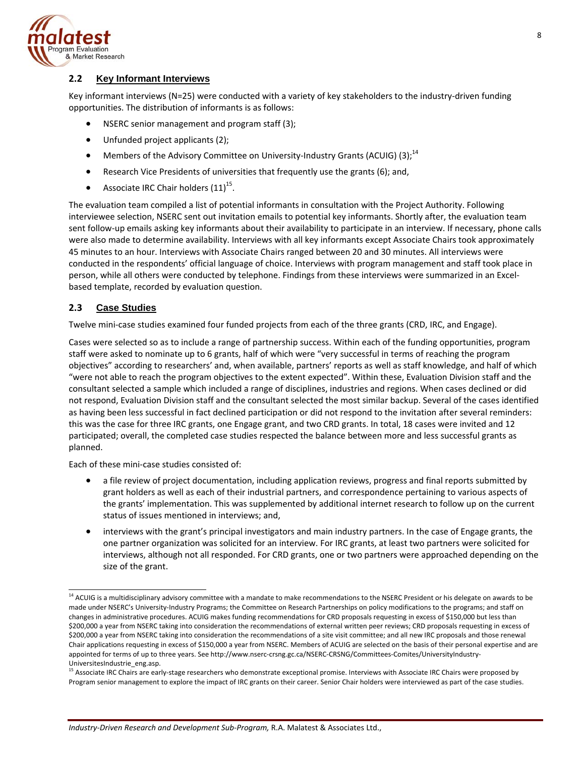## 2.2 Key Informant Interviews

Key informant interviews (N=25) were conducted with a variety of key stakeholders to the industry-driven funding opportunities. The distribution of informants is as follows:

- NSERC senior management and program staff (3);
- Unfunded project applicants (2);
- Members of the Advisory Committee on University-Industry Grants (ACUIG) (3);[14]
- Research Vice Presidents of universities that frequently use the grants (6); and,
- Associate IRC Chair holders (11)[15].

The evaluation team compiled a list of potential informants in consultation with the Project Authority. Following interviewee selection, NSERC sent out invitation emails to potential key informants. Shortly after, the evaluation team sent follow-up emails asking key informants about their availability to participate in an interview. If necessary, phone calls were also made to determine availability. Interviews with all key informants except Associate Chairs took approximately 45 minutes to an hour. Interviews with Associate Chairs ranged between 20 and 30 minutes. All interviews were conducted in the respondents' official language of choice. Interviews with program management and staff took place in person, while all others were conducted by telephone. Findings from these interviews were summarized in an Excel-based template, recorded by evaluation question.

## 2.3 Case Studies

Twelve mini-case studies examined four funded projects from each of the three grants (CRD, IRC, and Engage).

Cases were selected so as to include a range of partnership success. Within each of the funding opportunities, program staff were asked to nominate up to 6 grants, half of which were "very successful in terms of reaching the program objectives" according to researchers' and, when available, partners' reports as well as staff knowledge, and half of which "were not able to reach the program objectives to the extent expected". Within these, Evaluation Division staff and the consultant selected a sample which included a range of disciplines, industries and regions. When cases declined or did not respond, Evaluation Division staff and the consultant selected the most similar backup. Several of the cases identified as having been less successful in fact declined participation or did not respond to the invitation after several reminders: this was the case for three IRC grants, one Engage grant, and two CRD grants. In total, 18 cases were invited and 12 participated; overall, the completed case studies respected the balance between more and less successful grants as planned.

Each of these mini-case studies consisted of:

- a file review of project documentation, including application reviews, progress and final reports submitted by grant holders as well as each of their industrial partners, and correspondence pertaining to various aspects of the grants' implementation. This was supplemented by additional internet research to follow up on the current status of issues mentioned in interviews; and,
- interviews with the grant's principal investigators and main industry partners. In the case of Engage grants, the one partner organization was solicited for an interview. For IRC grants, at least two partners were solicited for interviews, although not all responded. For CRD grants, one or two partners were approached depending on the size of the grant.

---

[14] ACUIG is a multidisciplinary advisory committee with a mandate to make recommendations to the NSERC President or his delegate on awards to be made under NSERC's University-Industry Programs; the Committee on Research Partnerships on policy modifications to the programs; and staff on changes in administrative procedures. ACUIG makes funding recommendations for CRD proposals requesting in excess of $150,000 but less than $200,000 a year from NSERC taking into consideration the recommendations of external written peer reviews; CRD proposals requesting in excess of $200,000 a year from NSERC taking into consideration the recommendations of a site visit committee; and all new IRC proposals and those renewal Chair applications requesting in excess of $150,000 a year from NSERC. Members of ACUIG are selected on the basis of their personal expertise and are appointed for terms of up to three years. See http://www.nserc-crsng.gc.ca/NSERC-CRSNG/Committees-Comites/UniversityIndustry-UniversitesIndustrie_eng.asp.

[15] Associate IRC Chairs are early-stage researchers who demonstrate exceptional promise. Interviews with Associate IRC Chairs were proposed by Program senior management to explore the impact of IRC grants on their career. Senior Chair holders were interviewed as part of the case studies.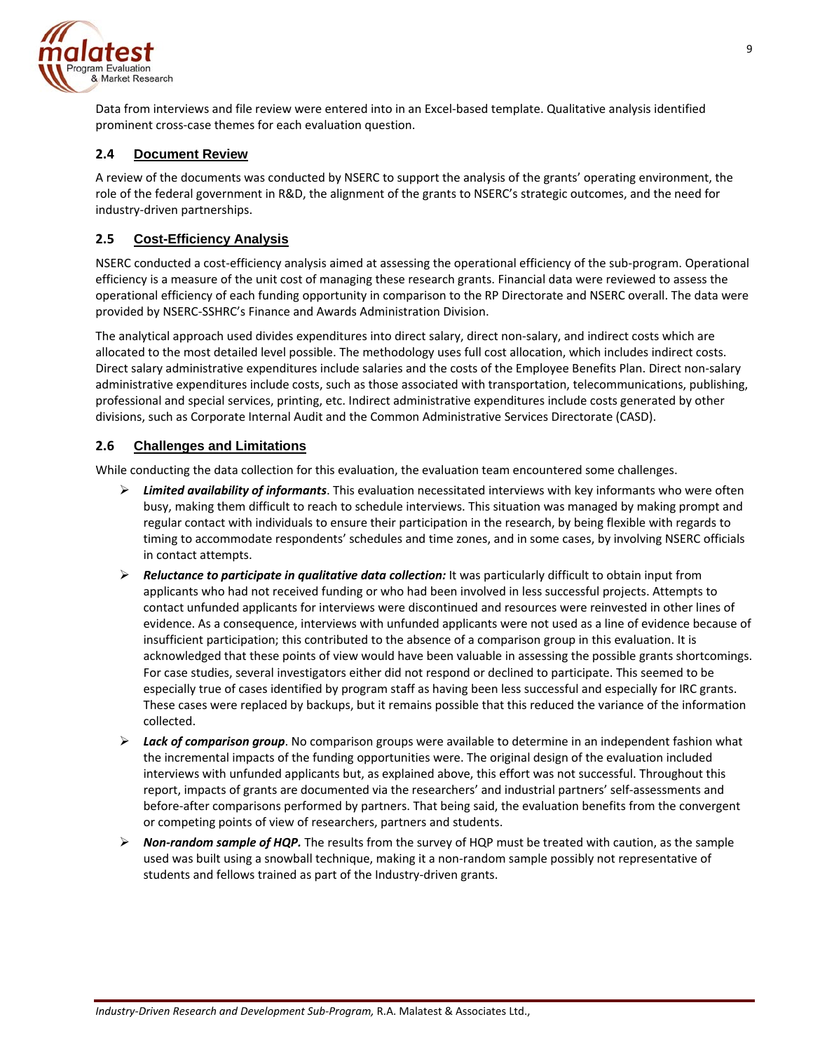Data from interviews and file review were entered into in an Excel-based template. Qualitative analysis identified prominent cross-case themes for each evaluation question.

### 2.4 Document Review

A review of the documents was conducted by NSERC to support the analysis of the grants' operating environment, the role of the federal government in R&D, the alignment of the grants to NSERC's strategic outcomes, and the need for industry-driven partnerships.

### 2.5 Cost-Efficiency Analysis

NSERC conducted a cost-efficiency analysis aimed at assessing the operational efficiency of the sub-program. Operational efficiency is a measure of the unit cost of managing these research grants. Financial data were reviewed to assess the operational efficiency of each funding opportunity in comparison to the RP Directorate and NSERC overall. The data were provided by NSERC-SSHRC's Finance and Awards Administration Division.

The analytical approach used divides expenditures into direct salary, direct non-salary, and indirect costs which are allocated to the most detailed level possible. The methodology uses full cost allocation, which includes indirect costs. Direct salary administrative expenditures include salaries and the costs of the Employee Benefits Plan. Direct non-salary administrative expenditures include costs, such as those associated with transportation, telecommunications, publishing, professional and special services, printing, etc. Indirect administrative expenditures include costs generated by other divisions, such as Corporate Internal Audit and the Common Administrative Services Directorate (CASD).

### 2.6 Challenges and Limitations

While conducting the data collection for this evaluation, the evaluation team encountered some challenges.

- ***Limited availability of informants***. This evaluation necessitated interviews with key informants who were often busy, making them difficult to reach to schedule interviews. This situation was managed by making prompt and regular contact with individuals to ensure their participation in the research, by being flexible with regards to timing to accommodate respondents' schedules and time zones, and in some cases, by involving NSERC officials in contact attempts.
- ***Reluctance to participate in qualitative data collection:*** It was particularly difficult to obtain input from applicants who had not received funding or who had been involved in less successful projects. Attempts to contact unfunded applicants for interviews were discontinued and resources were reinvested in other lines of evidence. As a consequence, interviews with unfunded applicants were not used as a line of evidence because of insufficient participation; this contributed to the absence of a comparison group in this evaluation. It is acknowledged that these points of view would have been valuable in assessing the possible grants shortcomings. For case studies, several investigators either did not respond or declined to participate. This seemed to be especially true of cases identified by program staff as having been less successful and especially for IRC grants. These cases were replaced by backups, but it remains possible that this reduced the variance of the information collected.
- ***Lack of comparison group***. No comparison groups were available to determine in an independent fashion what the incremental impacts of the funding opportunities were. The original design of the evaluation included interviews with unfunded applicants but, as explained above, this effort was not successful. Throughout this report, impacts of grants are documented via the researchers' and industrial partners' self-assessments and before-after comparisons performed by partners. That being said, the evaluation benefits from the convergent or competing points of view of researchers, partners and students.
- ***Non-random sample of HQP.*** The results from the survey of HQP must be treated with caution, as the sample used was built using a snowball technique, making it a non-random sample possibly not representative of students and fellows trained as part of the Industry-driven grants.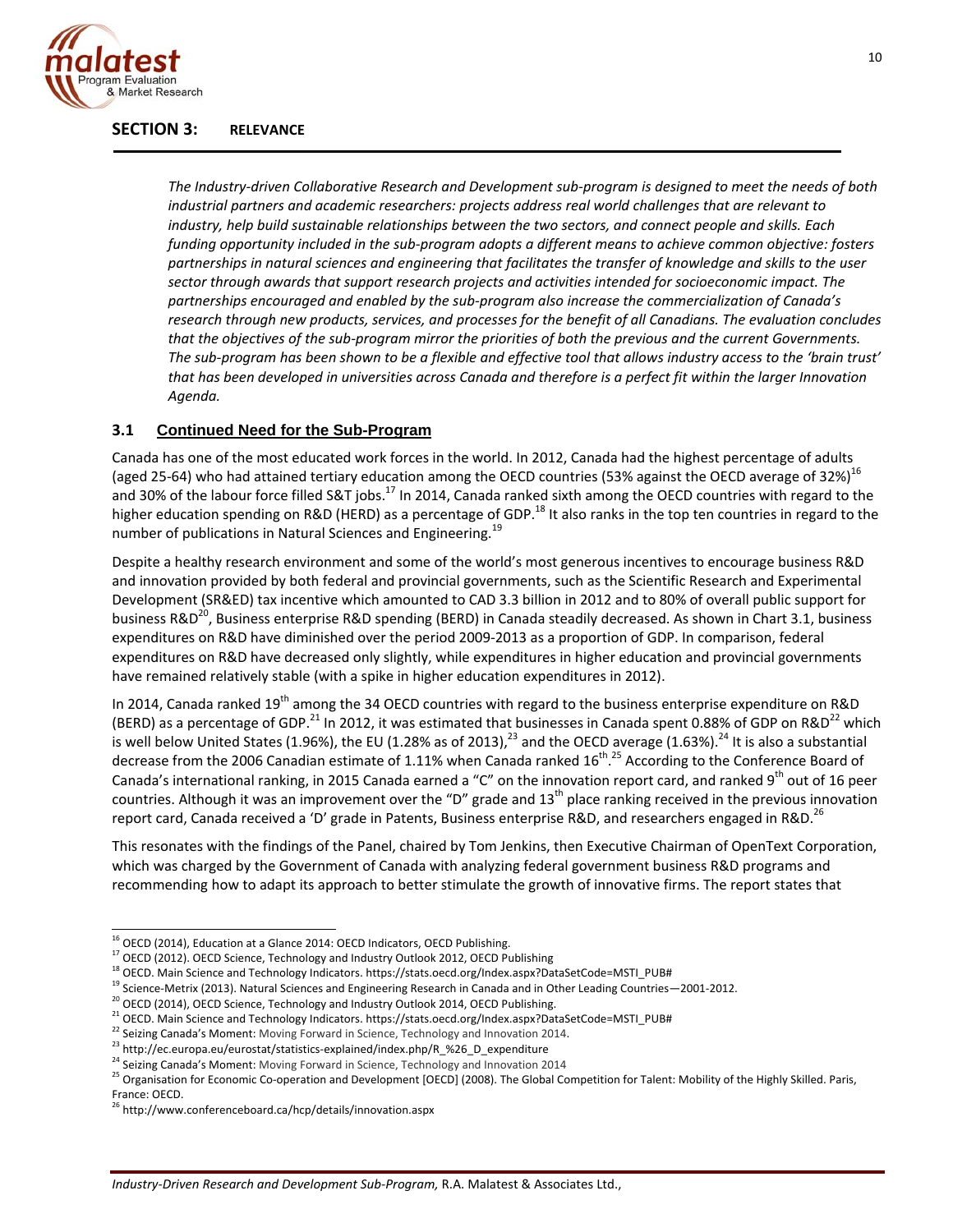## SECTION 3: RELEVANCE

*The Industry-driven Collaborative Research and Development sub-program is designed to meet the needs of both industrial partners and academic researchers: projects address real world challenges that are relevant to industry, help build sustainable relationships between the two sectors, and connect people and skills. Each funding opportunity included in the sub-program adopts a different means to achieve common objective: fosters partnerships in natural sciences and engineering that facilitates the transfer of knowledge and skills to the user sector through awards that support research projects and activities intended for socioeconomic impact. The partnerships encouraged and enabled by the sub-program also increase the commercialization of Canada's research through new products, services, and processes for the benefit of all Canadians. The evaluation concludes that the objectives of the sub-program mirror the priorities of both the previous and the current Governments. The sub-program has been shown to be a flexible and effective tool that allows industry access to the 'brain trust' that has been developed in universities across Canada and therefore is a perfect fit within the larger Innovation Agenda.*

### 3.1 Continued Need for the Sub-Program

Canada has one of the most educated work forces in the world. In 2012, Canada had the highest percentage of adults (aged 25-64) who had attained tertiary education among the OECD countries (53% against the OECD average of 32%)[16] and 30% of the labour force filled S&T jobs.[17] In 2014, Canada ranked sixth among the OECD countries with regard to the higher education spending on R&D (HERD) as a percentage of GDP.[18] It also ranks in the top ten countries in regard to the number of publications in Natural Sciences and Engineering.[19]

Despite a healthy research environment and some of the world's most generous incentives to encourage business R&D and innovation provided by both federal and provincial governments, such as the Scientific Research and Experimental Development (SR&ED) tax incentive which amounted to CAD 3.3 billion in 2012 and to 80% of overall public support for business R&D[20], Business enterprise R&D spending (BERD) in Canada steadily decreased. As shown in Chart 3.1, business expenditures on R&D have diminished over the period 2009-2013 as a proportion of GDP. In comparison, federal expenditures on R&D have decreased only slightly, while expenditures in higher education and provincial governments have remained relatively stable (with a spike in higher education expenditures in 2012).

In 2014, Canada ranked 19th among the 34 OECD countries with regard to the business enterprise expenditure on R&D (BERD) as a percentage of GDP.[21] In 2012, it was estimated that businesses in Canada spent 0.88% of GDP on R&D[22] which is well below United States (1.96%), the EU (1.28% as of 2013),[23] and the OECD average (1.63%).[24] It is also a substantial decrease from the 2006 Canadian estimate of 1.11% when Canada ranked 16th.[25] According to the Conference Board of Canada's international ranking, in 2015 Canada earned a "C" on the innovation report card, and ranked 9th out of 16 peer countries. Although it was an improvement over the "D" grade and 13th place ranking received in the previous innovation report card, Canada received a 'D' grade in Patents, Business enterprise R&D, and researchers engaged in R&D.[26]

This resonates with the findings of the Panel, chaired by Tom Jenkins, then Executive Chairman of OpenText Corporation, which was charged by the Government of Canada with analyzing federal government business R&D programs and recommending how to adapt its approach to better stimulate the growth of innovative firms. The report states that

---

[16] OECD (2014), Education at a Glance 2014: OECD Indicators, OECD Publishing.
[17] OECD (2012). OECD Science, Technology and Industry Outlook 2012, OECD Publishing
[18] OECD. Main Science and Technology Indicators. https://stats.oecd.org/Index.aspx?DataSetCode=MSTI_PUB#
[19] Science-Metrix (2013). Natural Sciences and Engineering Research in Canada and in Other Leading Countries—2001-2012.
[20] OECD (2014), OECD Science, Technology and Industry Outlook 2014, OECD Publishing.
[21] OECD. Main Science and Technology Indicators. https://stats.oecd.org/Index.aspx?DataSetCode=MSTI_PUB#
[22] Seizing Canada's Moment: Moving Forward in Science, Technology and Innovation 2014.
[23] http://ec.europa.eu/eurostat/statistics-explained/index.php/R_%26_D_expenditure
[24] Seizing Canada's Moment: Moving Forward in Science, Technology and Innovation 2014
[25] Organisation for Economic Co-operation and Development [OECD] (2008). The Global Competition for Talent: Mobility of the Highly Skilled. Paris, France: OECD.
[26] http://www.conferenceboard.ca/hcp/details/innovation.aspx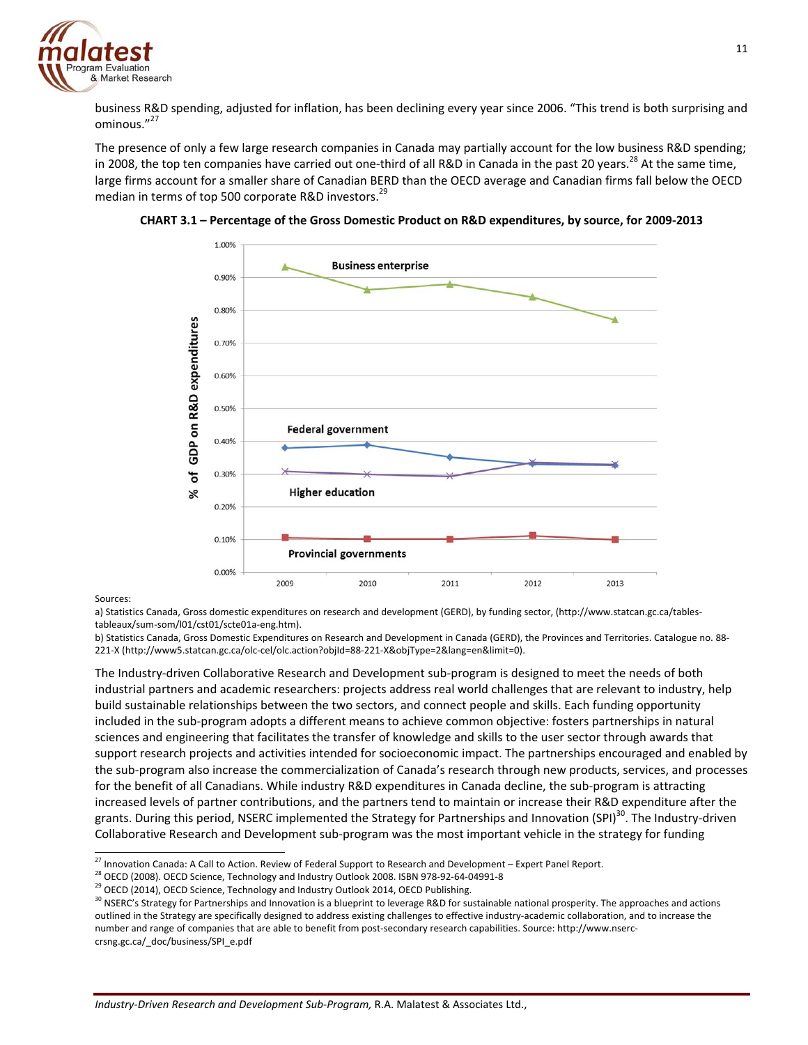business R&D spending, adjusted for inflation, has been declining every year since 2006. "This trend is both surprising and ominous."[27]

The presence of only a few large research companies in Canada may partially account for the low business R&D spending; in 2008, the top ten companies have carried out one-third of all R&D in Canada in the past 20 years.[28] At the same time, large firms account for a smaller share of Canadian BERD than the OECD average and Canadian firms fall below the OECD median in terms of top 500 corporate R&D investors.[29]

**CHART 3.1 – Percentage of the Gross Domestic Product on R&D expenditures, by source, for 2009-2013**

% of GDP on R&D expenditures

1.00%
0.90%
0.80%
0.70%
0.60%
0.50%
0.40%
0.30%
0.20%
0.10%
0.00%

2009 2010 2011 2012 2013

Business enterprise
Federal government
Higher education
Provincial governments

Sources:
a) Statistics Canada, Gross domestic expenditures on research and development (GERD), by funding sector, (http://www.statcan.gc.ca/tables-tableaux/sum-som/l01/cst01/scte01a-eng.htm).
b) Statistics Canada, Gross Domestic Expenditures on Research and Development in Canada (GERD), the Provinces and Territories. Catalogue no. 88-221-X (http://www5.statcan.gc.ca/olc-cel/olc.action?objId=88-221-X&objType=2&lang=en&limit=0).

The Industry-driven Collaborative Research and Development sub-program is designed to meet the needs of both industrial partners and academic researchers: projects address real world challenges that are relevant to industry, help build sustainable relationships between the two sectors, and connect people and skills. Each funding opportunity included in the sub-program adopts a different means to achieve common objective: fosters partnerships in natural sciences and engineering that facilitates the transfer of knowledge and skills to the user sector through awards that support research projects and activities intended for socioeconomic impact. The partnerships encouraged and enabled by the sub-program also increase the commercialization of Canada's research through new products, services, and processes for the benefit of all Canadians. While industry R&D expenditures in Canada decline, the sub-program is attracting increased levels of partner contributions, and the partners tend to maintain or increase their R&D expenditure after the grants. During this period, NSERC implemented the Strategy for Partnerships and Innovation (SPI)[30]. The Industry-driven Collaborative Research and Development sub-program was the most important vehicle in the strategy for funding

---

[27] Innovation Canada: A Call to Action. Review of Federal Support to Research and Development – Expert Panel Report.

[28] OECD (2008). OECD Science, Technology and Industry Outlook 2008. ISBN 978-92-64-04991-8

[29] OECD (2014), OECD Science, Technology and Industry Outlook 2014, OECD Publishing.

[30] NSERC's Strategy for Partnerships and Innovation is a blueprint to leverage R&D for sustainable national prosperity. The approaches and actions outlined in the Strategy are specifically designed to address existing challenges to effective industry-academic collaboration, and to increase the number and range of companies that are able to benefit from post-secondary research capabilities. Source: http://www.nserc-crsng.gc.ca/_doc/business/SPI_e.pdf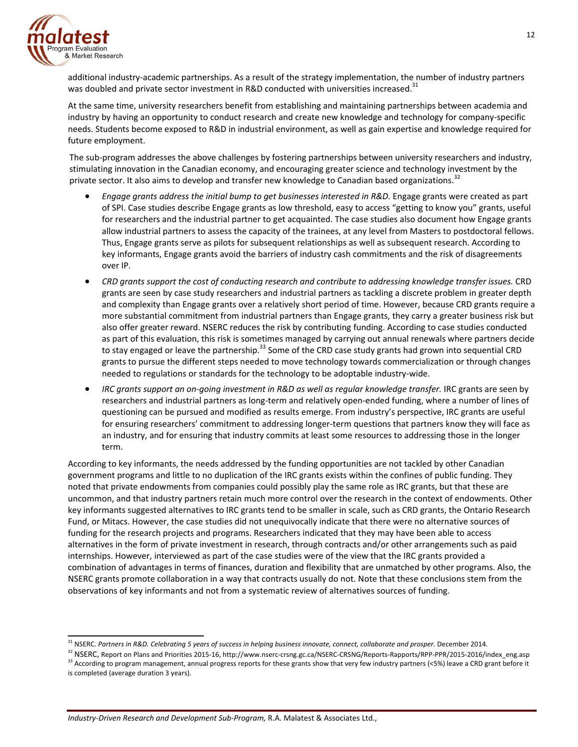additional industry-academic partnerships. As a result of the strategy implementation, the number of industry partners was doubled and private sector investment in R&D conducted with universities increased.[31]

At the same time, university researchers benefit from establishing and maintaining partnerships between academia and industry by having an opportunity to conduct research and create new knowledge and technology for company-specific needs. Students become exposed to R&D in industrial environment, as well as gain expertise and knowledge required for future employment.

The sub-program addresses the above challenges by fostering partnerships between university researchers and industry, stimulating innovation in the Canadian economy, and encouraging greater science and technology investment by the private sector. It also aims to develop and transfer new knowledge to Canadian based organizations.[32]

- *Engage grants address the initial bump to get businesses interested in R&D.* Engage grants were created as part of SPI. Case studies describe Engage grants as low threshold, easy to access "getting to know you" grants, useful for researchers and the industrial partner to get acquainted. The case studies also document how Engage grants allow industrial partners to assess the capacity of the trainees, at any level from Masters to postdoctoral fellows. Thus, Engage grants serve as pilots for subsequent relationships as well as subsequent research. According to key informants, Engage grants avoid the barriers of industry cash commitments and the risk of disagreements over IP.
- *CRD grants support the cost of conducting research and contribute to addressing knowledge transfer issues.* CRD grants are seen by case study researchers and industrial partners as tackling a discrete problem in greater depth and complexity than Engage grants over a relatively short period of time. However, because CRD grants require a more substantial commitment from industrial partners than Engage grants, they carry a greater business risk but also offer greater reward. NSERC reduces the risk by contributing funding. According to case studies conducted as part of this evaluation, this risk is sometimes managed by carrying out annual renewals where partners decide to stay engaged or leave the partnership.[33] Some of the CRD case study grants had grown into sequential CRD grants to pursue the different steps needed to move technology towards commercialization or through changes needed to regulations or standards for the technology to be adoptable industry-wide.
- *IRC grants support an on-going investment in R&D as well as regular knowledge transfer.* IRC grants are seen by researchers and industrial partners as long-term and relatively open-ended funding, where a number of lines of questioning can be pursued and modified as results emerge. From industry's perspective, IRC grants are useful for ensuring researchers' commitment to addressing longer-term questions that partners know they will face as an industry, and for ensuring that industry commits at least some resources to addressing those in the longer term.

According to key informants, the needs addressed by the funding opportunities are not tackled by other Canadian government programs and little to no duplication of the IRC grants exists within the confines of public funding. They noted that private endowments from companies could possibly play the same role as IRC grants, but that these are uncommon, and that industry partners retain much more control over the research in the context of endowments. Other key informants suggested alternatives to IRC grants tend to be smaller in scale, such as CRD grants, the Ontario Research Fund, or Mitacs. However, the case studies did not unequivocally indicate that there were no alternative sources of funding for the research projects and programs. Researchers indicated that they may have been able to access alternatives in the form of private investment in research, through contracts and/or other arrangements such as paid internships. However, interviewed as part of the case studies were of the view that the IRC grants provided a combination of advantages in terms of finances, duration and flexibility that are unmatched by other programs. Also, the NSERC grants promote collaboration in a way that contracts usually do not. Note that these conclusions stem from the observations of key informants and not from a systematic review of alternatives sources of funding.

---

[31] NSERC. *Partners in R&D. Celebrating 5 years of success in helping business innovate, connect, collaborate and prosper.* December 2014.

[32] NSERC, Report on Plans and Priorities 2015-16, http://www.nserc-crsng.gc.ca/NSERC-CRSNG/Reports-Rapports/RPP-PPR/2015-2016/index_eng.asp

[33] According to program management, annual progress reports for these grants show that very few industry partners (<5%) leave a CRD grant before it is completed (average duration 3 years).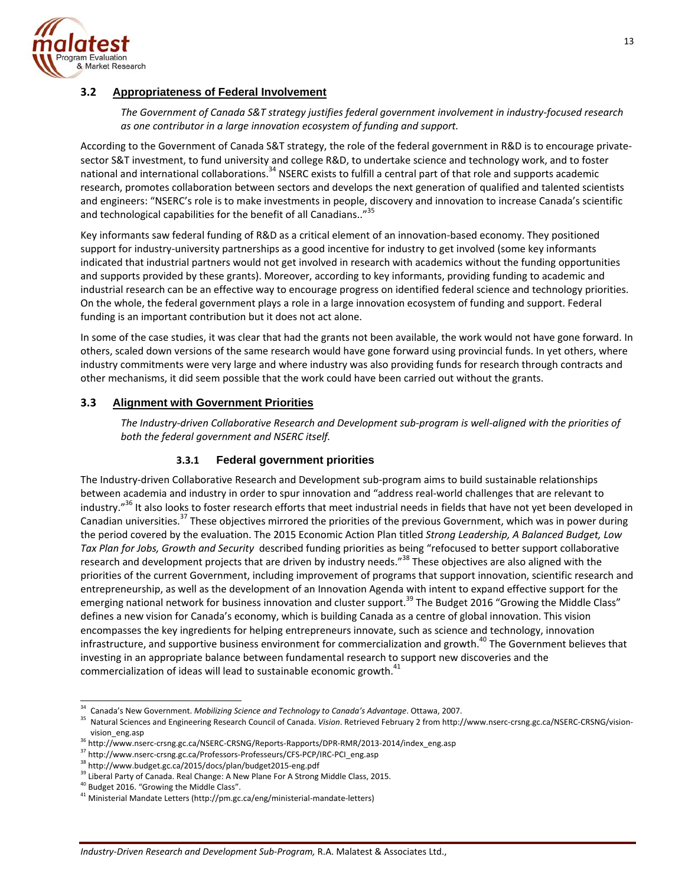## 3.2 Appropriateness of Federal Involvement

*The Government of Canada S&T strategy justifies federal government involvement in industry-focused research as one contributor in a large innovation ecosystem of funding and support.*

According to the Government of Canada S&T strategy, the role of the federal government in R&D is to encourage private-sector S&T investment, to fund university and college R&D, to undertake science and technology work, and to foster national and international collaborations.[34] NSERC exists to fulfill a central part of that role and supports academic research, promotes collaboration between sectors and develops the next generation of qualified and talented scientists and engineers: "NSERC's role is to make investments in people, discovery and innovation to increase Canada's scientific and technological capabilities for the benefit of all Canadians.."[35]

Key informants saw federal funding of R&D as a critical element of an innovation-based economy. They positioned support for industry-university partnerships as a good incentive for industry to get involved (some key informants indicated that industrial partners would not get involved in research with academics without the funding opportunities and supports provided by these grants). Moreover, according to key informants, providing funding to academic and industrial research can be an effective way to encourage progress on identified federal science and technology priorities. On the whole, the federal government plays a role in a large innovation ecosystem of funding and support. Federal funding is an important contribution but it does not act alone.

In some of the case studies, it was clear that had the grants not been available, the work would not have gone forward. In others, scaled down versions of the same research would have gone forward using provincial funds. In yet others, where industry commitments were very large and where industry was also providing funds for research through contracts and other mechanisms, it did seem possible that the work could have been carried out without the grants.

## 3.3 Alignment with Government Priorities

*The Industry-driven Collaborative Research and Development sub-program is well-aligned with the priorities of both the federal government and NSERC itself.*

### 3.3.1 Federal government priorities

The Industry-driven Collaborative Research and Development sub-program aims to build sustainable relationships between academia and industry in order to spur innovation and "address real-world challenges that are relevant to industry."[36] It also looks to foster research efforts that meet industrial needs in fields that have not yet been developed in Canadian universities.[37] These objectives mirrored the priorities of the previous Government, which was in power during the period covered by the evaluation. The 2015 Economic Action Plan titled *Strong Leadership, A Balanced Budget, Low Tax Plan for Jobs, Growth and Security* described funding priorities as being "refocused to better support collaborative research and development projects that are driven by industry needs."[38] These objectives are also aligned with the priorities of the current Government, including improvement of programs that support innovation, scientific research and entrepreneurship, as well as the development of an Innovation Agenda with intent to expand effective support for the emerging national network for business innovation and cluster support.[39] The Budget 2016 "Growing the Middle Class" defines a new vision for Canada's economy, which is building Canada as a centre of global innovation. This vision encompasses the key ingredients for helping entrepreneurs innovate, such as science and technology, innovation infrastructure, and supportive business environment for commercialization and growth.[40] The Government believes that investing in an appropriate balance between fundamental research to support new discoveries and the commercialization of ideas will lead to sustainable economic growth.[41]

---

[34] Canada's New Government. *Mobilizing Science and Technology to Canada's Advantage*. Ottawa, 2007.

[35] Natural Sciences and Engineering Research Council of Canada. *Vision*. Retrieved February 2 from http://www.nserc-crsng.gc.ca/NSERC-CRSNG/vision-vision_eng.asp

[36] http://www.nserc-crsng.gc.ca/NSERC-CRSNG/Reports-Rapports/DPR-RMR/2013-2014/index_eng.asp

[37] http://www.nserc-crsng.gc.ca/Professors-Professeurs/CFS-PCP/IRC-PCI_eng.asp

[38] http://www.budget.gc.ca/2015/docs/plan/budget2015-eng.pdf

[39] Liberal Party of Canada. Real Change: A New Plane For A Strong Middle Class, 2015.

[40] Budget 2016. "Growing the Middle Class".

[41] Ministerial Mandate Letters (http://pm.gc.ca/eng/ministerial-mandate-letters)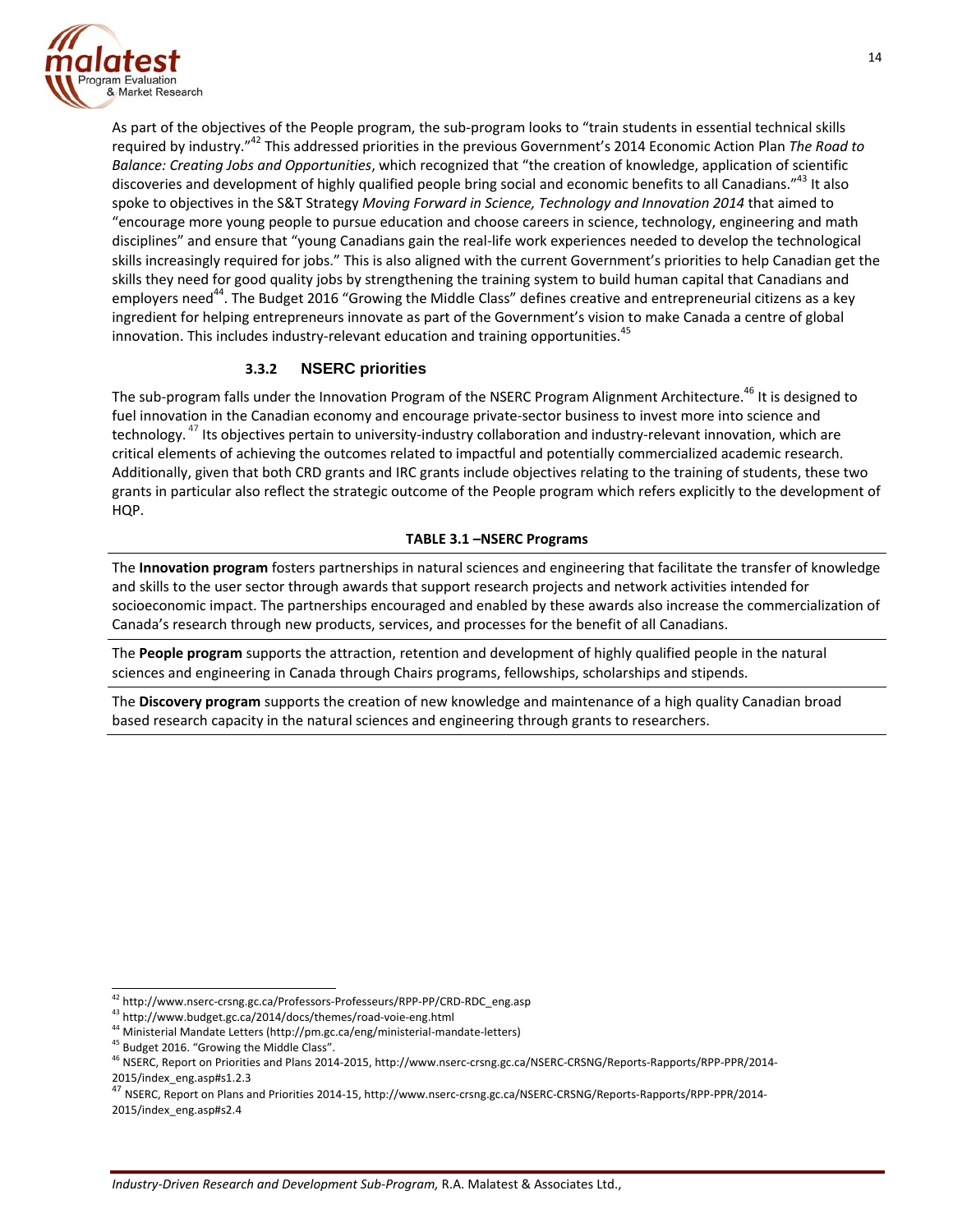As part of the objectives of the People program, the sub-program looks to "train students in essential technical skills required by industry."[42] This addressed priorities in the previous Government's 2014 Economic Action Plan *The Road to Balance: Creating Jobs and Opportunities*, which recognized that "the creation of knowledge, application of scientific discoveries and development of highly qualified people bring social and economic benefits to all Canadians."[43] It also spoke to objectives in the S&T Strategy *Moving Forward in Science, Technology and Innovation 2014* that aimed to "encourage more young people to pursue education and choose careers in science, technology, engineering and math disciplines" and ensure that "young Canadians gain the real-life work experiences needed to develop the technological skills increasingly required for jobs." This is also aligned with the current Government's priorities to help Canadian get the skills they need for good quality jobs by strengthening the training system to build human capital that Canadians and employers need[44]. The Budget 2016 "Growing the Middle Class" defines creative and entrepreneurial citizens as a key ingredient for helping entrepreneurs innovate as part of the Government's vision to make Canada a centre of global innovation. This includes industry-relevant education and training opportunities.[45]

### 3.3.2 NSERC priorities

The sub-program falls under the Innovation Program of the NSERC Program Alignment Architecture.[46] It is designed to fuel innovation in the Canadian economy and encourage private-sector business to invest more into science and technology.[47] Its objectives pertain to university-industry collaboration and industry-relevant innovation, which are critical elements of achieving the outcomes related to impactful and potentially commercialized academic research. Additionally, given that both CRD grants and IRC grants include objectives relating to the training of students, these two grants in particular also reflect the strategic outcome of the People program which refers explicitly to the development of HQP.

**TABLE 3.1 –NSERC Programs**

| |
|---|
| The **Innovation program** fosters partnerships in natural sciences and engineering that facilitate the transfer of knowledge and skills to the user sector through awards that support research projects and network activities intended for socioeconomic impact. The partnerships encouraged and enabled by these awards also increase the commercialization of Canada's research through new products, services, and processes for the benefit of all Canadians. |
| The **People program** supports the attraction, retention and development of highly qualified people in the natural sciences and engineering in Canada through Chairs programs, fellowships, scholarships and stipends. |
| The **Discovery program** supports the creation of new knowledge and maintenance of a high quality Canadian broad based research capacity in the natural sciences and engineering through grants to researchers. |

---

[42] http://www.nserc-crsng.gc.ca/Professors-Professeurs/RPP-PP/CRD-RDC_eng.asp
[43] http://www.budget.gc.ca/2014/docs/themes/road-voie-eng.html
[44] Ministerial Mandate Letters (http://pm.gc.ca/eng/ministerial-mandate-letters)
[45] Budget 2016. "Growing the Middle Class".
[46] NSERC, Report on Priorities and Plans 2014-2015, http://www.nserc-crsng.gc.ca/NSERC-CRSNG/Reports-Rapports/RPP-PPR/2014-2015/index_eng.asp#s1.2.3
[47] NSERC, Report on Plans and Priorities 2014-15, http://www.nserc-crsng.gc.ca/NSERC-CRSNG/Reports-Rapports/RPP-PPR/2014-2015/index_eng.asp#s2.4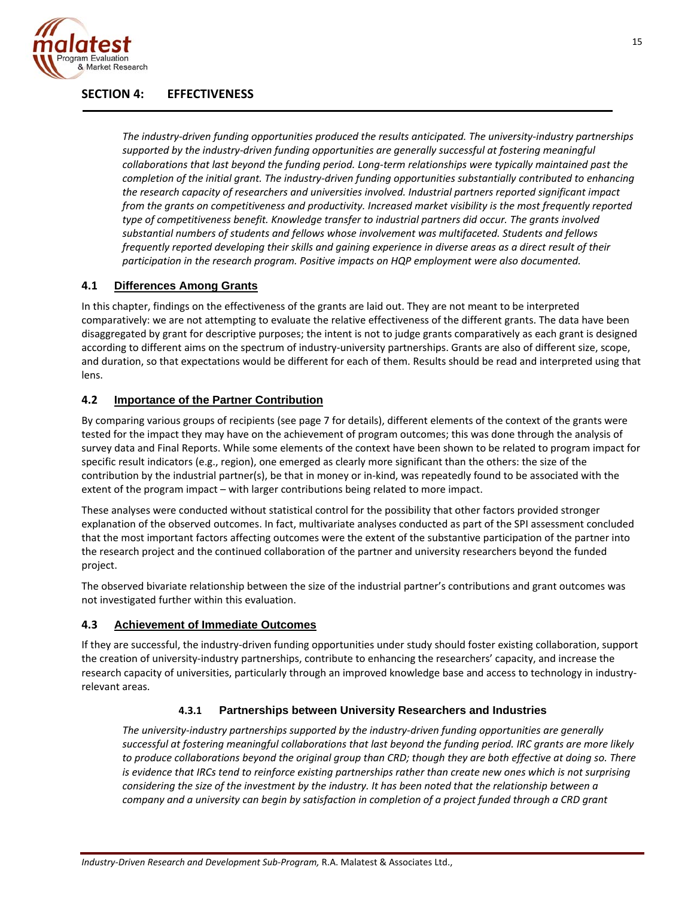# SECTION 4: EFFECTIVENESS

*The industry-driven funding opportunities produced the results anticipated. The university-industry partnerships supported by the industry-driven funding opportunities are generally successful at fostering meaningful collaborations that last beyond the funding period. Long-term relationships were typically maintained past the completion of the initial grant. The industry-driven funding opportunities substantially contributed to enhancing the research capacity of researchers and universities involved. Industrial partners reported significant impact from the grants on competitiveness and productivity. Increased market visibility is the most frequently reported type of competitiveness benefit. Knowledge transfer to industrial partners did occur. The grants involved substantial numbers of students and fellows whose involvement was multifaceted. Students and fellows frequently reported developing their skills and gaining experience in diverse areas as a direct result of their participation in the research program. Positive impacts on HQP employment were also documented.*

## 4.1 Differences Among Grants

In this chapter, findings on the effectiveness of the grants are laid out. They are not meant to be interpreted comparatively: we are not attempting to evaluate the relative effectiveness of the different grants. The data have been disaggregated by grant for descriptive purposes; the intent is not to judge grants comparatively as each grant is designed according to different aims on the spectrum of industry-university partnerships. Grants are also of different size, scope, and duration, so that expectations would be different for each of them. Results should be read and interpreted using that lens.

## 4.2 Importance of the Partner Contribution

By comparing various groups of recipients (see page 7 for details), different elements of the context of the grants were tested for the impact they may have on the achievement of program outcomes; this was done through the analysis of survey data and Final Reports. While some elements of the context have been shown to be related to program impact for specific result indicators (e.g., region), one emerged as clearly more significant than the others: the size of the contribution by the industrial partner(s), be that in money or in-kind, was repeatedly found to be associated with the extent of the program impact – with larger contributions being related to more impact.

These analyses were conducted without statistical control for the possibility that other factors provided stronger explanation of the observed outcomes. In fact, multivariate analyses conducted as part of the SPI assessment concluded that the most important factors affecting outcomes were the extent of the substantive participation of the partner into the research project and the continued collaboration of the partner and university researchers beyond the funded project.

The observed bivariate relationship between the size of the industrial partner's contributions and grant outcomes was not investigated further within this evaluation.

## 4.3 Achievement of Immediate Outcomes

If they are successful, the industry-driven funding opportunities under study should foster existing collaboration, support the creation of university-industry partnerships, contribute to enhancing the researchers' capacity, and increase the research capacity of universities, particularly through an improved knowledge base and access to technology in industry-relevant areas.

### 4.3.1 Partnerships between University Researchers and Industries

*The university-industry partnerships supported by the industry-driven funding opportunities are generally successful at fostering meaningful collaborations that last beyond the funding period. IRC grants are more likely to produce collaborations beyond the original group than CRD; though they are both effective at doing so. There is evidence that IRCs tend to reinforce existing partnerships rather than create new ones which is not surprising considering the size of the investment by the industry. It has been noted that the relationship between a company and a university can begin by satisfaction in completion of a project funded through a CRD grant*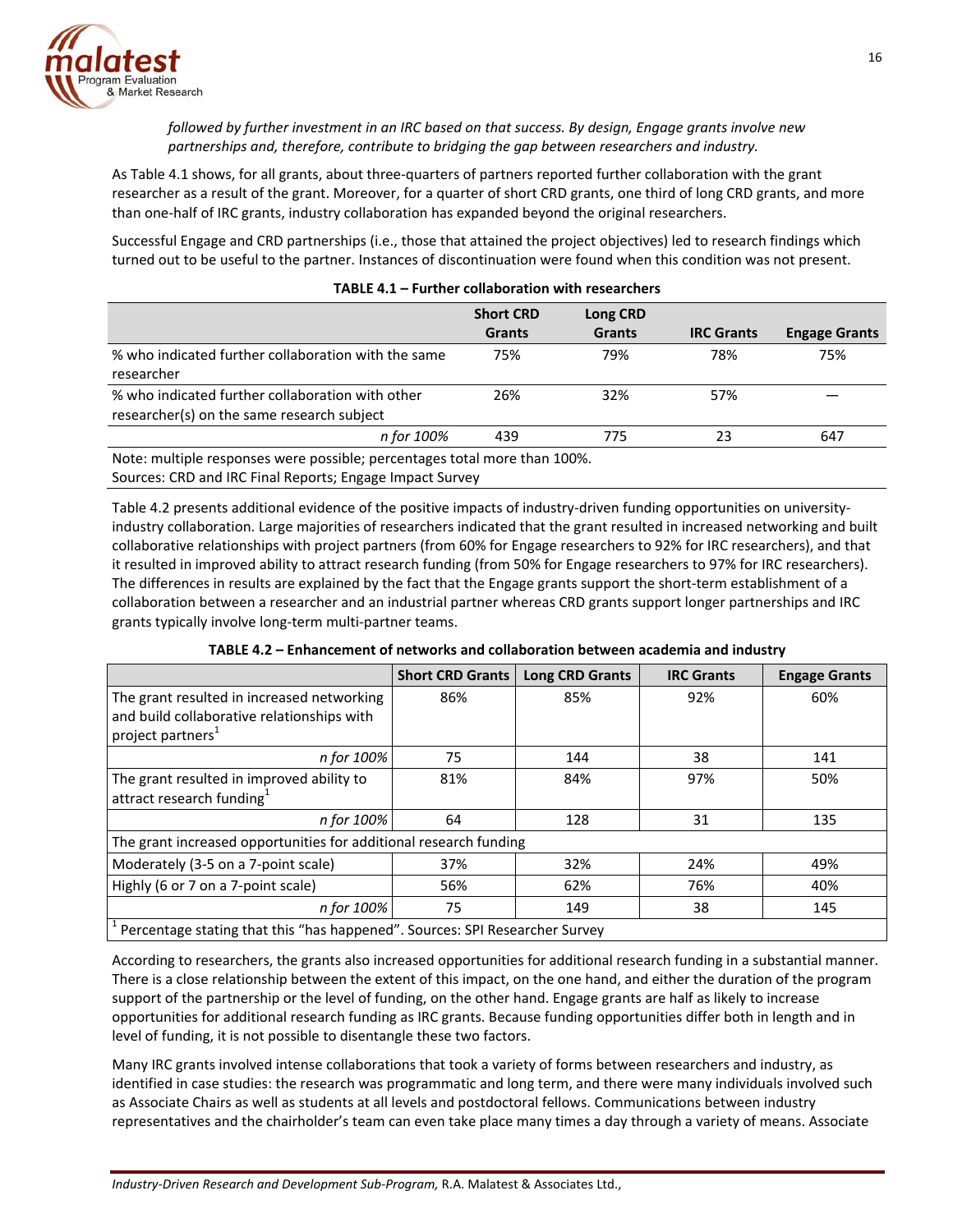*followed by further investment in an IRC based on that success. By design, Engage grants involve new partnerships and, therefore, contribute to bridging the gap between researchers and industry.*

As Table 4.1 shows, for all grants, about three-quarters of partners reported further collaboration with the grant researcher as a result of the grant. Moreover, for a quarter of short CRD grants, one third of long CRD grants, and more than one-half of IRC grants, industry collaboration has expanded beyond the original researchers.

Successful Engage and CRD partnerships (i.e., those that attained the project objectives) led to research findings which turned out to be useful to the partner. Instances of discontinuation were found when this condition was not present.

**TABLE 4.1 – Further collaboration with researchers**

| | Short CRD Grants | Long CRD Grants | IRC Grants | Engage Grants |
|---|---|---|---|---|
| % who indicated further collaboration with the same researcher | 75% | 79% | 78% | 75% |
| % who indicated further collaboration with other researcher(s) on the same research subject | 26% | 32% | 57% | — |
| *n for 100%* | 439 | 775 | 23 | 647 |

Note: multiple responses were possible; percentages total more than 100%.
Sources: CRD and IRC Final Reports; Engage Impact Survey

Table 4.2 presents additional evidence of the positive impacts of industry-driven funding opportunities on university-industry collaboration. Large majorities of researchers indicated that the grant resulted in increased networking and built collaborative relationships with project partners (from 60% for Engage researchers to 92% for IRC researchers), and that it resulted in improved ability to attract research funding (from 50% for Engage researchers to 97% for IRC researchers). The differences in results are explained by the fact that the Engage grants support the short-term establishment of a collaboration between a researcher and an industrial partner whereas CRD grants support longer partnerships and IRC grants typically involve long-term multi-partner teams.

**TABLE 4.2 – Enhancement of networks and collaboration between academia and industry**

| | Short CRD Grants | Long CRD Grants | IRC Grants | Engage Grants |
|---|---|---|---|---|
| The grant resulted in increased networking and build collaborative relationships with project partners[1] | 86% | 85% | 92% | 60% |
| *n for 100%* | 75 | 144 | 38 | 141 |
| The grant resulted in improved ability to attract research funding[1] | 81% | 84% | 97% | 50% |
| *n for 100%* | 64 | 128 | 31 | 135 |
| The grant increased opportunities for additional research funding | | | | |
| Moderately (3-5 on a 7-point scale) | 37% | 32% | 24% | 49% |
| Highly (6 or 7 on a 7-point scale) | 56% | 62% | 76% | 40% |
| *n for 100%* | 75 | 149 | 38 | 145 |

[1] Percentage stating that this "has happened". Sources: SPI Researcher Survey

According to researchers, the grants also increased opportunities for additional research funding in a substantial manner. There is a close relationship between the extent of this impact, on the one hand, and either the duration of the program support of the partnership or the level of funding, on the other hand. Engage grants are half as likely to increase opportunities for additional research funding as IRC grants. Because funding opportunities differ both in length and in level of funding, it is not possible to disentangle these two factors.

Many IRC grants involved intense collaborations that took a variety of forms between researchers and industry, as identified in case studies: the research was programmatic and long term, and there were many individuals involved such as Associate Chairs as well as students at all levels and postdoctoral fellows. Communications between industry representatives and the chairholder's team can even take place many times a day through a variety of means. Associate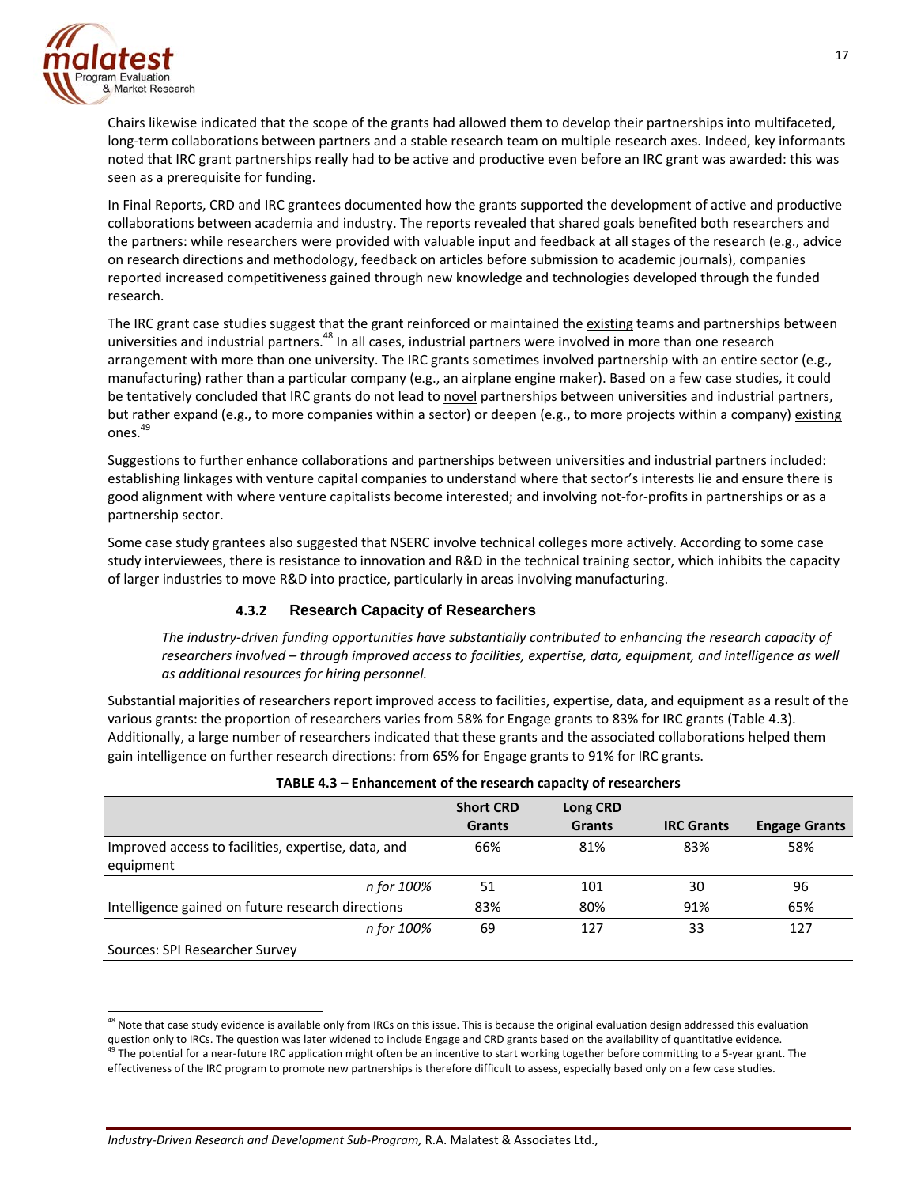Chairs likewise indicated that the scope of the grants had allowed them to develop their partnerships into multifaceted, long-term collaborations between partners and a stable research team on multiple research axes. Indeed, key informants noted that IRC grant partnerships really had to be active and productive even before an IRC grant was awarded: this was seen as a prerequisite for funding.

In Final Reports, CRD and IRC grantees documented how the grants supported the development of active and productive collaborations between academia and industry. The reports revealed that shared goals benefited both researchers and the partners: while researchers were provided with valuable input and feedback at all stages of the research (e.g., advice on research directions and methodology, feedback on articles before submission to academic journals), companies reported increased competitiveness gained through new knowledge and technologies developed through the funded research.

The IRC grant case studies suggest that the grant reinforced or maintained the existing teams and partnerships between universities and industrial partners.[48] In all cases, industrial partners were involved in more than one research arrangement with more than one university. The IRC grants sometimes involved partnership with an entire sector (e.g., manufacturing) rather than a particular company (e.g., an airplane engine maker). Based on a few case studies, it could be tentatively concluded that IRC grants do not lead to novel partnerships between universities and industrial partners, but rather expand (e.g., to more companies within a sector) or deepen (e.g., to more projects within a company) existing ones.[49]

Suggestions to further enhance collaborations and partnerships between universities and industrial partners included: establishing linkages with venture capital companies to understand where that sector's interests lie and ensure there is good alignment with where venture capitalists become interested; and involving not-for-profits in partnerships or as a partnership sector.

Some case study grantees also suggested that NSERC involve technical colleges more actively. According to some case study interviewees, there is resistance to innovation and R&D in the technical training sector, which inhibits the capacity of larger industries to move R&D into practice, particularly in areas involving manufacturing.

### 4.3.2 Research Capacity of Researchers

*The industry-driven funding opportunities have substantially contributed to enhancing the research capacity of researchers involved – through improved access to facilities, expertise, data, equipment, and intelligence as well as additional resources for hiring personnel.*

Substantial majorities of researchers report improved access to facilities, expertise, data, and equipment as a result of the various grants: the proportion of researchers varies from 58% for Engage grants to 83% for IRC grants (Table 4.3). Additionally, a large number of researchers indicated that these grants and the associated collaborations helped them gain intelligence on further research directions: from 65% for Engage grants to 91% for IRC grants.

**TABLE 4.3 – Enhancement of the research capacity of researchers**

| | Short CRD Grants | Long CRD Grants | IRC Grants | Engage Grants |
|---|---|---|---|---|
| Improved access to facilities, expertise, data, and equipment | 66% | 81% | 83% | 58% |
| *n for 100%* | 51 | 101 | 30 | 96 |
| Intelligence gained on future research directions | 83% | 80% | 91% | 65% |
| *n for 100%* | 69 | 127 | 33 | 127 |

Sources: SPI Researcher Survey

[48] Note that case study evidence is available only from IRCs on this issue. This is because the original evaluation design addressed this evaluation question only to IRCs. The question was later widened to include Engage and CRD grants based on the availability of quantitative evidence.

[49] The potential for a near-future IRC application might often be an incentive to start working together before committing to a 5-year grant. The effectiveness of the IRC program to promote new partnerships is therefore difficult to assess, especially based only on a few case studies.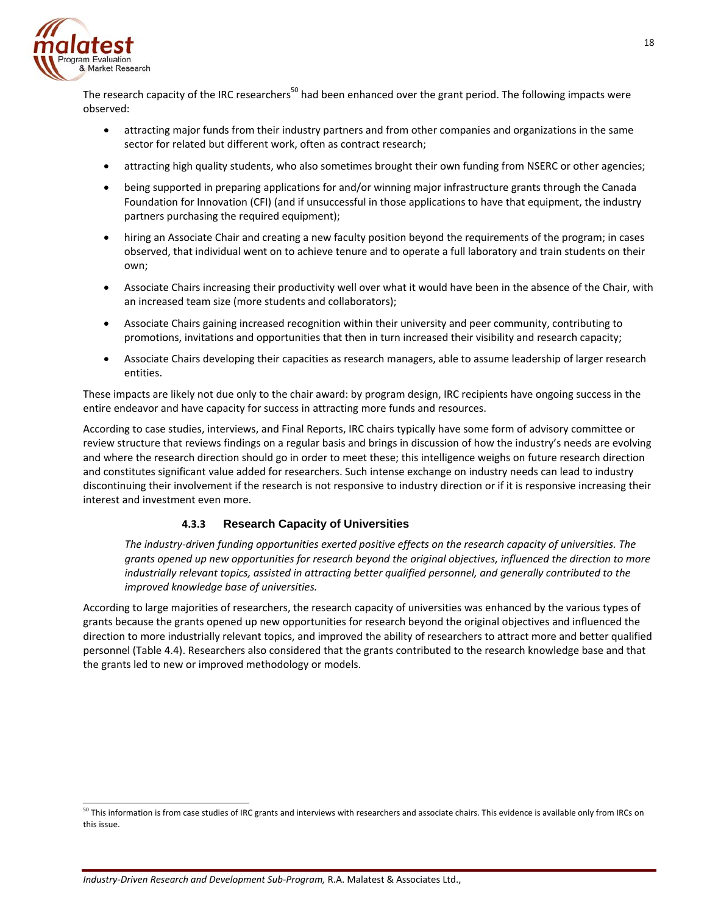The research capacity of the IRC researchers[50] had been enhanced over the grant period. The following impacts were observed:

- attracting major funds from their industry partners and from other companies and organizations in the same sector for related but different work, often as contract research;
- attracting high quality students, who also sometimes brought their own funding from NSERC or other agencies;
- being supported in preparing applications for and/or winning major infrastructure grants through the Canada Foundation for Innovation (CFI) (and if unsuccessful in those applications to have that equipment, the industry partners purchasing the required equipment);
- hiring an Associate Chair and creating a new faculty position beyond the requirements of the program; in cases observed, that individual went on to achieve tenure and to operate a full laboratory and train students on their own;
- Associate Chairs increasing their productivity well over what it would have been in the absence of the Chair, with an increased team size (more students and collaborators);
- Associate Chairs gaining increased recognition within their university and peer community, contributing to promotions, invitations and opportunities that then in turn increased their visibility and research capacity;
- Associate Chairs developing their capacities as research managers, able to assume leadership of larger research entities.

These impacts are likely not due only to the chair award: by program design, IRC recipients have ongoing success in the entire endeavor and have capacity for success in attracting more funds and resources.

According to case studies, interviews, and Final Reports, IRC chairs typically have some form of advisory committee or review structure that reviews findings on a regular basis and brings in discussion of how the industry's needs are evolving and where the research direction should go in order to meet these; this intelligence weighs on future research direction and constitutes significant value added for researchers. Such intense exchange on industry needs can lead to industry discontinuing their involvement if the research is not responsive to industry direction or if it is responsive increasing their interest and investment even more.

### 4.3.3 Research Capacity of Universities

*The industry-driven funding opportunities exerted positive effects on the research capacity of universities. The grants opened up new opportunities for research beyond the original objectives, influenced the direction to more industrially relevant topics, assisted in attracting better qualified personnel, and generally contributed to the improved knowledge base of universities.*

According to large majorities of researchers, the research capacity of universities was enhanced by the various types of grants because the grants opened up new opportunities for research beyond the original objectives and influenced the direction to more industrially relevant topics, and improved the ability of researchers to attract more and better qualified personnel (Table 4.4). Researchers also considered that the grants contributed to the research knowledge base and that the grants led to new or improved methodology or models.

[50] This information is from case studies of IRC grants and interviews with researchers and associate chairs. This evidence is available only from IRCs on this issue.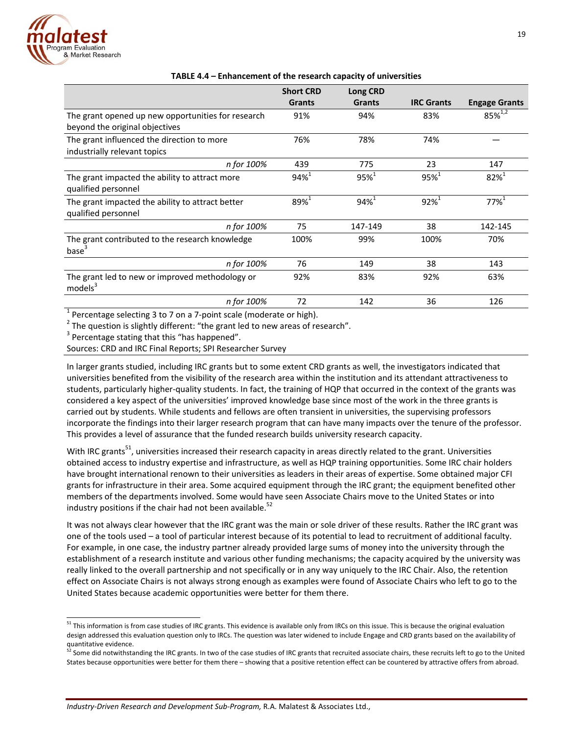**TABLE 4.4 – Enhancement of the research capacity of universities**

| | Short CRD Grants | Long CRD Grants | IRC Grants | Engage Grants |
|---|---|---|---|---|
| The grant opened up new opportunities for research beyond the original objectives | 91% | 94% | 83% | 85%[1,2] |
| The grant influenced the direction to more industrially relevant topics | 76% | 78% | 74% | — |
| *n for 100%* | 439 | 775 | 23 | 147 |
| The grant impacted the ability to attract more qualified personnel | 94%[1] | 95%[1] | 95%[1] | 82%[1] |
| The grant impacted the ability to attract better qualified personnel | 89%[1] | 94%[1] | 92%[1] | 77%[1] |
| *n for 100%* | 75 | 147-149 | 38 | 142-145 |
| The grant contributed to the research knowledge base[3] | 100% | 99% | 100% | 70% |
| *n for 100%* | 76 | 149 | 38 | 143 |
| The grant led to new or improved methodology or models[3] | 92% | 83% | 92% | 63% |
| *n for 100%* | 72 | 142 | 36 | 126 |

[1] Percentage selecting 3 to 7 on a 7-point scale (moderate or high).
[2] The question is slightly different: "the grant led to new areas of research".
[3] Percentage stating that this "has happened".
Sources: CRD and IRC Final Reports; SPI Researcher Survey

In larger grants studied, including IRC grants but to some extent CRD grants as well, the investigators indicated that universities benefited from the visibility of the research area within the institution and its attendant attractiveness to students, particularly higher-quality students. In fact, the training of HQP that occurred in the context of the grants was considered a key aspect of the universities' improved knowledge base since most of the work in the three grants is carried out by students. While students and fellows are often transient in universities, the supervising professors incorporate the findings into their larger research program that can have many impacts over the tenure of the professor. This provides a level of assurance that the funded research builds university research capacity.

With IRC grants[51], universities increased their research capacity in areas directly related to the grant. Universities obtained access to industry expertise and infrastructure, as well as HQP training opportunities. Some IRC chair holders have brought international renown to their universities as leaders in their areas of expertise. Some obtained major CFI grants for infrastructure in their area. Some acquired equipment through the IRC grant; the equipment benefited other members of the departments involved. Some would have seen Associate Chairs move to the United States or into industry positions if the chair had not been available.[52]

It was not always clear however that the IRC grant was the main or sole driver of these results. Rather the IRC grant was one of the tools used – a tool of particular interest because of its potential to lead to recruitment of additional faculty. For example, in one case, the industry partner already provided large sums of money into the university through the establishment of a research institute and various other funding mechanisms; the capacity acquired by the university was really linked to the overall partnership and not specifically or in any way uniquely to the IRC Chair. Also, the retention effect on Associate Chairs is not always strong enough as examples were found of Associate Chairs who left to go to the United States because academic opportunities were better for them there.

[51] This information is from case studies of IRC grants. This evidence is available only from IRCs on this issue. This is because the original evaluation design addressed this evaluation question only to IRCs. The question was later widened to include Engage and CRD grants based on the availability of quantitative evidence.

[52] Some did notwithstanding the IRC grants. In two of the case studies of IRC grants that recruited associate chairs, these recruits left to go to the United States because opportunities were better for them there – showing that a positive retention effect can be countered by attractive offers from abroad.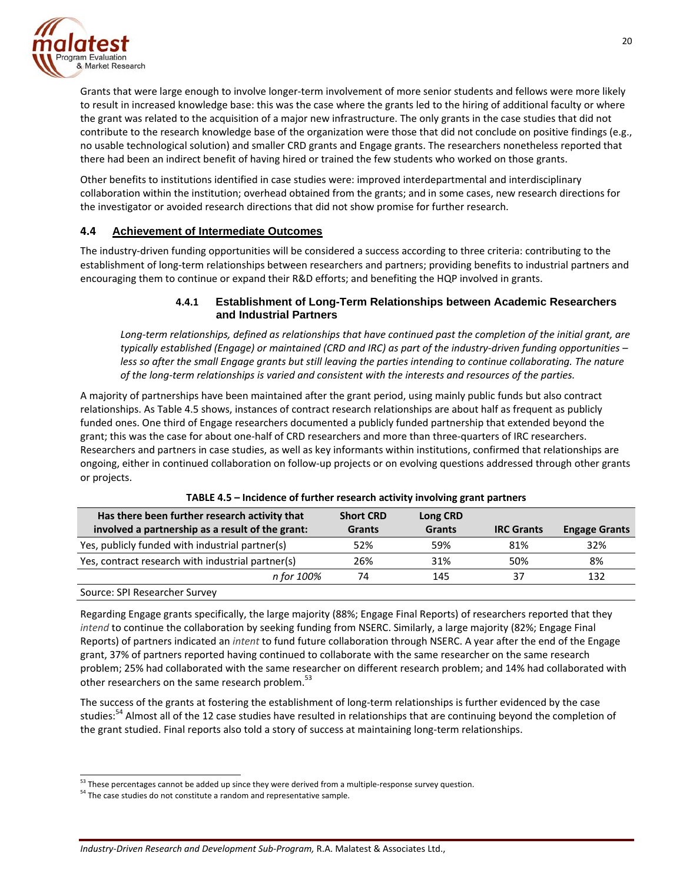Grants that were large enough to involve longer-term involvement of more senior students and fellows were more likely to result in increased knowledge base: this was the case where the grants led to the hiring of additional faculty or where the grant was related to the acquisition of a major new infrastructure. The only grants in the case studies that did not contribute to the research knowledge base of the organization were those that did not conclude on positive findings (e.g., no usable technological solution) and smaller CRD grants and Engage grants. The researchers nonetheless reported that there had been an indirect benefit of having hired or trained the few students who worked on those grants.

Other benefits to institutions identified in case studies were: improved interdepartmental and interdisciplinary collaboration within the institution; overhead obtained from the grants; and in some cases, new research directions for the investigator or avoided research directions that did not show promise for further research.

## 4.4 Achievement of Intermediate Outcomes

The industry-driven funding opportunities will be considered a success according to three criteria: contributing to the establishment of long-term relationships between researchers and partners; providing benefits to industrial partners and encouraging them to continue or expand their R&D efforts; and benefiting the HQP involved in grants.

### 4.4.1 Establishment of Long-Term Relationships between Academic Researchers and Industrial Partners

*Long-term relationships, defined as relationships that have continued past the completion of the initial grant, are typically established (Engage) or maintained (CRD and IRC) as part of the industry-driven funding opportunities – less so after the small Engage grants but still leaving the parties intending to continue collaborating. The nature of the long-term relationships is varied and consistent with the interests and resources of the parties.*

A majority of partnerships have been maintained after the grant period, using mainly public funds but also contract relationships. As Table 4.5 shows, instances of contract research relationships are about half as frequent as publicly funded ones. One third of Engage researchers documented a publicly funded partnership that extended beyond the grant; this was the case for about one-half of CRD researchers and more than three-quarters of IRC researchers. Researchers and partners in case studies, as well as key informants within institutions, confirmed that relationships are ongoing, either in continued collaboration on follow-up projects or on evolving questions addressed through other grants or projects.

**TABLE 4.5 – Incidence of further research activity involving grant partners**

| Has there been further research activity that involved a partnership as a result of the grant: | Short CRD Grants | Long CRD Grants | IRC Grants | Engage Grants |
|---|---|---|---|---|
| Yes, publicly funded with industrial partner(s) | 52% | 59% | 81% | 32% |
| Yes, contract research with industrial partner(s) | 26% | 31% | 50% | 8% |
| *n for 100%* | 74 | 145 | 37 | 132 |

Source: SPI Researcher Survey

Regarding Engage grants specifically, the large majority (88%; Engage Final Reports) of researchers reported that they *intend* to continue the collaboration by seeking funding from NSERC. Similarly, a large majority (82%; Engage Final Reports) of partners indicated an *intent* to fund future collaboration through NSERC. A year after the end of the Engage grant, 37% of partners reported having continued to collaborate with the same researcher on the same research problem; 25% had collaborated with the same researcher on different research problem; and 14% had collaborated with other researchers on the same research problem.[53]

The success of the grants at fostering the establishment of long-term relationships is further evidenced by the case studies:[54] Almost all of the 12 case studies have resulted in relationships that are continuing beyond the completion of the grant studied. Final reports also told a story of success at maintaining long-term relationships.

[53] These percentages cannot be added up since they were derived from a multiple-response survey question.

[54] The case studies do not constitute a random and representative sample.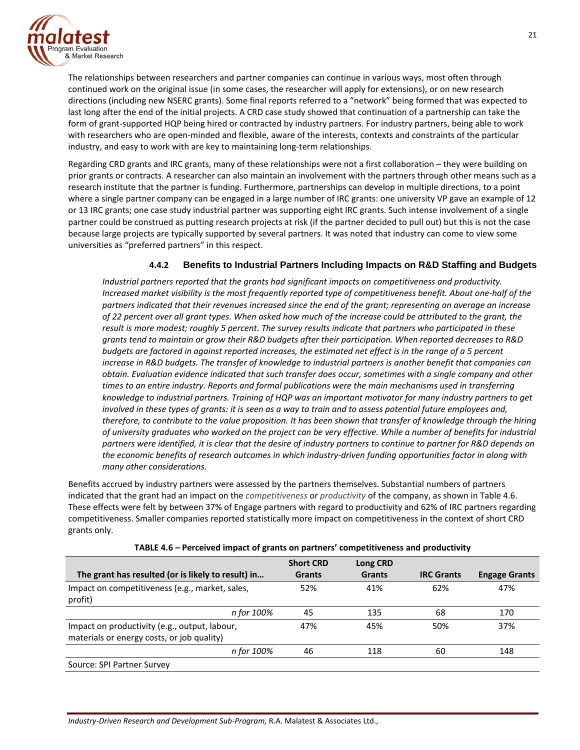The relationships between researchers and partner companies can continue in various ways, most often through continued work on the original issue (in some cases, the researcher will apply for extensions), or on new research directions (including new NSERC grants). Some final reports referred to a "network" being formed that was expected to last long after the end of the initial projects. A CRD case study showed that continuation of a partnership can take the form of grant-supported HQP being hired or contracted by industry partners. For industry partners, being able to work with researchers who are open-minded and flexible, aware of the interests, contexts and constraints of the particular industry, and easy to work with are key to maintaining long-term relationships.

Regarding CRD grants and IRC grants, many of these relationships were not a first collaboration – they were building on prior grants or contracts. A researcher can also maintain an involvement with the partners through other means such as a research institute that the partner is funding. Furthermore, partnerships can develop in multiple directions, to a point where a single partner company can be engaged in a large number of IRC grants: one university VP gave an example of 12 or 13 IRC grants; one case study industrial partner was supporting eight IRC grants. Such intense involvement of a single partner could be construed as putting research projects at risk (if the partner decided to pull out) but this is not the case because large projects are typically supported by several partners. It was noted that industry can come to view some universities as "preferred partners" in this respect.

#### 4.4.2 Benefits to Industrial Partners Including Impacts on R&D Staffing and Budgets

*Industrial partners reported that the grants had significant impacts on competitiveness and productivity. Increased market visibility is the most frequently reported type of competitiveness benefit. About one-half of the partners indicated that their revenues increased since the end of the grant; representing on average an increase of 22 percent over all grant types. When asked how much of the increase could be attributed to the grant, the result is more modest; roughly 5 percent. The survey results indicate that partners who participated in these grants tend to maintain or grow their R&D budgets after their participation. When reported decreases to R&D budgets are factored in against reported increases, the estimated net effect is in the range of a 5 percent increase in R&D budgets. The transfer of knowledge to industrial partners is another benefit that companies can obtain. Evaluation evidence indicated that such transfer does occur, sometimes with a single company and other times to an entire industry. Reports and formal publications were the main mechanisms used in transferring knowledge to industrial partners. Training of HQP was an important motivator for many industry partners to get involved in these types of grants: it is seen as a way to train and to assess potential future employees and, therefore, to contribute to the value proposition. It has been shown that transfer of knowledge through the hiring of university graduates who worked on the project can be very effective. While a number of benefits for industrial partners were identified, it is clear that the desire of industry partners to continue to partner for R&D depends on the economic benefits of research outcomes in which industry-driven funding opportunities factor in along with many other considerations.*

Benefits accrued by industry partners were assessed by the partners themselves. Substantial numbers of partners indicated that the grant had an impact on the *competitiveness* or *productivity* of the company, as shown in Table 4.6. These effects were felt by between 37% of Engage partners with regard to productivity and 62% of IRC partners regarding competitiveness. Smaller companies reported statistically more impact on competitiveness in the context of short CRD grants only.

**TABLE 4.6 – Perceived impact of grants on partners' competitiveness and productivity**

| The grant has resulted (or is likely to result) in… | Short CRD Grants | Long CRD Grants | IRC Grants | Engage Grants |
|---|---|---|---|---|
| Impact on competitiveness (e.g., market, sales, profit) | 52% | 41% | 62% | 47% |
| *n for 100%* | 45 | 135 | 68 | 170 |
| Impact on productivity (e.g., output, labour, materials or energy costs, or job quality) | 47% | 45% | 50% | 37% |
| *n for 100%* | 46 | 118 | 60 | 148 |

Source: SPI Partner Survey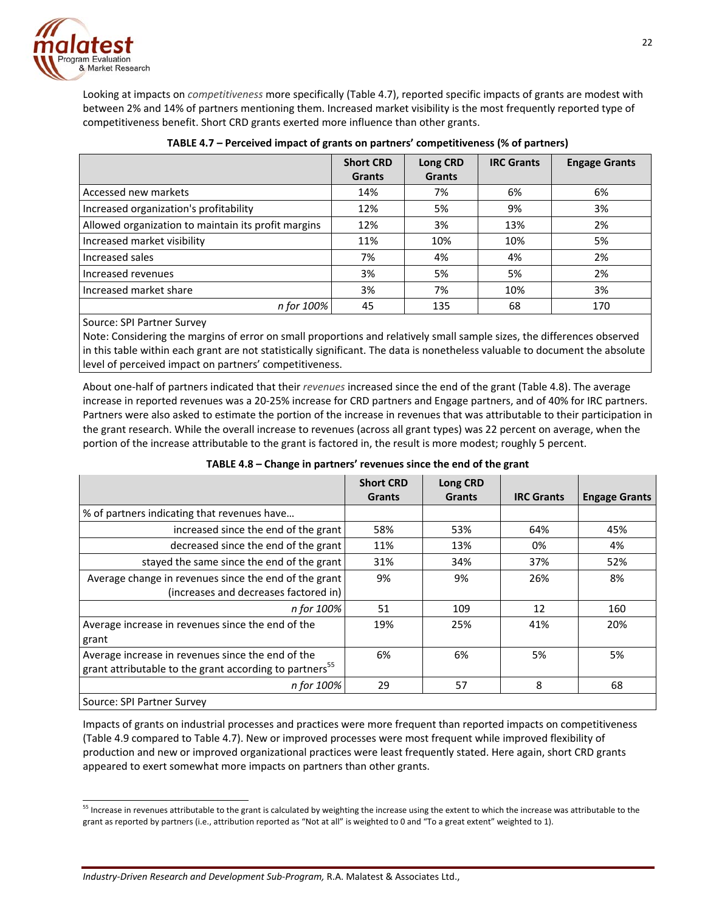Looking at impacts on *competitiveness* more specifically (Table 4.7), reported specific impacts of grants are modest with between 2% and 14% of partners mentioning them. Increased market visibility is the most frequently reported type of competitiveness benefit. Short CRD grants exerted more influence than other grants.

**TABLE 4.7 – Perceived impact of grants on partners' competitiveness (% of partners)**

| | Short CRD Grants | Long CRD Grants | IRC Grants | Engage Grants |
|---|---|---|---|---|
| Accessed new markets | 14% | 7% | 6% | 6% |
| Increased organization's profitability | 12% | 5% | 9% | 3% |
| Allowed organization to maintain its profit margins | 12% | 3% | 13% | 2% |
| Increased market visibility | 11% | 10% | 10% | 5% |
| Increased sales | 7% | 4% | 4% | 2% |
| Increased revenues | 3% | 5% | 5% | 2% |
| Increased market share | 3% | 7% | 10% | 3% |
| *n for 100%* | 45 | 135 | 68 | 170 |

Source: SPI Partner Survey
Note: Considering the margins of error on small proportions and relatively small sample sizes, the differences observed in this table within each grant are not statistically significant. The data is nonetheless valuable to document the absolute level of perceived impact on partners' competitiveness.

About one-half of partners indicated that their *revenues* increased since the end of the grant (Table 4.8). The average increase in reported revenues was a 20-25% increase for CRD partners and Engage partners, and of 40% for IRC partners. Partners were also asked to estimate the portion of the increase in revenues that was attributable to their participation in the grant research. While the overall increase to revenues (across all grant types) was 22 percent on average, when the portion of the increase attributable to the grant is factored in, the result is more modest; roughly 5 percent.

**TABLE 4.8 – Change in partners' revenues since the end of the grant**

| | Short CRD Grants | Long CRD Grants | IRC Grants | Engage Grants |
|---|---|---|---|---|
| % of partners indicating that revenues have… | | | | |
| increased since the end of the grant | 58% | 53% | 64% | 45% |
| decreased since the end of the grant | 11% | 13% | 0% | 4% |
| stayed the same since the end of the grant | 31% | 34% | 37% | 52% |
| Average change in revenues since the end of the grant (increases and decreases factored in) | 9% | 9% | 26% | 8% |
| *n for 100%* | 51 | 109 | 12 | 160 |
| Average increase in revenues since the end of the grant | 19% | 25% | 41% | 20% |
| Average increase in revenues since the end of the grant attributable to the grant according to partners[55] | 6% | 6% | 5% | 5% |
| *n for 100%* | 29 | 57 | 8 | 68 |

Source: SPI Partner Survey

Impacts of grants on industrial processes and practices were more frequent than reported impacts on competitiveness (Table 4.9 compared to Table 4.7). New or improved processes were most frequent while improved flexibility of production and new or improved organizational practices were least frequently stated. Here again, short CRD grants appeared to exert somewhat more impacts on partners than other grants.

---

[55] Increase in revenues attributable to the grant is calculated by weighting the increase using the extent to which the increase was attributable to the grant as reported by partners (i.e., attribution reported as "Not at all" is weighted to 0 and "To a great extent" weighted to 1).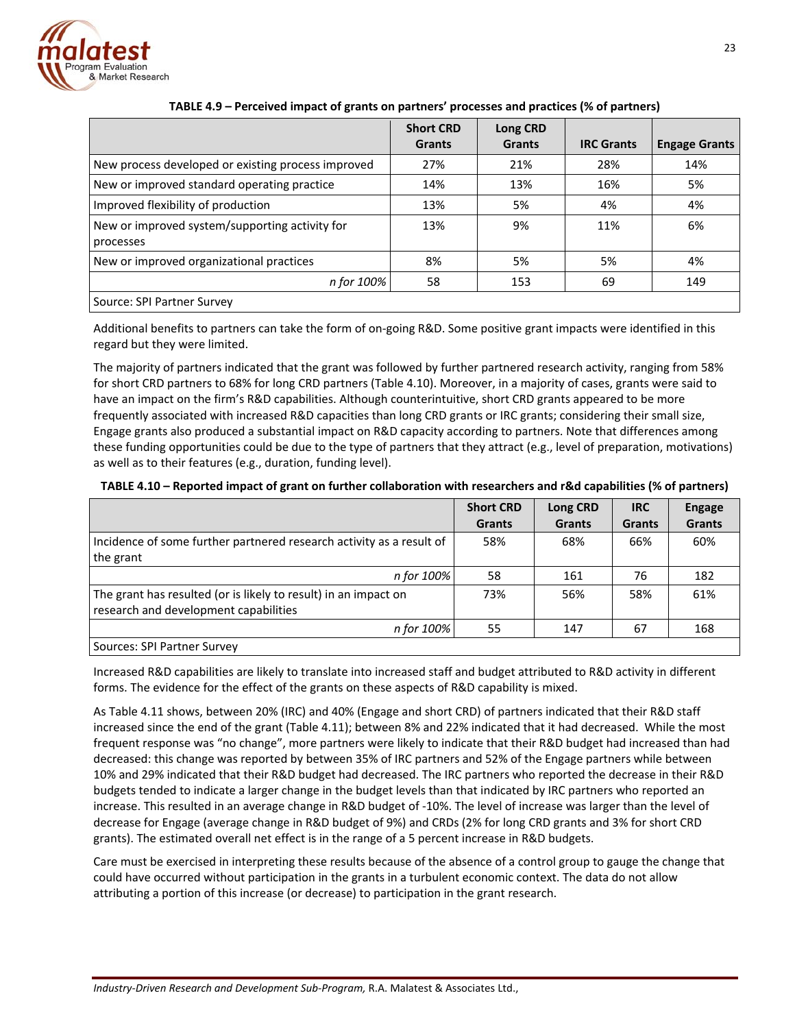**TABLE 4.9 – Perceived impact of grants on partners' processes and practices (% of partners)**

| | Short CRD Grants | Long CRD Grants | IRC Grants | Engage Grants |
|---|---|---|---|---|
| New process developed or existing process improved | 27% | 21% | 28% | 14% |
| New or improved standard operating practice | 14% | 13% | 16% | 5% |
| Improved flexibility of production | 13% | 5% | 4% | 4% |
| New or improved system/supporting activity for processes | 13% | 9% | 11% | 6% |
| New or improved organizational practices | 8% | 5% | 5% | 4% |
| *n for 100%* | 58 | 153 | 69 | 149 |
| Source: SPI Partner Survey | | | | |

Additional benefits to partners can take the form of on-going R&D. Some positive grant impacts were identified in this regard but they were limited.

The majority of partners indicated that the grant was followed by further partnered research activity, ranging from 58% for short CRD partners to 68% for long CRD partners (Table 4.10). Moreover, in a majority of cases, grants were said to have an impact on the firm's R&D capabilities. Although counterintuitive, short CRD grants appeared to be more frequently associated with increased R&D capacities than long CRD grants or IRC grants; considering their small size, Engage grants also produced a substantial impact on R&D capacity according to partners. Note that differences among these funding opportunities could be due to the type of partners that they attract (e.g., level of preparation, motivations) as well as to their features (e.g., duration, funding level).

**TABLE 4.10 – Reported impact of grant on further collaboration with researchers and r&d capabilities (% of partners)**

| | Short CRD Grants | Long CRD Grants | IRC Grants | Engage Grants |
|---|---|---|---|---|
| Incidence of some further partnered research activity as a result of the grant | 58% | 68% | 66% | 60% |
| *n for 100%* | 58 | 161 | 76 | 182 |
| The grant has resulted (or is likely to result) in an impact on research and development capabilities | 73% | 56% | 58% | 61% |
| *n for 100%* | 55 | 147 | 67 | 168 |
| Sources: SPI Partner Survey | | | | |

Increased R&D capabilities are likely to translate into increased staff and budget attributed to R&D activity in different forms. The evidence for the effect of the grants on these aspects of R&D capability is mixed.

As Table 4.11 shows, between 20% (IRC) and 40% (Engage and short CRD) of partners indicated that their R&D staff increased since the end of the grant (Table 4.11); between 8% and 22% indicated that it had decreased. While the most frequent response was "no change", more partners were likely to indicate that their R&D budget had increased than had decreased: this change was reported by between 35% of IRC partners and 52% of the Engage partners while between 10% and 29% indicated that their R&D budget had decreased. The IRC partners who reported the decrease in their R&D budgets tended to indicate a larger change in the budget levels than that indicated by IRC partners who reported an increase. This resulted in an average change in R&D budget of -10%. The level of increase was larger than the level of decrease for Engage (average change in R&D budget of 9%) and CRDs (2% for long CRD grants and 3% for short CRD grants). The estimated overall net effect is in the range of a 5 percent increase in R&D budgets.

Care must be exercised in interpreting these results because of the absence of a control group to gauge the change that could have occurred without participation in the grants in a turbulent economic context. The data do not allow attributing a portion of this increase (or decrease) to participation in the grant research.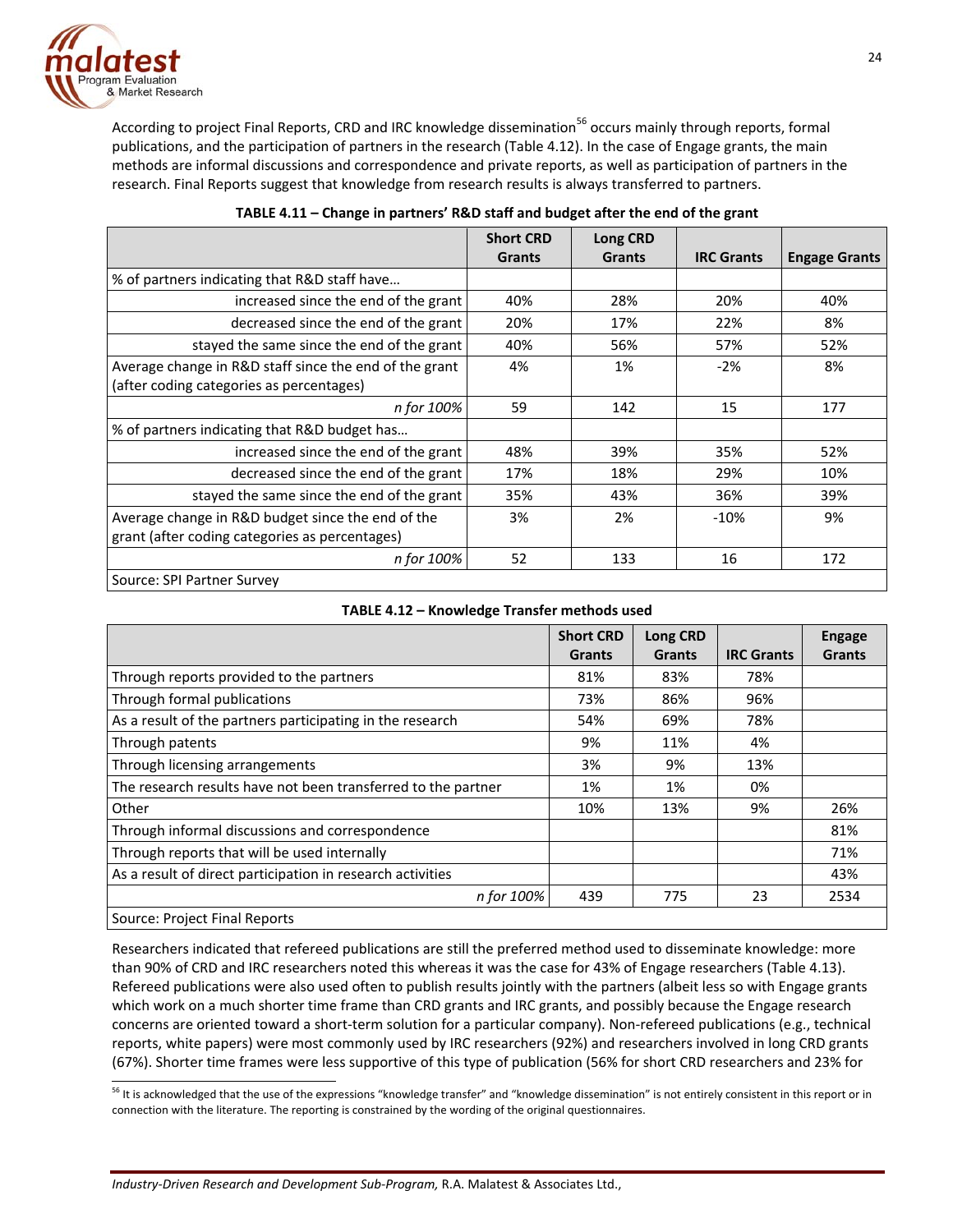According to project Final Reports, CRD and IRC knowledge dissemination[56] occurs mainly through reports, formal publications, and the participation of partners in the research (Table 4.12). In the case of Engage grants, the main methods are informal discussions and correspondence and private reports, as well as participation of partners in the research. Final Reports suggest that knowledge from research results is always transferred to partners.

**TABLE 4.11 – Change in partners' R&D staff and budget after the end of the grant**

| | Short CRD Grants | Long CRD Grants | IRC Grants | Engage Grants |
|---|---|---|---|---|
| % of partners indicating that R&D staff have… | | | | |
| increased since the end of the grant | 40% | 28% | 20% | 40% |
| decreased since the end of the grant | 20% | 17% | 22% | 8% |
| stayed the same since the end of the grant | 40% | 56% | 57% | 52% |
| Average change in R&D staff since the end of the grant (after coding categories as percentages) | 4% | 1% | -2% | 8% |
| *n for 100%* | 59 | 142 | 15 | 177 |
| % of partners indicating that R&D budget has… | | | | |
| increased since the end of the grant | 48% | 39% | 35% | 52% |
| decreased since the end of the grant | 17% | 18% | 29% | 10% |
| stayed the same since the end of the grant | 35% | 43% | 36% | 39% |
| Average change in R&D budget since the end of the grant (after coding categories as percentages) | 3% | 2% | -10% | 9% |
| *n for 100%* | 52 | 133 | 16 | 172 |
| Source: SPI Partner Survey | | | | |

**TABLE 4.12 – Knowledge Transfer methods used**

| | Short CRD Grants | Long CRD Grants | IRC Grants | Engage Grants |
|---|---|---|---|---|
| Through reports provided to the partners | 81% | 83% | 78% | |
| Through formal publications | 73% | 86% | 96% | |
| As a result of the partners participating in the research | 54% | 69% | 78% | |
| Through patents | 9% | 11% | 4% | |
| Through licensing arrangements | 3% | 9% | 13% | |
| The research results have not been transferred to the partner | 1% | 1% | 0% | |
| Other | 10% | 13% | 9% | 26% |
| Through informal discussions and correspondence | | | | 81% |
| Through reports that will be used internally | | | | 71% |
| As a result of direct participation in research activities | | | | 43% |
| *n for 100%* | 439 | 775 | 23 | 2534 |
| Source: Project Final Reports | | | | |

Researchers indicated that refereed publications are still the preferred method used to disseminate knowledge: more than 90% of CRD and IRC researchers noted this whereas it was the case for 43% of Engage researchers (Table 4.13). Refereed publications were also used often to publish results jointly with the partners (albeit less so with Engage grants which work on a much shorter time frame than CRD grants and IRC grants, and possibly because the Engage research concerns are oriented toward a short-term solution for a particular company). Non-refereed publications (e.g., technical reports, white papers) were most commonly used by IRC researchers (92%) and researchers involved in long CRD grants (67%). Shorter time frames were less supportive of this type of publication (56% for short CRD researchers and 23% for

[56] It is acknowledged that the use of the expressions "knowledge transfer" and "knowledge dissemination" is not entirely consistent in this report or in connection with the literature. The reporting is constrained by the wording of the original questionnaires.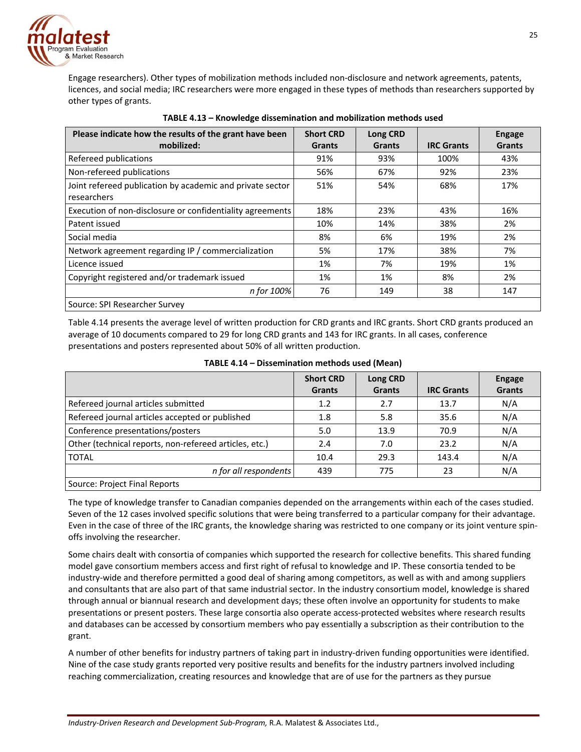Engage researchers). Other types of mobilization methods included non-disclosure and network agreements, patents, licences, and social media; IRC researchers were more engaged in these types of methods than researchers supported by other types of grants.

**TABLE 4.13 – Knowledge dissemination and mobilization methods used**

| Please indicate how the results of the grant have been mobilized: | Short CRD Grants | Long CRD Grants | IRC Grants | Engage Grants |
|---|---|---|---|---|
| Refereed publications | 91% | 93% | 100% | 43% |
| Non-refereed publications | 56% | 67% | 92% | 23% |
| Joint refereed publication by academic and private sector researchers | 51% | 54% | 68% | 17% |
| Execution of non-disclosure or confidentiality agreements | 18% | 23% | 43% | 16% |
| Patent issued | 10% | 14% | 38% | 2% |
| Social media | 8% | 6% | 19% | 2% |
| Network agreement regarding IP / commercialization | 5% | 17% | 38% | 7% |
| Licence issued | 1% | 7% | 19% | 1% |
| Copyright registered and/or trademark issued | 1% | 1% | 8% | 2% |
| *n for 100%* | 76 | 149 | 38 | 147 |
| Source: SPI Researcher Survey | | | | |

Table 4.14 presents the average level of written production for CRD grants and IRC grants. Short CRD grants produced an average of 10 documents compared to 29 for long CRD grants and 143 for IRC grants. In all cases, conference presentations and posters represented about 50% of all written production.

**TABLE 4.14 – Dissemination methods used (Mean)**

| | Short CRD Grants | Long CRD Grants | IRC Grants | Engage Grants |
|---|---|---|---|---|
| Refereed journal articles submitted | 1.2 | 2.7 | 13.7 | N/A |
| Refereed journal articles accepted or published | 1.8 | 5.8 | 35.6 | N/A |
| Conference presentations/posters | 5.0 | 13.9 | 70.9 | N/A |
| Other (technical reports, non-refereed articles, etc.) | 2.4 | 7.0 | 23.2 | N/A |
| TOTAL | 10.4 | 29.3 | 143.4 | N/A |
| *n for all respondents* | 439 | 775 | 23 | N/A |
| Source: Project Final Reports | | | | |

The type of knowledge transfer to Canadian companies depended on the arrangements within each of the cases studied. Seven of the 12 cases involved specific solutions that were being transferred to a particular company for their advantage. Even in the case of three of the IRC grants, the knowledge sharing was restricted to one company or its joint venture spin-offs involving the researcher.

Some chairs dealt with consortia of companies which supported the research for collective benefits. This shared funding model gave consortium members access and first right of refusal to knowledge and IP. These consortia tended to be industry-wide and therefore permitted a good deal of sharing among competitors, as well as with and among suppliers and consultants that are also part of that same industrial sector. In the industry consortium model, knowledge is shared through annual or biannual research and development days; these often involve an opportunity for students to make presentations or present posters. These large consortia also operate access-protected websites where research results and databases can be accessed by consortium members who pay essentially a subscription as their contribution to the grant.

A number of other benefits for industry partners of taking part in industry-driven funding opportunities were identified. Nine of the case study grants reported very positive results and benefits for the industry partners involved including reaching commercialization, creating resources and knowledge that are of use for the partners as they pursue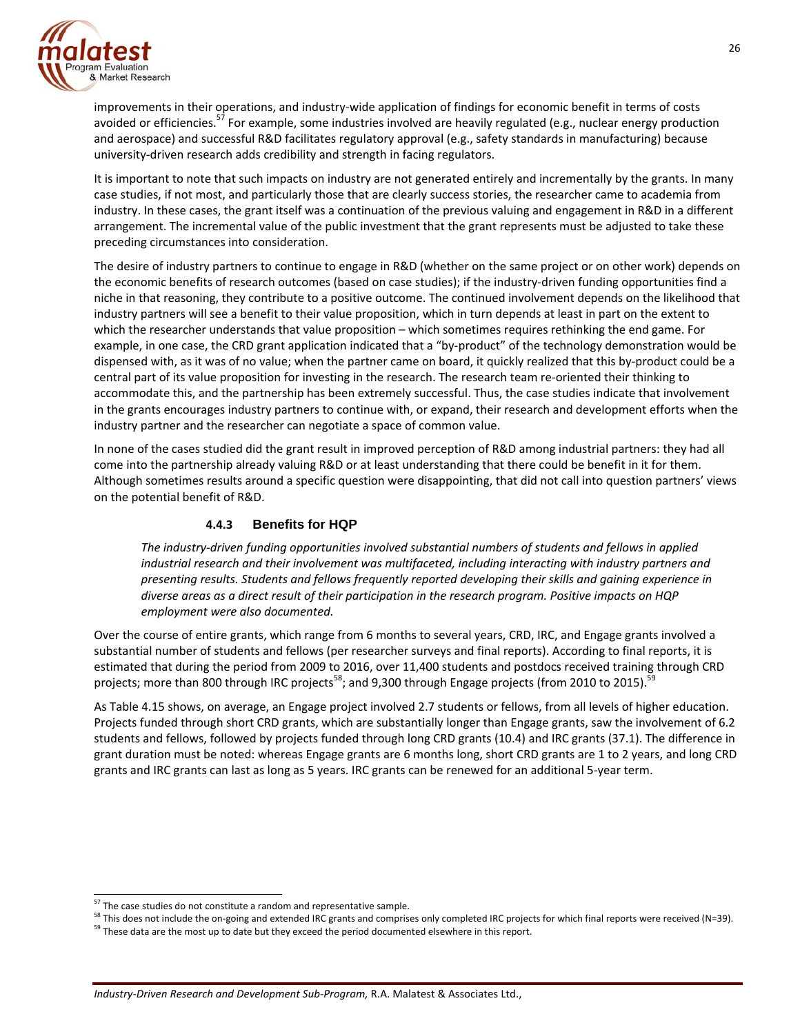improvements in their operations, and industry-wide application of findings for economic benefit in terms of costs avoided or efficiencies.[57] For example, some industries involved are heavily regulated (e.g., nuclear energy production and aerospace) and successful R&D facilitates regulatory approval (e.g., safety standards in manufacturing) because university-driven research adds credibility and strength in facing regulators.

It is important to note that such impacts on industry are not generated entirely and incrementally by the grants. In many case studies, if not most, and particularly those that are clearly success stories, the researcher came to academia from industry. In these cases, the grant itself was a continuation of the previous valuing and engagement in R&D in a different arrangement. The incremental value of the public investment that the grant represents must be adjusted to take these preceding circumstances into consideration.

The desire of industry partners to continue to engage in R&D (whether on the same project or on other work) depends on the economic benefits of research outcomes (based on case studies); if the industry-driven funding opportunities find a niche in that reasoning, they contribute to a positive outcome. The continued involvement depends on the likelihood that industry partners will see a benefit to their value proposition, which in turn depends at least in part on the extent to which the researcher understands that value proposition – which sometimes requires rethinking the end game. For example, in one case, the CRD grant application indicated that a "by-product" of the technology demonstration would be dispensed with, as it was of no value; when the partner came on board, it quickly realized that this by-product could be a central part of its value proposition for investing in the research. The research team re-oriented their thinking to accommodate this, and the partnership has been extremely successful. Thus, the case studies indicate that involvement in the grants encourages industry partners to continue with, or expand, their research and development efforts when the industry partner and the researcher can negotiate a space of common value.

In none of the cases studied did the grant result in improved perception of R&D among industrial partners: they had all come into the partnership already valuing R&D or at least understanding that there could be benefit in it for them. Although sometimes results around a specific question were disappointing, that did not call into question partners' views on the potential benefit of R&D.

### 4.4.3 Benefits for HQP

*The industry-driven funding opportunities involved substantial numbers of students and fellows in applied industrial research and their involvement was multifaceted, including interacting with industry partners and presenting results. Students and fellows frequently reported developing their skills and gaining experience in diverse areas as a direct result of their participation in the research program. Positive impacts on HQP employment were also documented.*

Over the course of entire grants, which range from 6 months to several years, CRD, IRC, and Engage grants involved a substantial number of students and fellows (per researcher surveys and final reports). According to final reports, it is estimated that during the period from 2009 to 2016, over 11,400 students and postdocs received training through CRD projects; more than 800 through IRC projects[58]; and 9,300 through Engage projects (from 2010 to 2015).[59]

As Table 4.15 shows, on average, an Engage project involved 2.7 students or fellows, from all levels of higher education. Projects funded through short CRD grants, which are substantially longer than Engage grants, saw the involvement of 6.2 students and fellows, followed by projects funded through long CRD grants (10.4) and IRC grants (37.1). The difference in grant duration must be noted: whereas Engage grants are 6 months long, short CRD grants are 1 to 2 years, and long CRD grants and IRC grants can last as long as 5 years. IRC grants can be renewed for an additional 5-year term.

[57] The case studies do not constitute a random and representative sample.

[58] This does not include the on-going and extended IRC grants and comprises only completed IRC projects for which final reports were received (N=39).

[59] These data are the most up to date but they exceed the period documented elsewhere in this report.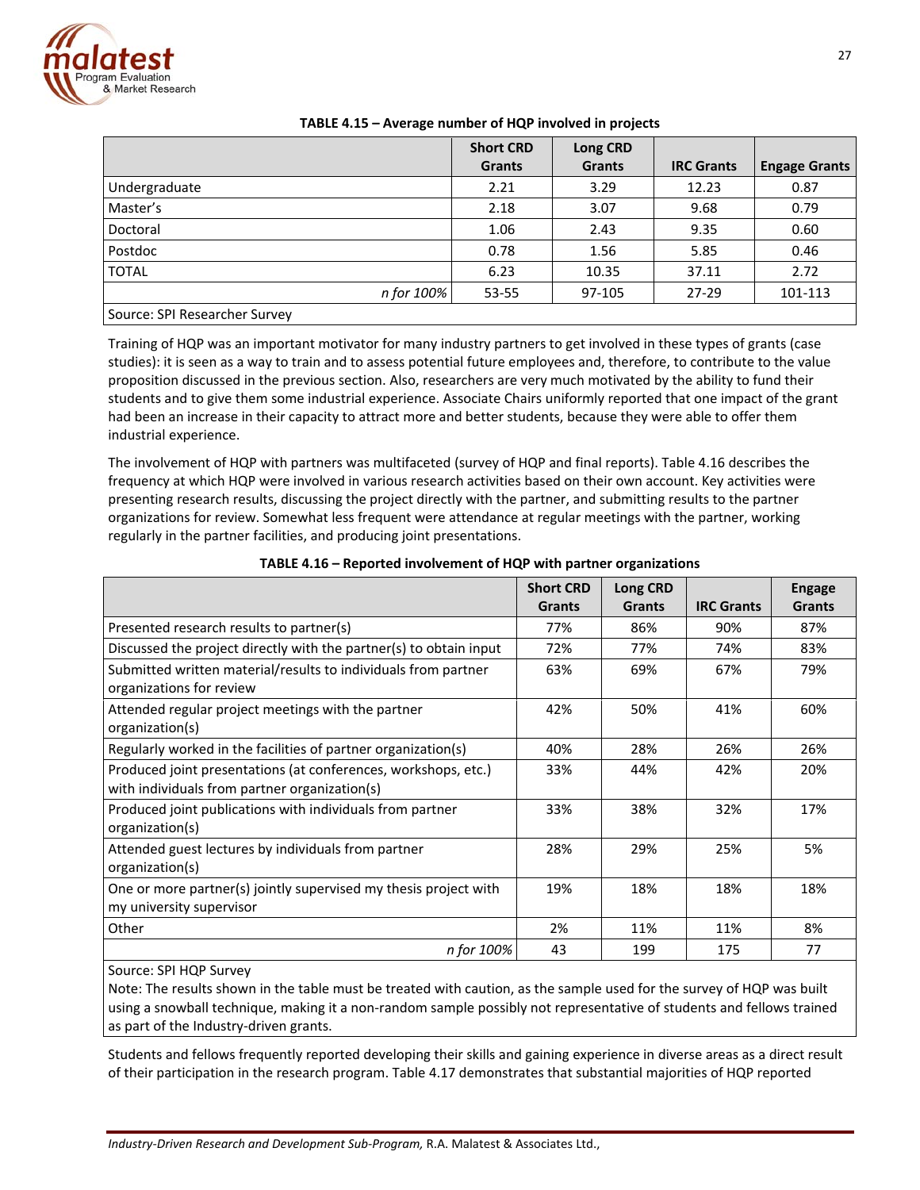**TABLE 4.15 – Average number of HQP involved in projects**

| | Short CRD Grants | Long CRD Grants | IRC Grants | Engage Grants |
|---|---|---|---|---|
| Undergraduate | 2.21 | 3.29 | 12.23 | 0.87 |
| Master's | 2.18 | 3.07 | 9.68 | 0.79 |
| Doctoral | 1.06 | 2.43 | 9.35 | 0.60 |
| Postdoc | 0.78 | 1.56 | 5.85 | 0.46 |
| TOTAL | 6.23 | 10.35 | 37.11 | 2.72 |
| *n for 100%* | 53-55 | 97-105 | 27-29 | 101-113 |

Source: SPI Researcher Survey

Training of HQP was an important motivator for many industry partners to get involved in these types of grants (case studies): it is seen as a way to train and to assess potential future employees and, therefore, to contribute to the value proposition discussed in the previous section. Also, researchers are very much motivated by the ability to fund their students and to give them some industrial experience. Associate Chairs uniformly reported that one impact of the grant had been an increase in their capacity to attract more and better students, because they were able to offer them industrial experience.

The involvement of HQP with partners was multifaceted (survey of HQP and final reports). Table 4.16 describes the frequency at which HQP were involved in various research activities based on their own account. Key activities were presenting research results, discussing the project directly with the partner, and submitting results to the partner organizations for review. Somewhat less frequent were attendance at regular meetings with the partner, working regularly in the partner facilities, and producing joint presentations.

**TABLE 4.16 – Reported involvement of HQP with partner organizations**

| | Short CRD Grants | Long CRD Grants | IRC Grants | Engage Grants |
|---|---|---|---|---|
| Presented research results to partner(s) | 77% | 86% | 90% | 87% |
| Discussed the project directly with the partner(s) to obtain input | 72% | 77% | 74% | 83% |
| Submitted written material/results to individuals from partner organizations for review | 63% | 69% | 67% | 79% |
| Attended regular project meetings with the partner organization(s) | 42% | 50% | 41% | 60% |
| Regularly worked in the facilities of partner organization(s) | 40% | 28% | 26% | 26% |
| Produced joint presentations (at conferences, workshops, etc.) with individuals from partner organization(s) | 33% | 44% | 42% | 20% |
| Produced joint publications with individuals from partner organization(s) | 33% | 38% | 32% | 17% |
| Attended guest lectures by individuals from partner organization(s) | 28% | 29% | 25% | 5% |
| One or more partner(s) jointly supervised my thesis project with my university supervisor | 19% | 18% | 18% | 18% |
| Other | 2% | 11% | 11% | 8% |
| *n for 100%* | 43 | 199 | 175 | 77 |

Source: SPI HQP Survey
Note: The results shown in the table must be treated with caution, as the sample used for the survey of HQP was built using a snowball technique, making it a non-random sample possibly not representative of students and fellows trained as part of the Industry-driven grants.

Students and fellows frequently reported developing their skills and gaining experience in diverse areas as a direct result of their participation in the research program. Table 4.17 demonstrates that substantial majorities of HQP reported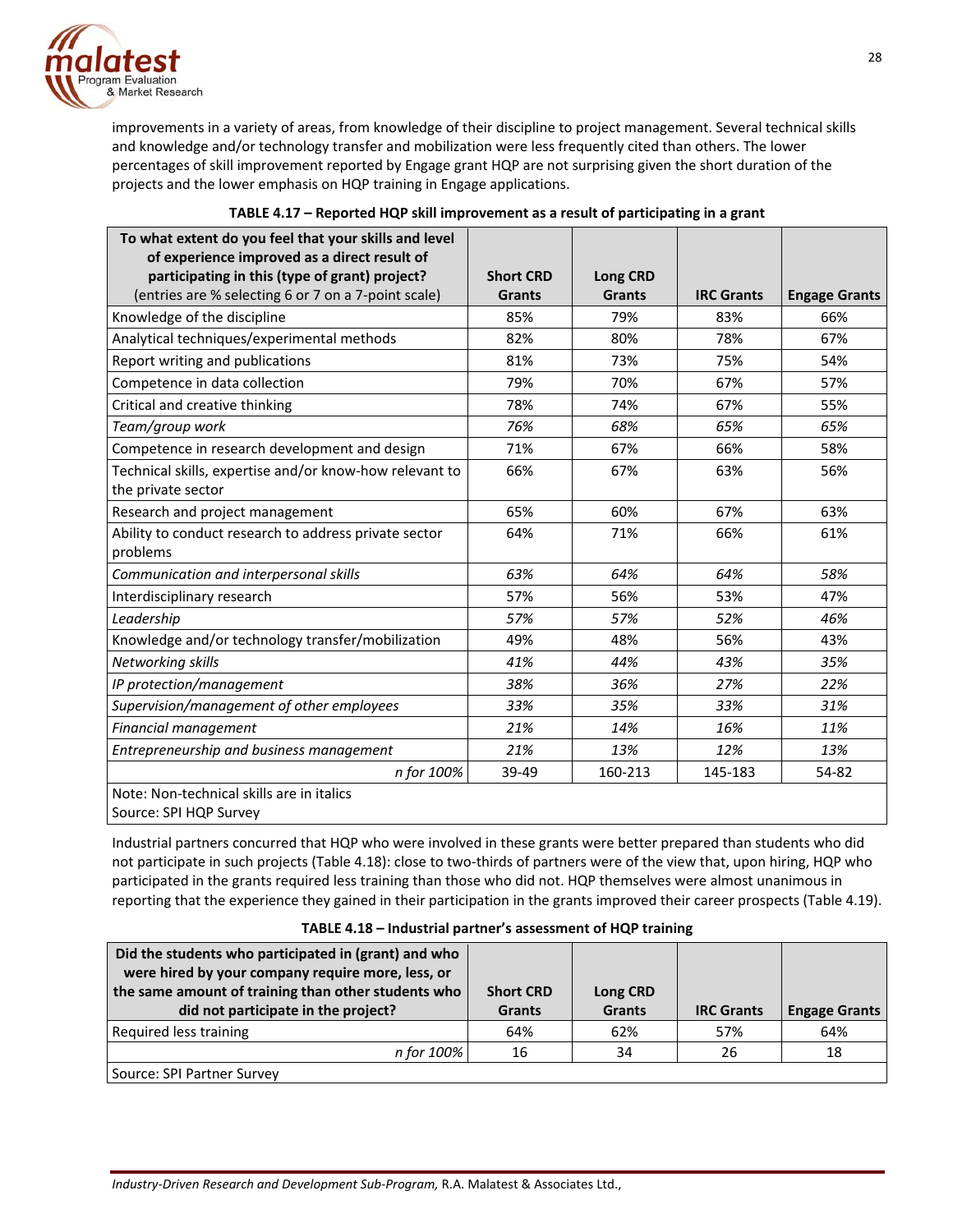improvements in a variety of areas, from knowledge of their discipline to project management. Several technical skills and knowledge and/or technology transfer and mobilization were less frequently cited than others. The lower percentages of skill improvement reported by Engage grant HQP are not surprising given the short duration of the projects and the lower emphasis on HQP training in Engage applications.

**TABLE 4.17 – Reported HQP skill improvement as a result of participating in a grant**

| **To what extent do you feel that your skills and level of experience improved as a direct result of participating in this (type of grant) project?** (entries are % selecting 6 or 7 on a 7-point scale) | **Short CRD Grants** | **Long CRD Grants** | **IRC Grants** | **Engage Grants** |
|---|---|---|---|---|
| Knowledge of the discipline | 85% | 79% | 83% | 66% |
| Analytical techniques/experimental methods | 82% | 80% | 78% | 67% |
| Report writing and publications | 81% | 73% | 75% | 54% |
| Competence in data collection | 79% | 70% | 67% | 57% |
| Critical and creative thinking | 78% | 74% | 67% | 55% |
| *Team/group work* | *76%* | *68%* | *65%* | *65%* |
| Competence in research development and design | 71% | 67% | 66% | 58% |
| Technical skills, expertise and/or know-how relevant to the private sector | 66% | 67% | 63% | 56% |
| Research and project management | 65% | 60% | 67% | 63% |
| Ability to conduct research to address private sector problems | 64% | 71% | 66% | 61% |
| *Communication and interpersonal skills* | *63%* | *64%* | *64%* | *58%* |
| Interdisciplinary research | 57% | 56% | 53% | 47% |
| *Leadership* | *57%* | *57%* | *52%* | *46%* |
| Knowledge and/or technology transfer/mobilization | 49% | 48% | 56% | 43% |
| *Networking skills* | *41%* | *44%* | *43%* | *35%* |
| *IP protection/management* | *38%* | *36%* | *27%* | *22%* |
| *Supervision/management of other employees* | *33%* | *35%* | *33%* | *31%* |
| *Financial management* | *21%* | *14%* | *16%* | *11%* |
| *Entrepreneurship and business management* | *21%* | *13%* | *12%* | *13%* |
| *n for 100%* | 39-49 | 160-213 | 145-183 | 54-82 |

Note: Non-technical skills are in italics
Source: SPI HQP Survey

Industrial partners concurred that HQP who were involved in these grants were better prepared than students who did not participate in such projects (Table 4.18): close to two-thirds of partners were of the view that, upon hiring, HQP who participated in the grants required less training than those who did not. HQP themselves were almost unanimous in reporting that the experience they gained in their participation in the grants improved their career prospects (Table 4.19).

**TABLE 4.18 – Industrial partner's assessment of HQP training**

| **Did the students who participated in (grant) and who were hired by your company require more, less, or the same amount of training than other students who did not participate in the project?** | **Short CRD Grants** | **Long CRD Grants** | **IRC Grants** | **Engage Grants** |
|---|---|---|---|---|
| Required less training | 64% | 62% | 57% | 64% |
| *n for 100%* | 16 | 34 | 26 | 18 |

Source: SPI Partner Survey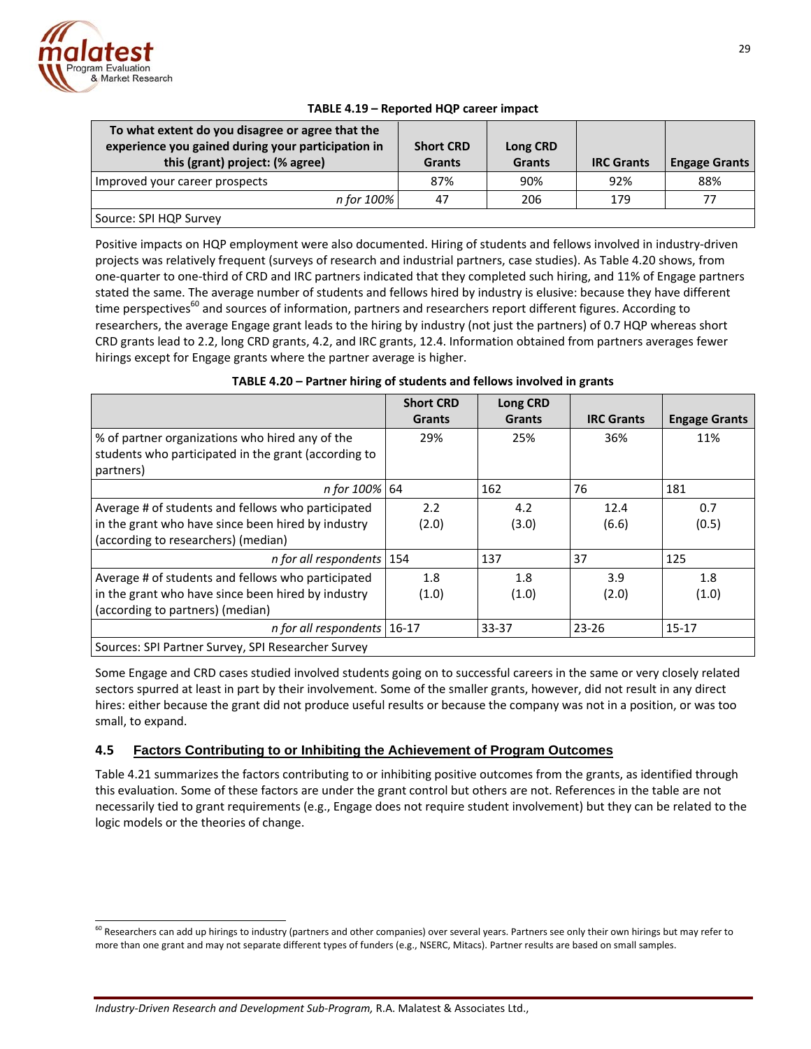**TABLE 4.19 – Reported HQP career impact**

| To what extent do you disagree or agree that the experience you gained during your participation in this (grant) project: (% agree) | Short CRD Grants | Long CRD Grants | IRC Grants | Engage Grants |
|---|---|---|---|---|
| Improved your career prospects | 87% | 90% | 92% | 88% |
| *n for 100%* | 47 | 206 | 179 | 77 |
| Source: SPI HQP Survey | | | | |

Positive impacts on HQP employment were also documented. Hiring of students and fellows involved in industry-driven projects was relatively frequent (surveys of research and industrial partners, case studies). As Table 4.20 shows, from one-quarter to one-third of CRD and IRC partners indicated that they completed such hiring, and 11% of Engage partners stated the same. The average number of students and fellows hired by industry is elusive: because they have different time perspectives[60] and sources of information, partners and researchers report different figures. According to researchers, the average Engage grant leads to the hiring by industry (not just the partners) of 0.7 HQP whereas short CRD grants lead to 2.2, long CRD grants, 4.2, and IRC grants, 12.4. Information obtained from partners averages fewer hirings except for Engage grants where the partner average is higher.

**TABLE 4.20 – Partner hiring of students and fellows involved in grants**

| | Short CRD Grants | Long CRD Grants | IRC Grants | Engage Grants |
|---|---|---|---|---|
| % of partner organizations who hired any of the students who participated in the grant (according to partners) | 29% | 25% | 36% | 11% |
| *n for 100%* | 64 | 162 | 76 | 181 |
| Average # of students and fellows who participated in the grant who have since been hired by industry (according to researchers) (median) | 2.2 (2.0) | 4.2 (3.0) | 12.4 (6.6) | 0.7 (0.5) |
| *n for all respondents* | 154 | 137 | 37 | 125 |
| Average # of students and fellows who participated in the grant who have since been hired by industry (according to partners) (median) | 1.8 (1.0) | 1.8 (1.0) | 3.9 (2.0) | 1.8 (1.0) |
| *n for all respondents* | 16-17 | 33-37 | 23-26 | 15-17 |
| Sources: SPI Partner Survey, SPI Researcher Survey | | | | |

Some Engage and CRD cases studied involved students going on to successful careers in the same or very closely related sectors spurred at least in part by their involvement. Some of the smaller grants, however, did not result in any direct hires: either because the grant did not produce useful results or because the company was not in a position, or was too small, to expand.

## 4.5 Factors Contributing to or Inhibiting the Achievement of Program Outcomes

Table 4.21 summarizes the factors contributing to or inhibiting positive outcomes from the grants, as identified through this evaluation. Some of these factors are under the grant control but others are not. References in the table are not necessarily tied to grant requirements (e.g., Engage does not require student involvement) but they can be related to the logic models or the theories of change.

[60] Researchers can add up hirings to industry (partners and other companies) over several years. Partners see only their own hirings but may refer to more than one grant and may not separate different types of funders (e.g., NSERC, Mitacs). Partner results are based on small samples.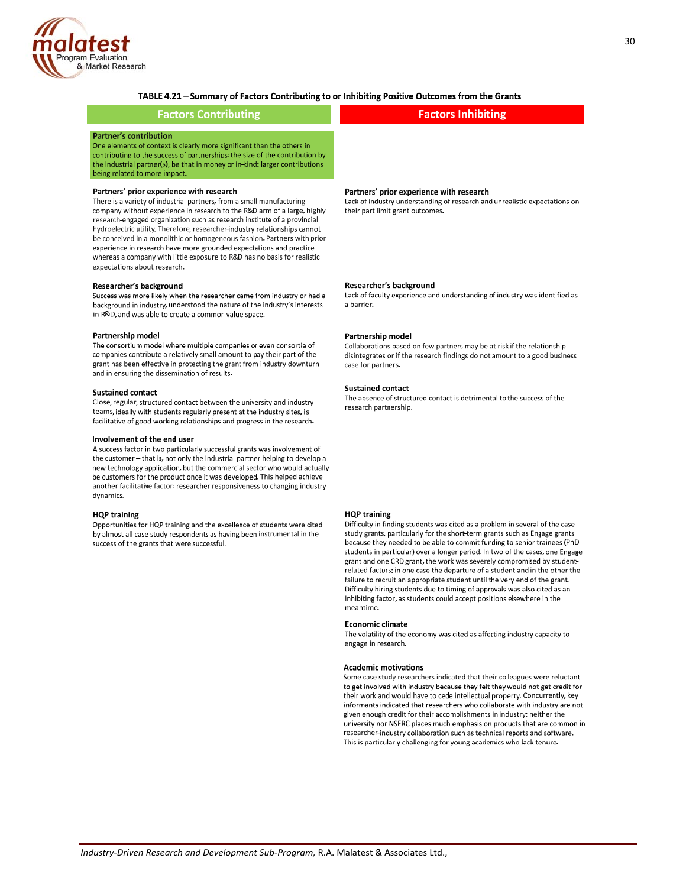**TABLE 4.21 – Summary of Factors Contributing to or Inhibiting Positive Outcomes from the Grants**

| Factors Contributing | Factors Inhibiting |
|---|---|
| **Partner's contribution**<br>One elements of context is clearly more significant than the others in contributing to the success of partnerships: the size of the contribution by the industrial partner(s), be that in money or in-kind: larger contributions being related to more impact. | |
| **Partners' prior experience with research**<br>There is a variety of industrial partners, from a small manufacturing company without experience in research to the R&D arm of a large, highly research-engaged organization such as research institute of a provincial hydroelectric utility. Therefore, researcher-industry relationships cannot be conceived in a monolithic or homogeneous fashion. Partners with prior experience in research have more grounded expectations and practice whereas a company with little exposure to R&D has no basis for realistic expectations about research. | **Partners' prior experience with research**<br>Lack of industry understanding of research and unrealistic expectations on their part limit grant outcomes. |
| **Researcher's background**<br>Success was more likely when the researcher came from industry or had a background in industry, understood the nature of the industry's interests in R&D, and was able to create a common value space. | **Researcher's background**<br>Lack of faculty experience and understanding of industry was identified as a barrier. |
| **Partnership model**<br>The consortium model where multiple companies or even consortia of companies contribute a relatively small amount to pay their part of the grant has been effective in protecting the grant from industry downturn and in ensuring the dissemination of results. | **Partnership model**<br>Collaborations based on few partners may be at risk if the relationship disintegrates or if the research findings do not amount to a good business case for partners. |
| **Sustained contact**<br>Close, regular, structured contact between the university and industry teams, ideally with students regularly present at the industry sites, is facilitative of good working relationships and progress in the research. | **Sustained contact**<br>The absence of structured contact is detrimental to the success of the research partnership. |
| **Involvement of the end user**<br>A success factor in two particularly successful grants was involvement of the customer – that is, not only the industrial partner helping to develop a new technology application, but the commercial sector who would actually be customers for the product once it was developed. This helped achieve another facilitative factor: researcher responsiveness to changing industry dynamics. | |
| **HQP training**<br>Opportunities for HQP training and the excellence of students were cited by almost all case study respondents as having been instrumental in the success of the grants that were successful. | **HQP training**<br>Difficulty in finding students was cited as a problem in several of the case study grants, particularly for the short-term grants such as Engage grants because they needed to be able to commit funding to senior trainees (PhD students in particular) over a longer period. In two of the cases, one Engage grant and one CRD grant, the work was severely compromised by student-related factors: in one case the departure of a student and in the other the failure to recruit an appropriate student until the very end of the grant. Difficulty hiring students due to timing of approvals was also cited as an inhibiting factor, as students could accept positions elsewhere in the meantime. |
| | **Economic climate**<br>The volatility of the economy was cited as affecting industry capacity to engage in research. |
| | **Academic motivations**<br>Some case study researchers indicated that their colleagues were reluctant to get involved with industry because they felt they would not get credit for their work and would have to cede intellectual property. Concurrently, key informants indicated that researchers who collaborate with industry are not given enough credit for their accomplishments in industry: neither the university nor NSERC places much emphasis on products that are common in researcher-industry collaboration such as technical reports and software. This is particularly challenging for young academics who lack tenure. |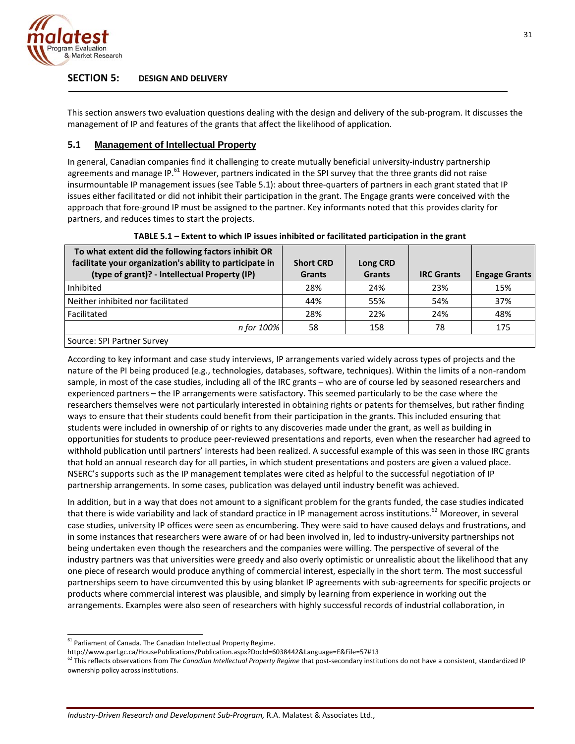## SECTION 5: DESIGN AND DELIVERY

This section answers two evaluation questions dealing with the design and delivery of the sub-program. It discusses the management of IP and features of the grants that affect the likelihood of application.

### 5.1 Management of Intellectual Property

In general, Canadian companies find it challenging to create mutually beneficial university-industry partnership agreements and manage IP.[61] However, partners indicated in the SPI survey that the three grants did not raise insurmountable IP management issues (see Table 5.1): about three-quarters of partners in each grant stated that IP issues either facilitated or did not inhibit their participation in the grant. The Engage grants were conceived with the approach that fore-ground IP must be assigned to the partner. Key informants noted that this provides clarity for partners, and reduces times to start the projects.

**TABLE 5.1 – Extent to which IP issues inhibited or facilitated participation in the grant**

| To what extent did the following factors inhibit OR facilitate your organization's ability to participate in (type of grant)? - Intellectual Property (IP) | Short CRD Grants | Long CRD Grants | IRC Grants | Engage Grants |
|---|---|---|---|---|
| Inhibited | 28% | 24% | 23% | 15% |
| Neither inhibited nor facilitated | 44% | 55% | 54% | 37% |
| Facilitated | 28% | 22% | 24% | 48% |
| *n for 100%* | 58 | 158 | 78 | 175 |
| Source: SPI Partner Survey | | | | |

According to key informant and case study interviews, IP arrangements varied widely across types of projects and the nature of the PI being produced (e.g., technologies, databases, software, techniques). Within the limits of a non-random sample, in most of the case studies, including all of the IRC grants – who are of course led by seasoned researchers and experienced partners – the IP arrangements were satisfactory. This seemed particularly to be the case where the researchers themselves were not particularly interested in obtaining rights or patents for themselves, but rather finding ways to ensure that their students could benefit from their participation in the grants. This included ensuring that students were included in ownership of or rights to any discoveries made under the grant, as well as building in opportunities for students to produce peer-reviewed presentations and reports, even when the researcher had agreed to withhold publication until partners' interests had been realized. A successful example of this was seen in those IRC grants that hold an annual research day for all parties, in which student presentations and posters are given a valued place. NSERC's supports such as the IP management templates were cited as helpful to the successful negotiation of IP partnership arrangements. In some cases, publication was delayed until industry benefit was achieved.

In addition, but in a way that does not amount to a significant problem for the grants funded, the case studies indicated that there is wide variability and lack of standard practice in IP management across institutions.[62] Moreover, in several case studies, university IP offices were seen as encumbering. They were said to have caused delays and frustrations, and in some instances that researchers were aware of or had been involved in, led to industry-university partnerships not being undertaken even though the researchers and the companies were willing. The perspective of several of the industry partners was that universities were greedy and also overly optimistic or unrealistic about the likelihood that any one piece of research would produce anything of commercial interest, especially in the short term. The most successful partnerships seem to have circumvented this by using blanket IP agreements with sub-agreements for specific projects or products where commercial interest was plausible, and simply by learning from experience in working out the arrangements. Examples were also seen of researchers with highly successful records of industrial collaboration, in

---

[61] Parliament of Canada. The Canadian Intellectual Property Regime. http://www.parl.gc.ca/HousePublications/Publication.aspx?DocId=6038442&Language=E&File=57#13

[62] This reflects observations from *The Canadian Intellectual Property Regime* that post-secondary institutions do not have a consistent, standardized IP ownership policy across institutions.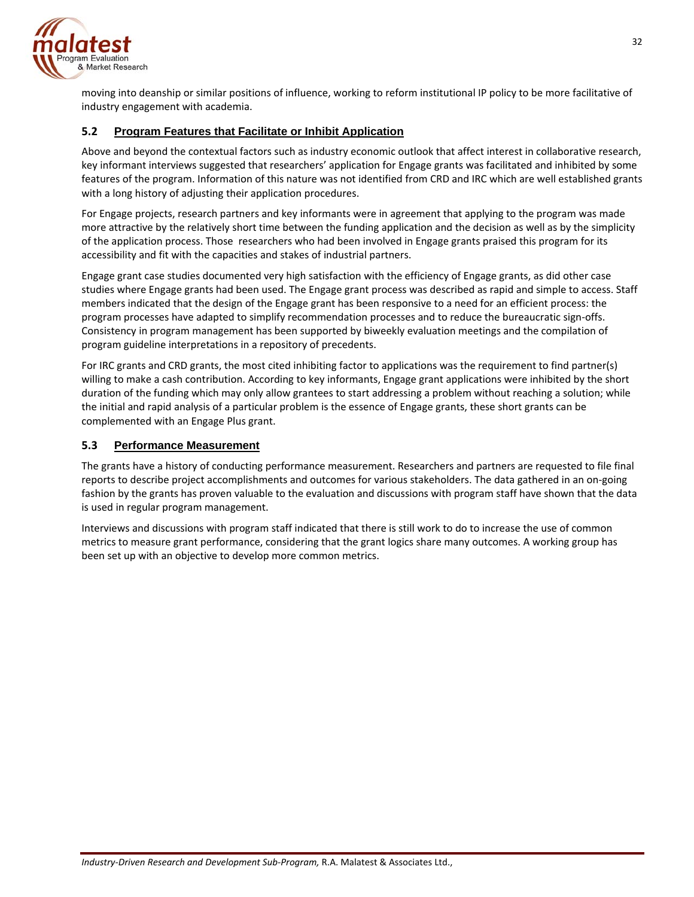moving into deanship or similar positions of influence, working to reform institutional IP policy to be more facilitative of industry engagement with academia.

## 5.2 Program Features that Facilitate or Inhibit Application

Above and beyond the contextual factors such as industry economic outlook that affect interest in collaborative research, key informant interviews suggested that researchers' application for Engage grants was facilitated and inhibited by some features of the program. Information of this nature was not identified from CRD and IRC which are well established grants with a long history of adjusting their application procedures.

For Engage projects, research partners and key informants were in agreement that applying to the program was made more attractive by the relatively short time between the funding application and the decision as well as by the simplicity of the application process. Those researchers who had been involved in Engage grants praised this program for its accessibility and fit with the capacities and stakes of industrial partners.

Engage grant case studies documented very high satisfaction with the efficiency of Engage grants, as did other case studies where Engage grants had been used. The Engage grant process was described as rapid and simple to access. Staff members indicated that the design of the Engage grant has been responsive to a need for an efficient process: the program processes have adapted to simplify recommendation processes and to reduce the bureaucratic sign-offs. Consistency in program management has been supported by biweekly evaluation meetings and the compilation of program guideline interpretations in a repository of precedents.

For IRC grants and CRD grants, the most cited inhibiting factor to applications was the requirement to find partner(s) willing to make a cash contribution. According to key informants, Engage grant applications were inhibited by the short duration of the funding which may only allow grantees to start addressing a problem without reaching a solution; while the initial and rapid analysis of a particular problem is the essence of Engage grants, these short grants can be complemented with an Engage Plus grant.

## 5.3 Performance Measurement

The grants have a history of conducting performance measurement. Researchers and partners are requested to file final reports to describe project accomplishments and outcomes for various stakeholders. The data gathered in an on-going fashion by the grants has proven valuable to the evaluation and discussions with program staff have shown that the data is used in regular program management.

Interviews and discussions with program staff indicated that there is still work to do to increase the use of common metrics to measure grant performance, considering that the grant logics share many outcomes. A working group has been set up with an objective to develop more common metrics.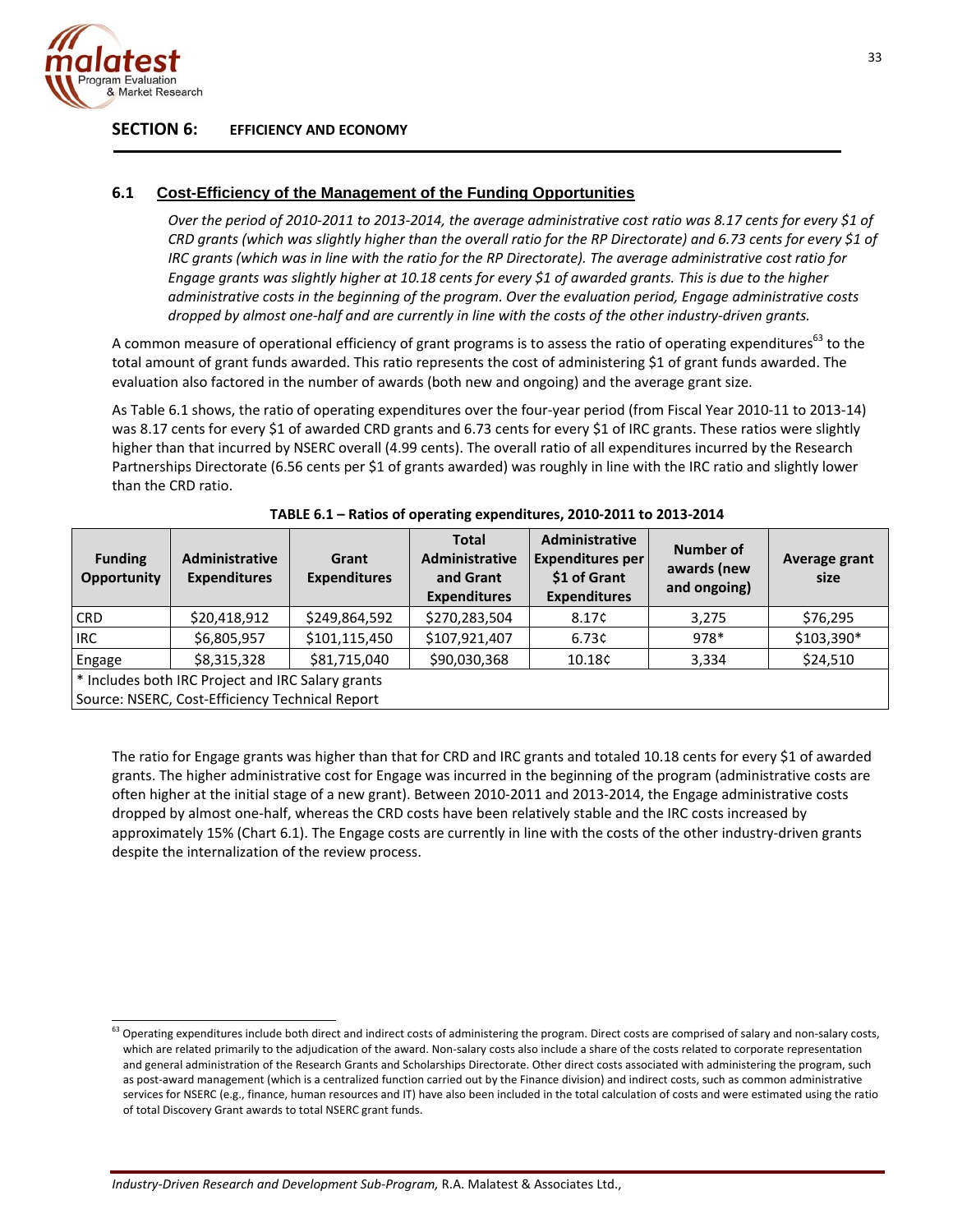## SECTION 6: EFFICIENCY AND ECONOMY

### 6.1 Cost-Efficiency of the Management of the Funding Opportunities

*Over the period of 2010-2011 to 2013-2014, the average administrative cost ratio was 8.17 cents for every $1 of CRD grants (which was slightly higher than the overall ratio for the RP Directorate) and 6.73 cents for every $1 of IRC grants (which was in line with the ratio for the RP Directorate). The average administrative cost ratio for Engage grants was slightly higher at 10.18 cents for every $1 of awarded grants. This is due to the higher administrative costs in the beginning of the program. Over the evaluation period, Engage administrative costs dropped by almost one-half and are currently in line with the costs of the other industry-driven grants.*

A common measure of operational efficiency of grant programs is to assess the ratio of operating expenditures[63] to the total amount of grant funds awarded. This ratio represents the cost of administering $1 of grant funds awarded. The evaluation also factored in the number of awards (both new and ongoing) and the average grant size.

As Table 6.1 shows, the ratio of operating expenditures over the four-year period (from Fiscal Year 2010-11 to 2013-14) was 8.17 cents for every $1 of awarded CRD grants and 6.73 cents for every $1 of IRC grants. These ratios were slightly higher than that incurred by NSERC overall (4.99 cents). The overall ratio of all expenditures incurred by the Research Partnerships Directorate (6.56 cents per $1 of grants awarded) was roughly in line with the IRC ratio and slightly lower than the CRD ratio.

**TABLE 6.1 – Ratios of operating expenditures, 2010-2011 to 2013-2014**

| Funding Opportunity | Administrative Expenditures | Grant Expenditures | Total Administrative and Grant Expenditures | Administrative Expenditures per $1 of Grant Expenditures | Number of awards (new and ongoing) | Average grant size |
|---|---|---|---|---|---|---|
| CRD | $20,418,912 | $249,864,592 | $270,283,504 | 8.17¢ | 3,275 | $76,295 |
| IRC | $6,805,957 | $101,115,450 | $107,921,407 | 6.73¢ | 978* | $103,390* |
| Engage | $8,315,328 | $81,715,040 | $90,030,368 | 10.18¢ | 3,334 | $24,510 |

\* Includes both IRC Project and IRC Salary grants
Source: NSERC, Cost-Efficiency Technical Report

The ratio for Engage grants was higher than that for CRD and IRC grants and totaled 10.18 cents for every $1 of awarded grants. The higher administrative cost for Engage was incurred in the beginning of the program (administrative costs are often higher at the initial stage of a new grant). Between 2010-2011 and 2013-2014, the Engage administrative costs dropped by almost one-half, whereas the CRD costs have been relatively stable and the IRC costs increased by approximately 15% (Chart 6.1). The Engage costs are currently in line with the costs of the other industry-driven grants despite the internalization of the review process.

---

[63] Operating expenditures include both direct and indirect costs of administering the program. Direct costs are comprised of salary and non-salary costs, which are related primarily to the adjudication of the award. Non-salary costs also include a share of the costs related to corporate representation and general administration of the Research Grants and Scholarships Directorate. Other direct costs associated with administering the program, such as post-award management (which is a centralized function carried out by the Finance division) and indirect costs, such as common administrative services for NSERC (e.g., finance, human resources and IT) have also been included in the total calculation of costs and were estimated using the ratio of total Discovery Grant awards to total NSERC grant funds.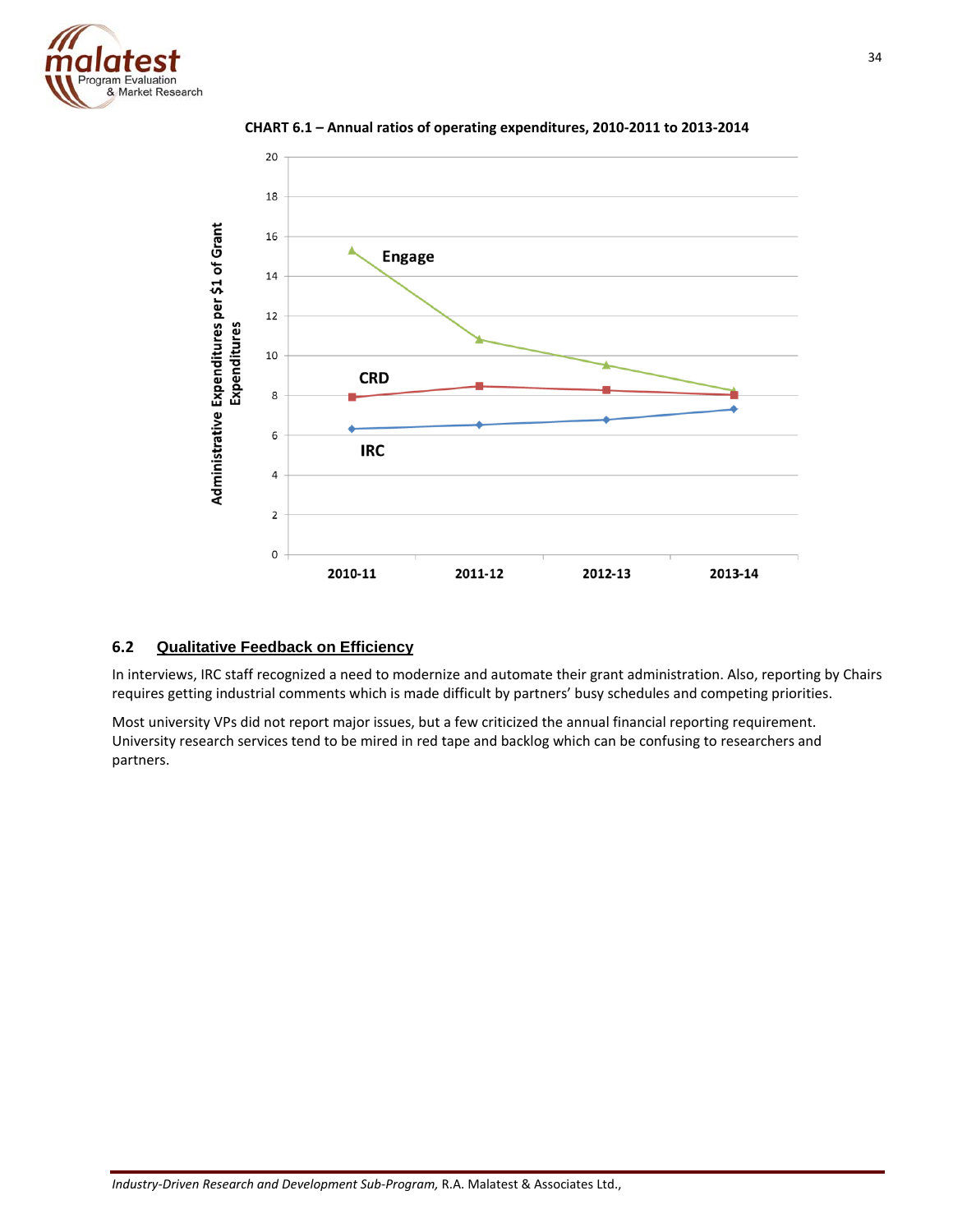**CHART 6.1 – Annual ratios of operating expenditures, 2010-2011 to 2013-2014**

### 6.2 Qualitative Feedback on Efficiency

In interviews, IRC staff recognized a need to modernize and automate their grant administration. Also, reporting by Chairs requires getting industrial comments which is made difficult by partners' busy schedules and competing priorities.

Most university VPs did not report major issues, but a few criticized the annual financial reporting requirement. University research services tend to be mired in red tape and backlog which can be confusing to researchers and partners.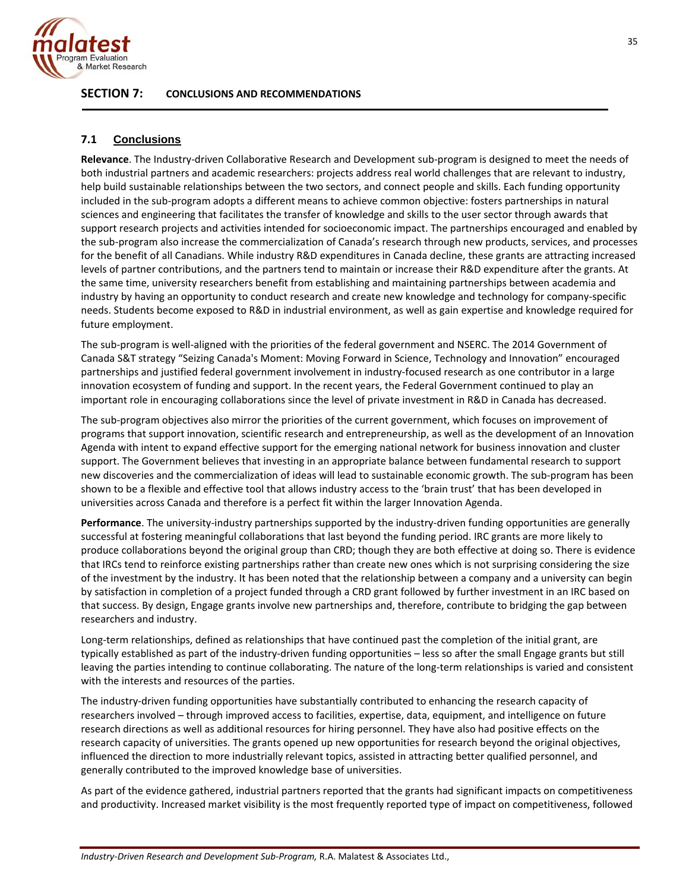## SECTION 7: CONCLUSIONS AND RECOMMENDATIONS

### 7.1 Conclusions

**Relevance**. The Industry-driven Collaborative Research and Development sub-program is designed to meet the needs of both industrial partners and academic researchers: projects address real world challenges that are relevant to industry, help build sustainable relationships between the two sectors, and connect people and skills. Each funding opportunity included in the sub-program adopts a different means to achieve common objective: fosters partnerships in natural sciences and engineering that facilitates the transfer of knowledge and skills to the user sector through awards that support research projects and activities intended for socioeconomic impact. The partnerships encouraged and enabled by the sub-program also increase the commercialization of Canada's research through new products, services, and processes for the benefit of all Canadians. While industry R&D expenditures in Canada decline, these grants are attracting increased levels of partner contributions, and the partners tend to maintain or increase their R&D expenditure after the grants. At the same time, university researchers benefit from establishing and maintaining partnerships between academia and industry by having an opportunity to conduct research and create new knowledge and technology for company-specific needs. Students become exposed to R&D in industrial environment, as well as gain expertise and knowledge required for future employment.

The sub-program is well-aligned with the priorities of the federal government and NSERC. The 2014 Government of Canada S&T strategy "Seizing Canada's Moment: Moving Forward in Science, Technology and Innovation" encouraged partnerships and justified federal government involvement in industry-focused research as one contributor in a large innovation ecosystem of funding and support. In the recent years, the Federal Government continued to play an important role in encouraging collaborations since the level of private investment in R&D in Canada has decreased.

The sub-program objectives also mirror the priorities of the current government, which focuses on improvement of programs that support innovation, scientific research and entrepreneurship, as well as the development of an Innovation Agenda with intent to expand effective support for the emerging national network for business innovation and cluster support. The Government believes that investing in an appropriate balance between fundamental research to support new discoveries and the commercialization of ideas will lead to sustainable economic growth. The sub-program has been shown to be a flexible and effective tool that allows industry access to the 'brain trust' that has been developed in universities across Canada and therefore is a perfect fit within the larger Innovation Agenda.

**Performance**. The university-industry partnerships supported by the industry-driven funding opportunities are generally successful at fostering meaningful collaborations that last beyond the funding period. IRC grants are more likely to produce collaborations beyond the original group than CRD; though they are both effective at doing so. There is evidence that IRCs tend to reinforce existing partnerships rather than create new ones which is not surprising considering the size of the investment by the industry. It has been noted that the relationship between a company and a university can begin by satisfaction in completion of a project funded through a CRD grant followed by further investment in an IRC based on that success. By design, Engage grants involve new partnerships and, therefore, contribute to bridging the gap between researchers and industry.

Long-term relationships, defined as relationships that have continued past the completion of the initial grant, are typically established as part of the industry-driven funding opportunities – less so after the small Engage grants but still leaving the parties intending to continue collaborating. The nature of the long-term relationships is varied and consistent with the interests and resources of the parties.

The industry-driven funding opportunities have substantially contributed to enhancing the research capacity of researchers involved – through improved access to facilities, expertise, data, equipment, and intelligence on future research directions as well as additional resources for hiring personnel. They have also had positive effects on the research capacity of universities. The grants opened up new opportunities for research beyond the original objectives, influenced the direction to more industrially relevant topics, assisted in attracting better qualified personnel, and generally contributed to the improved knowledge base of universities.

As part of the evidence gathered, industrial partners reported that the grants had significant impacts on competitiveness and productivity. Increased market visibility is the most frequently reported type of impact on competitiveness, followed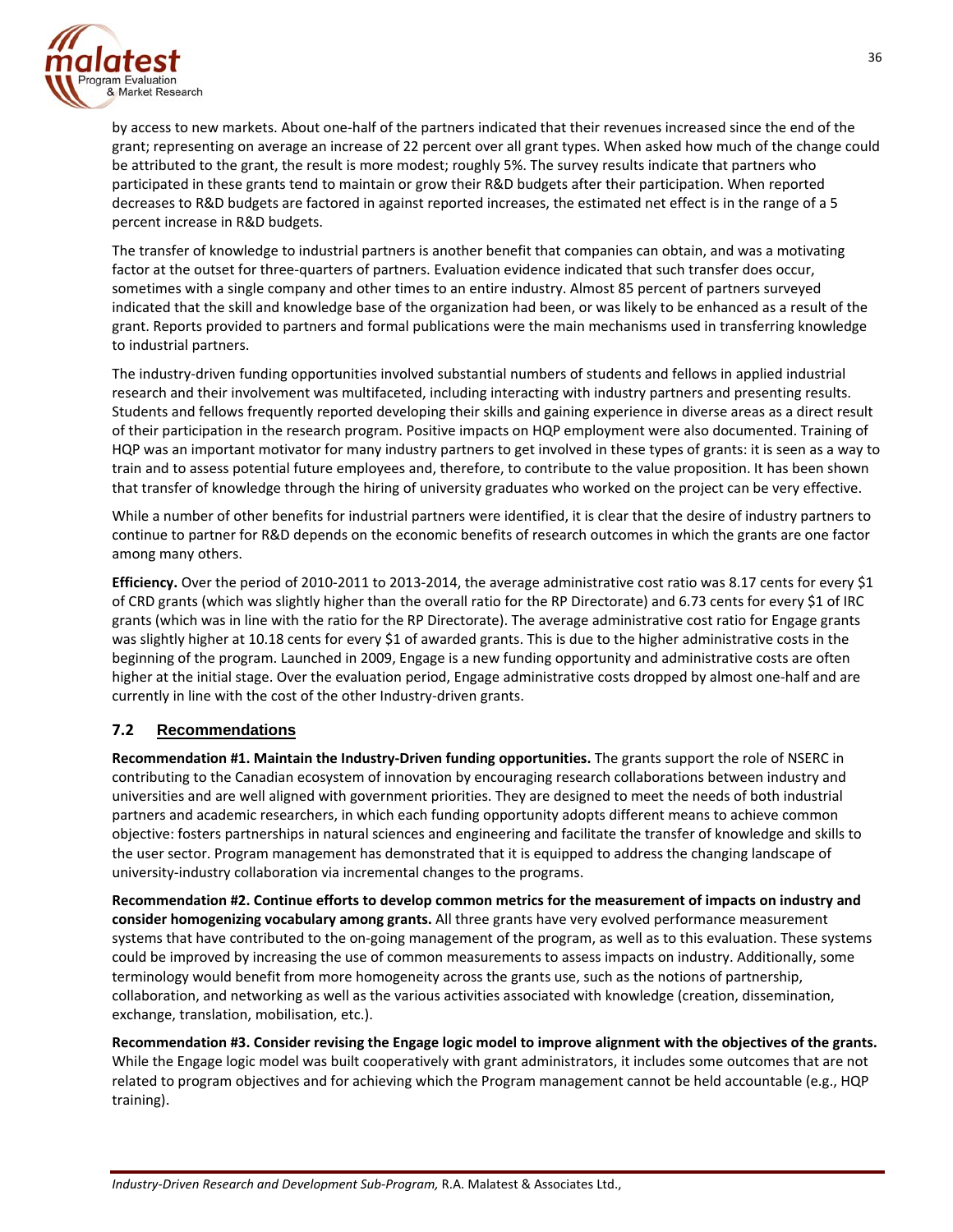by access to new markets. About one-half of the partners indicated that their revenues increased since the end of the grant; representing on average an increase of 22 percent over all grant types. When asked how much of the change could be attributed to the grant, the result is more modest; roughly 5%. The survey results indicate that partners who participated in these grants tend to maintain or grow their R&D budgets after their participation. When reported decreases to R&D budgets are factored in against reported increases, the estimated net effect is in the range of a 5 percent increase in R&D budgets.

The transfer of knowledge to industrial partners is another benefit that companies can obtain, and was a motivating factor at the outset for three-quarters of partners. Evaluation evidence indicated that such transfer does occur, sometimes with a single company and other times to an entire industry. Almost 85 percent of partners surveyed indicated that the skill and knowledge base of the organization had been, or was likely to be enhanced as a result of the grant. Reports provided to partners and formal publications were the main mechanisms used in transferring knowledge to industrial partners.

The industry-driven funding opportunities involved substantial numbers of students and fellows in applied industrial research and their involvement was multifaceted, including interacting with industry partners and presenting results. Students and fellows frequently reported developing their skills and gaining experience in diverse areas as a direct result of their participation in the research program. Positive impacts on HQP employment were also documented. Training of HQP was an important motivator for many industry partners to get involved in these types of grants: it is seen as a way to train and to assess potential future employees and, therefore, to contribute to the value proposition. It has been shown that transfer of knowledge through the hiring of university graduates who worked on the project can be very effective.

While a number of other benefits for industrial partners were identified, it is clear that the desire of industry partners to continue to partner for R&D depends on the economic benefits of research outcomes in which the grants are one factor among many others.

**Efficiency.** Over the period of 2010-2011 to 2013-2014, the average administrative cost ratio was 8.17 cents for every $1 of CRD grants (which was slightly higher than the overall ratio for the RP Directorate) and 6.73 cents for every $1 of IRC grants (which was in line with the ratio for the RP Directorate). The average administrative cost ratio for Engage grants was slightly higher at 10.18 cents for every $1 of awarded grants. This is due to the higher administrative costs in the beginning of the program. Launched in 2009, Engage is a new funding opportunity and administrative costs are often higher at the initial stage. Over the evaluation period, Engage administrative costs dropped by almost one-half and are currently in line with the cost of the other Industry-driven grants.

## 7.2 Recommendations

**Recommendation #1. Maintain the Industry-Driven funding opportunities.** The grants support the role of NSERC in contributing to the Canadian ecosystem of innovation by encouraging research collaborations between industry and universities and are well aligned with government priorities. They are designed to meet the needs of both industrial partners and academic researchers, in which each funding opportunity adopts different means to achieve common objective: fosters partnerships in natural sciences and engineering and facilitate the transfer of knowledge and skills to the user sector. Program management has demonstrated that it is equipped to address the changing landscape of university-industry collaboration via incremental changes to the programs.

**Recommendation #2. Continue efforts to develop common metrics for the measurement of impacts on industry and consider homogenizing vocabulary among grants.** All three grants have very evolved performance measurement systems that have contributed to the on-going management of the program, as well as to this evaluation. These systems could be improved by increasing the use of common measurements to assess impacts on industry. Additionally, some terminology would benefit from more homogeneity across the grants use, such as the notions of partnership, collaboration, and networking as well as the various activities associated with knowledge (creation, dissemination, exchange, translation, mobilisation, etc.).

**Recommendation #3. Consider revising the Engage logic model to improve alignment with the objectives of the grants.** While the Engage logic model was built cooperatively with grant administrators, it includes some outcomes that are not related to program objectives and for achieving which the Program management cannot be held accountable (e.g., HQP training).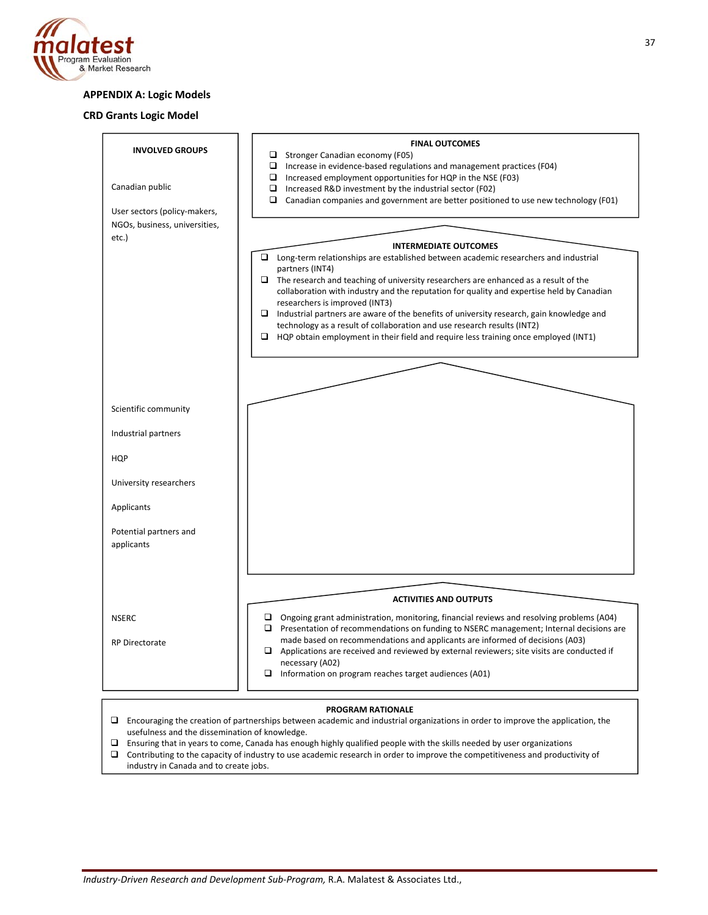## APPENDIX A: Logic Models

### CRD Grants Logic Model

**INVOLVED GROUPS**

Canadian public

User sectors (policy-makers, NGOs, business, universities, etc.)

Scientific community

Industrial partners

HQP

University researchers

Applicants

Potential partners and applicants

NSERC

RP Directorate

**FINAL OUTCOMES**

- Stronger Canadian economy (F05)
- Increase in evidence-based regulations and management practices (F04)
- Increased employment opportunities for HQP in the NSE (F03)
- Increased R&D investment by the industrial sector (F02)
- Canadian companies and government are better positioned to use new technology (F01)

**INTERMEDIATE OUTCOMES**

- Long-term relationships are established between academic researchers and industrial partners (INT4)
- The research and teaching of university researchers are enhanced as a result of the collaboration with industry and the reputation for quality and expertise held by Canadian researchers is improved (INT3)
- Industrial partners are aware of the benefits of university research, gain knowledge and technology as a result of collaboration and use research results (INT2)
- HQP obtain employment in their field and require less training once employed (INT1)

**ACTIVITIES AND OUTPUTS**

- Ongoing grant administration, monitoring, financial reviews and resolving problems (A04)
- Presentation of recommendations on funding to NSERC management; Internal decisions are made based on recommendations and applicants are informed of decisions (A03)
- Applications are received and reviewed by external reviewers; site visits are conducted if necessary (A02)
- Information on program reaches target audiences (A01)

**PROGRAM RATIONALE**

- Encouraging the creation of partnerships between academic and industrial organizations in order to improve the application, the usefulness and the dissemination of knowledge.
- Ensuring that in years to come, Canada has enough highly qualified people with the skills needed by user organizations
- Contributing to the capacity of industry to use academic research in order to improve the competitiveness and productivity of industry in Canada and to create jobs.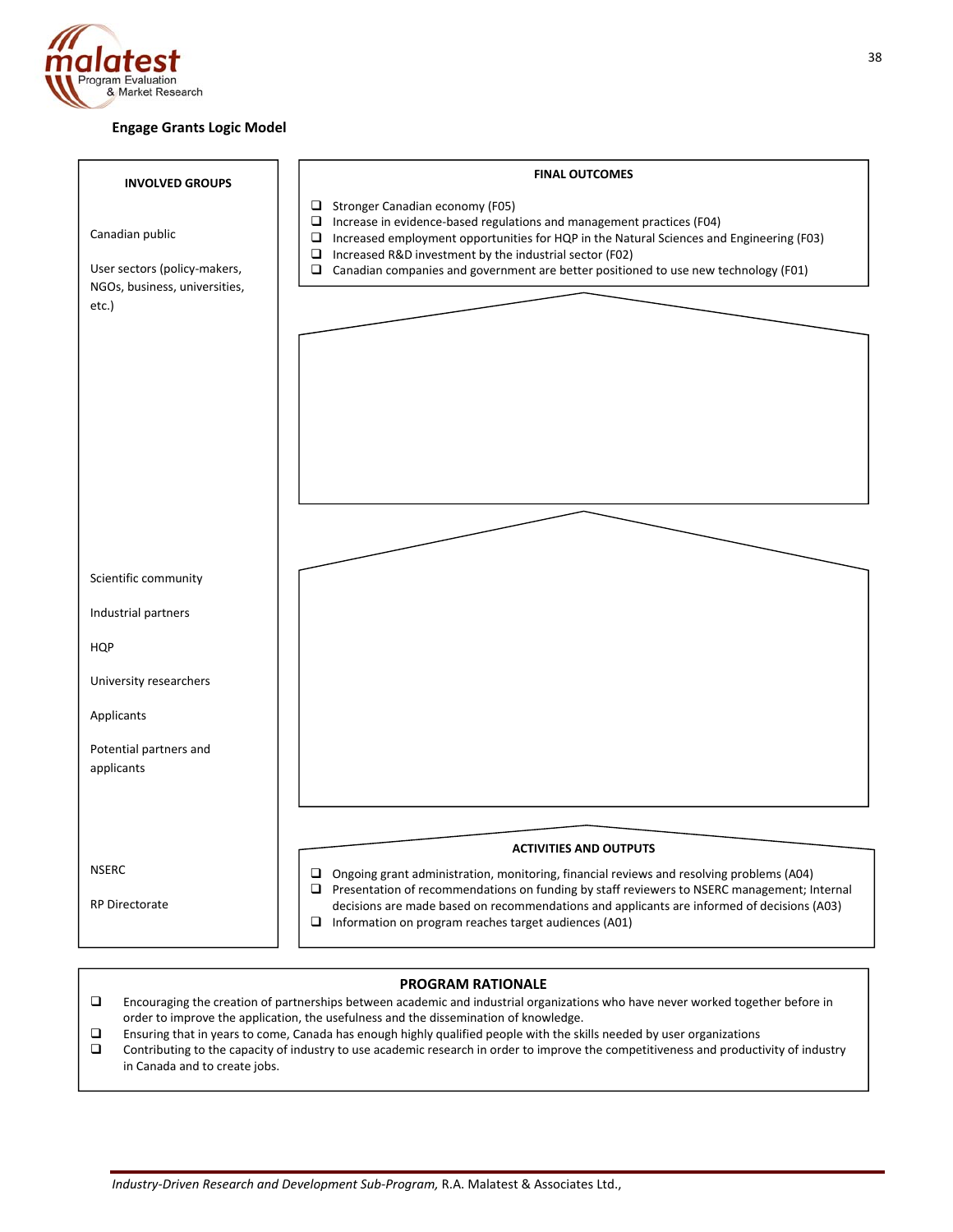**Engage Grants Logic Model**

**INVOLVED GROUPS**

Canadian public

User sectors (policy-makers, NGOs, business, universities, etc.)

**FINAL OUTCOMES**

- Stronger Canadian economy (F05)
- Increase in evidence-based regulations and management practices (F04)
- Increased employment opportunities for HQP in the Natural Sciences and Engineering (F03)
- Increased R&D investment by the industrial sector (F02)
- Canadian companies and government are better positioned to use new technology (F01)

Scientific community

Industrial partners

HQP

University researchers

Applicants

Potential partners and applicants

NSERC

RP Directorate

**ACTIVITIES AND OUTPUTS**

- Ongoing grant administration, monitoring, financial reviews and resolving problems (A04)
- Presentation of recommendations on funding by staff reviewers to NSERC management; Internal decisions are made based on recommendations and applicants are informed of decisions (A03)
- Information on program reaches target audiences (A01)

**PROGRAM RATIONALE**

- Encouraging the creation of partnerships between academic and industrial organizations who have never worked together before in order to improve the application, the usefulness and the dissemination of knowledge.
- Ensuring that in years to come, Canada has enough highly qualified people with the skills needed by user organizations
- Contributing to the capacity of industry to use academic research in order to improve the competitiveness and productivity of industry in Canada and to create jobs.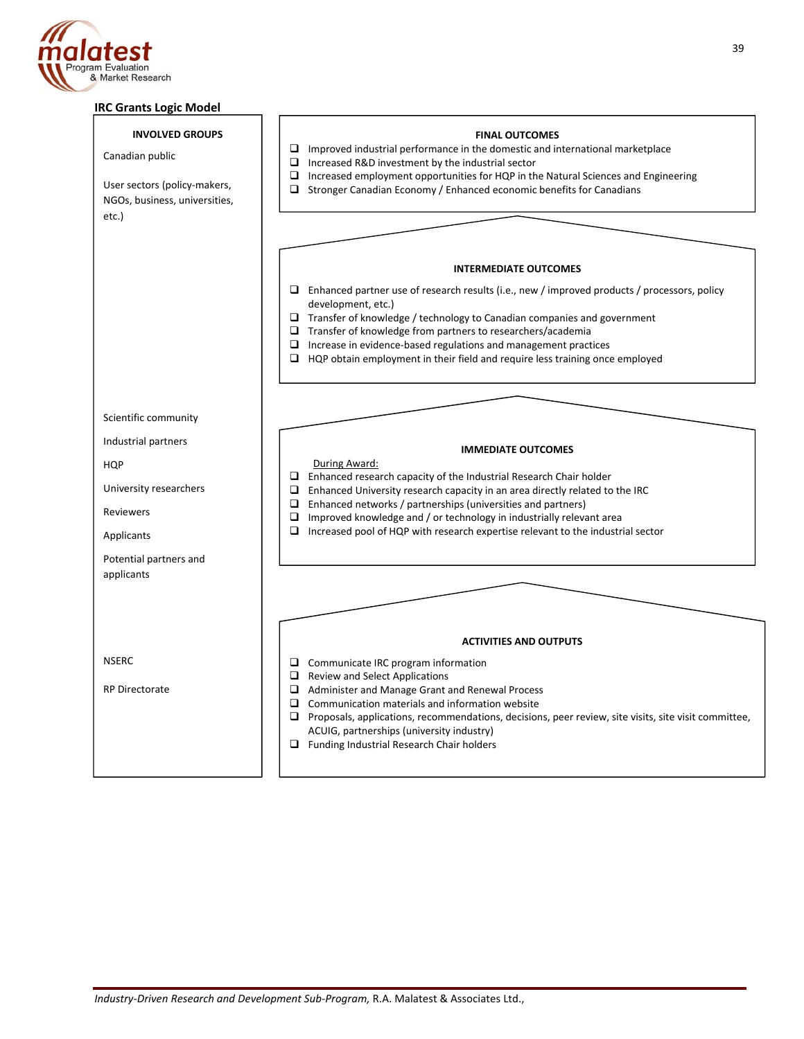**IRC Grants Logic Model**

**INVOLVED GROUPS**

Canadian public

User sectors (policy-makers, NGOs, business, universities, etc.)

**FINAL OUTCOMES**

- Improved industrial performance in the domestic and international marketplace
- Increased R&D investment by the industrial sector
- Increased employment opportunities for HQP in the Natural Sciences and Engineering
- Stronger Canadian Economy / Enhanced economic benefits for Canadians

**INTERMEDIATE OUTCOMES**

- Enhanced partner use of research results (i.e., new / improved products / processors, policy development, etc.)
- Transfer of knowledge / technology to Canadian companies and government
- Transfer of knowledge from partners to researchers/academia
- Increase in evidence-based regulations and management practices
- HQP obtain employment in their field and require less training once employed

**INVOLVED GROUPS**

Scientific community

Industrial partners

HQP

University researchers

Reviewers

Applicants

Potential partners and applicants

**IMMEDIATE OUTCOMES**

During Award:

- Enhanced research capacity of the Industrial Research Chair holder
- Enhanced University research capacity in an area directly related to the IRC
- Enhanced networks / partnerships (universities and partners)
- Improved knowledge and / or technology in industrially relevant area
- Increased pool of HQP with research expertise relevant to the industrial sector

**INVOLVED GROUPS**

NSERC

RP Directorate

**ACTIVITIES AND OUTPUTS**

- Communicate IRC program information
- Review and Select Applications
- Administer and Manage Grant and Renewal Process
- Communication materials and information website
- Proposals, applications, recommendations, decisions, peer review, site visits, site visit committee, ACUIG, partnerships (university industry)
- Funding Industrial Research Chair holders